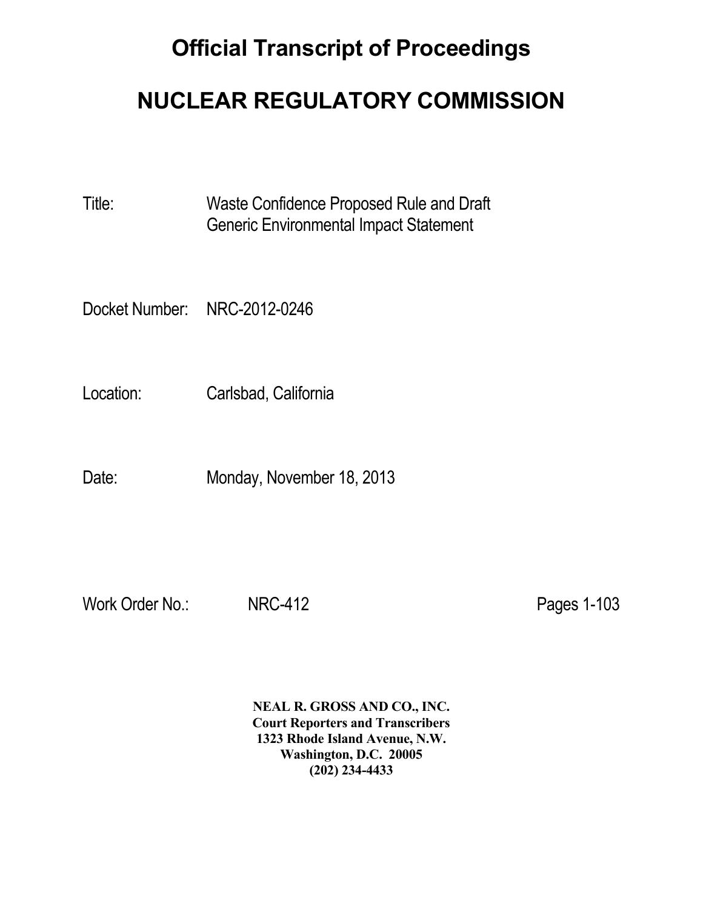# Official Transcript of Proceedings

# NUCLEAR REGULATORY COMMISSION

Title: Waste Confidence Proposed Rule and Draft Generic Environmental Impact Statement

Docket Number: NRC-2012-0246

Location: Carlsbad, California

Date: Monday, November 18, 2013

Work Order No.: NRC-412 Pages 1-103

**NEAL R. GROSS AND CO., INC.**
**Court Reporters and Transcribers**
**1323 Rhode Island Avenue, N.W.**
**Washington, D.C. 20005**
**(202) 234-4433**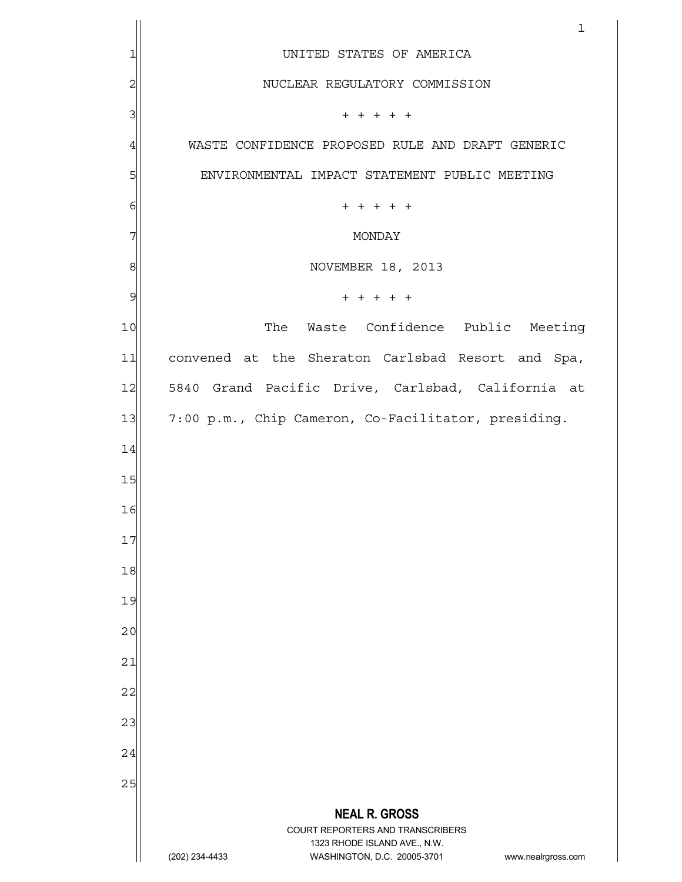UNITED STATES OF AMERICA

NUCLEAR REGULATORY COMMISSION

+ + + + +

WASTE CONFIDENCE PROPOSED RULE AND DRAFT GENERIC ENVIRONMENTAL IMPACT STATEMENT PUBLIC MEETING

+ + + + +

MONDAY

NOVEMBER 18, 2013

+ + + + +

The Waste Confidence Public Meeting convened at the Sheraton Carlsbad Resort and Spa, 5840 Grand Pacific Drive, Carlsbad, California at 7:00 p.m., Chip Cameron, Co-Facilitator, presiding.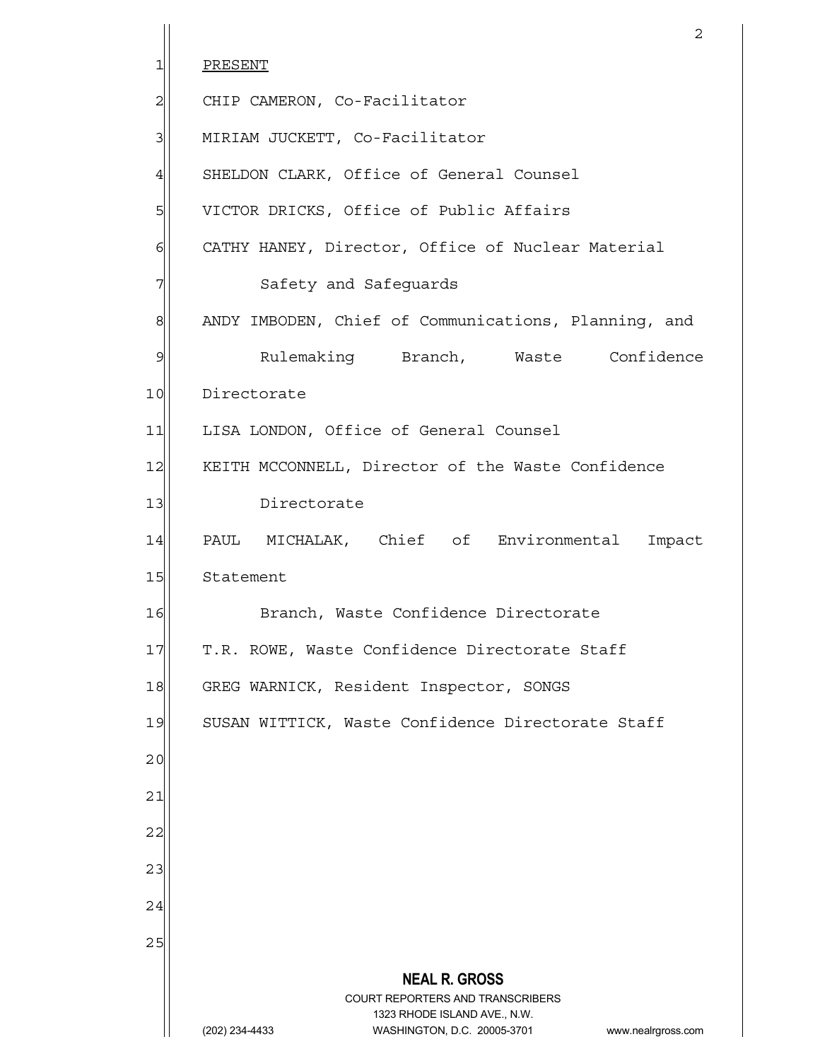PRESENT

CHIP CAMERON, Co-Facilitator

MIRIAM JUCKETT, Co-Facilitator

SHELDON CLARK, Office of General Counsel

VICTOR DRICKS, Office of Public Affairs

CATHY HANEY, Director, Office of Nuclear Material Safety and Safeguards

ANDY IMBODEN, Chief of Communications, Planning, and Rulemaking Branch, Waste Confidence Directorate

LISA LONDON, Office of General Counsel

KEITH MCCONNELL, Director of the Waste Confidence Directorate

PAUL MICHALAK, Chief of Environmental Impact Statement Branch, Waste Confidence Directorate

T.R. ROWE, Waste Confidence Directorate Staff

GREG WARNICK, Resident Inspector, SONGS

SUSAN WITTICK, Waste Confidence Directorate Staff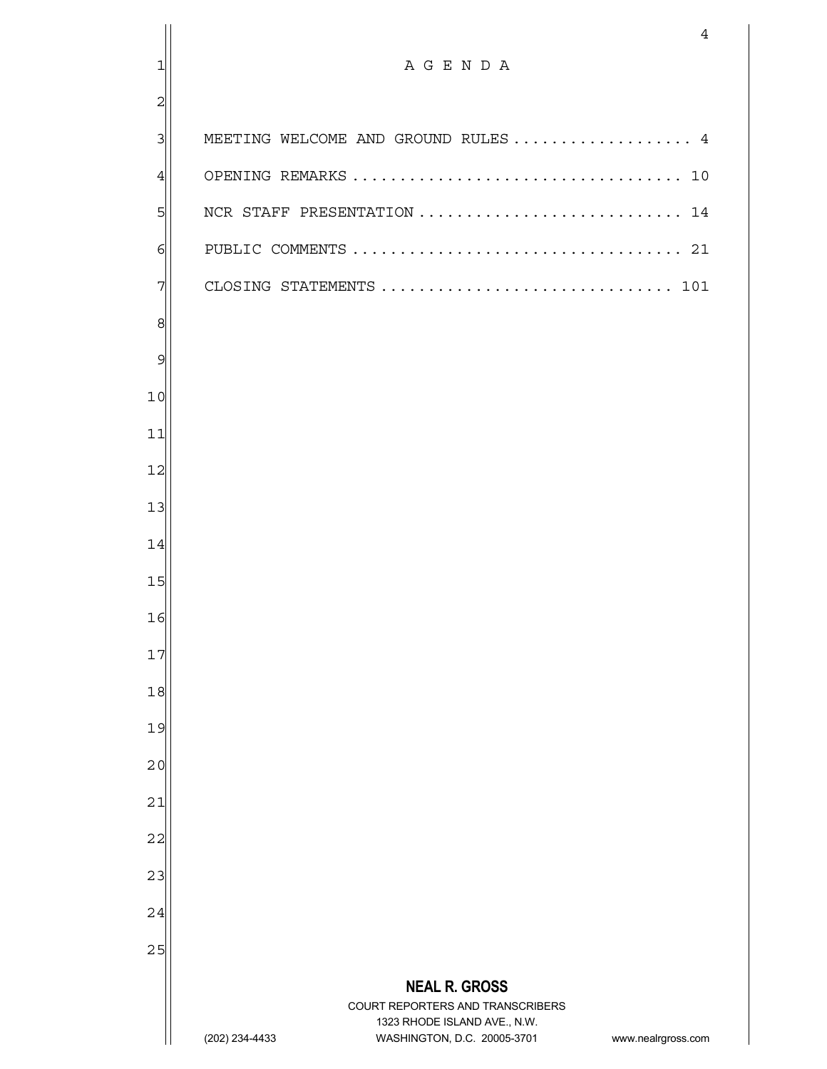# A G E N D A

MEETING WELCOME AND GROUND RULES .................. 4

OPENING REMARKS .................................. 10

NCR STAFF PRESENTATION ........................... 14

PUBLIC COMMENTS .................................. 21

CLOSING STATEMENTS .............................. 101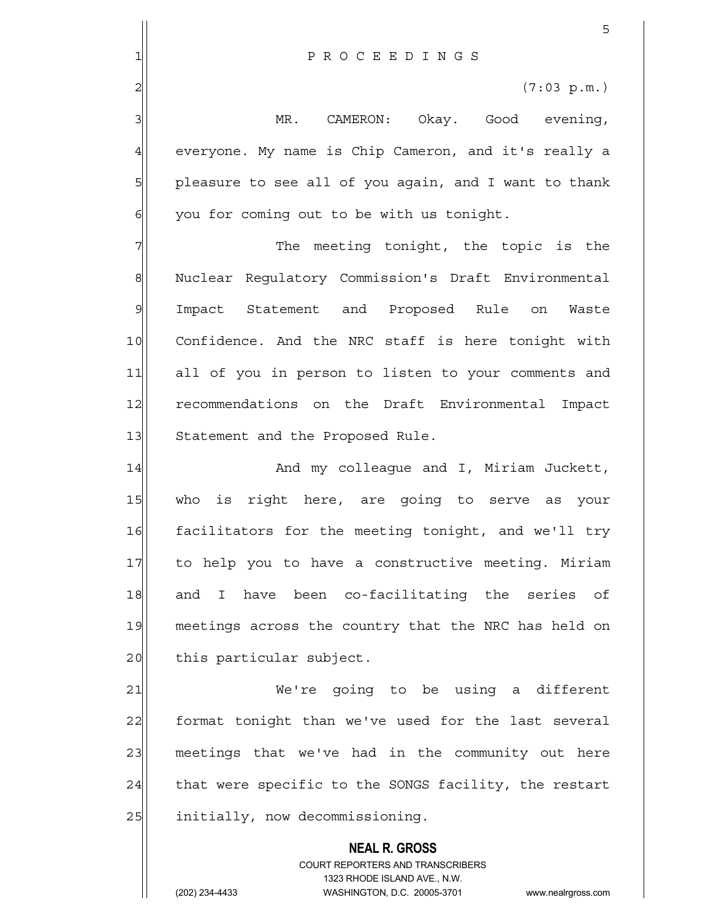P R O C E E D I N G S

(7:03 p.m.)

MR. CAMERON: Okay. Good evening, everyone. My name is Chip Cameron, and it's really a pleasure to see all of you again, and I want to thank you for coming out to be with us tonight.

The meeting tonight, the topic is the Nuclear Regulatory Commission's Draft Environmental Impact Statement and Proposed Rule on Waste Confidence. And the NRC staff is here tonight with all of you in person to listen to your comments and recommendations on the Draft Environmental Impact Statement and the Proposed Rule.

And my colleague and I, Miriam Juckett, who is right here, are going to serve as your facilitators for the meeting tonight, and we'll try to help you to have a constructive meeting. Miriam and I have been co-facilitating the series of meetings across the country that the NRC has held on this particular subject.

We're going to be using a different format tonight than we've used for the last several meetings that we've had in the community out here that were specific to the SONGS facility, the restart initially, now decommissioning.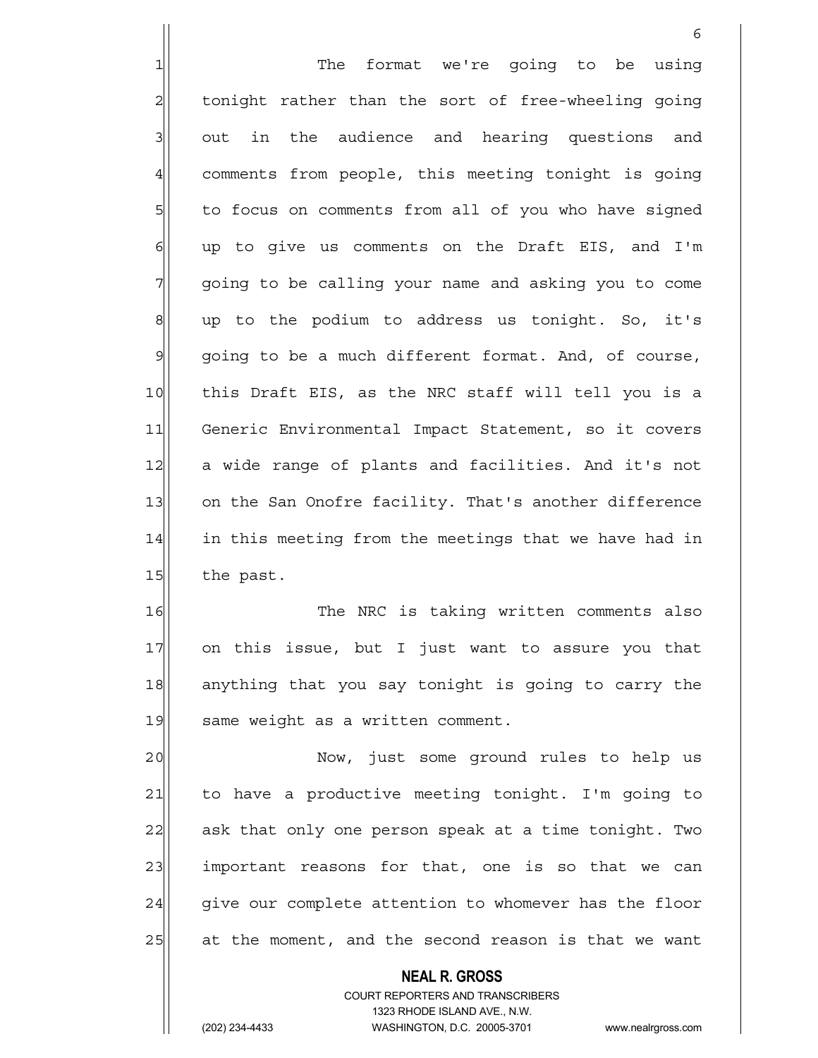The format we're going to be using tonight rather than the sort of free-wheeling going out in the audience and hearing questions and comments from people, this meeting tonight is going to focus on comments from all of you who have signed up to give us comments on the Draft EIS, and I'm going to be calling your name and asking you to come up to the podium to address us tonight. So, it's going to be a much different format. And, of course, this Draft EIS, as the NRC staff will tell you is a Generic Environmental Impact Statement, so it covers a wide range of plants and facilities. And it's not on the San Onofre facility. That's another difference in this meeting from the meetings that we have had in the past.

The NRC is taking written comments also on this issue, but I just want to assure you that anything that you say tonight is going to carry the same weight as a written comment.

Now, just some ground rules to help us to have a productive meeting tonight. I'm going to ask that only one person speak at a time tonight. Two important reasons for that, one is so that we can give our complete attention to whomever has the floor at the moment, and the second reason is that we want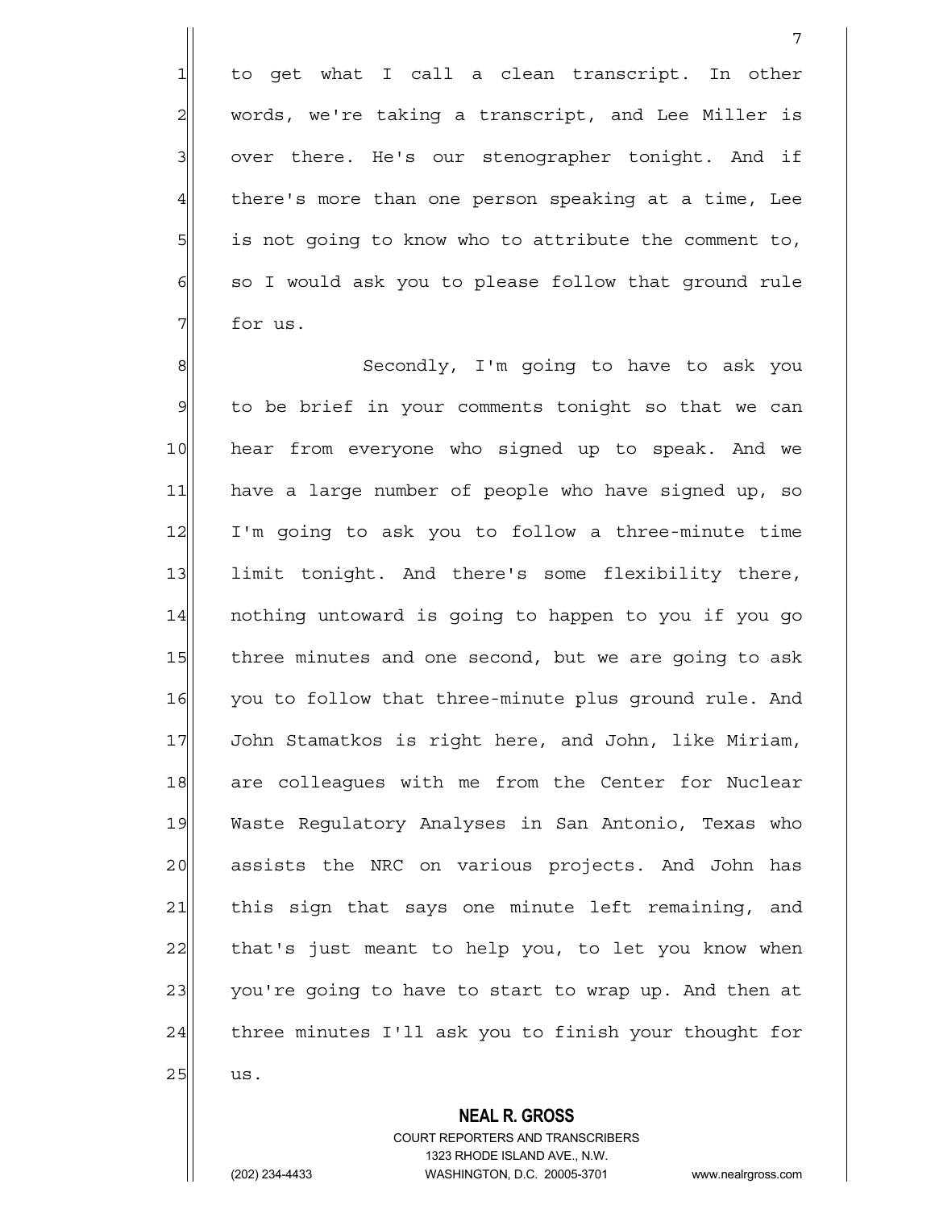to get what I call a clean transcript. In other words, we're taking a transcript, and Lee Miller is over there. He's our stenographer tonight. And if there's more than one person speaking at a time, Lee is not going to know who to attribute the comment to, so I would ask you to please follow that ground rule for us.

Secondly, I'm going to have to ask you to be brief in your comments tonight so that we can hear from everyone who signed up to speak. And we have a large number of people who have signed up, so I'm going to ask you to follow a three-minute time limit tonight. And there's some flexibility there, nothing untoward is going to happen to you if you go three minutes and one second, but we are going to ask you to follow that three-minute plus ground rule. And John Stamatkos is right here, and John, like Miriam, are colleagues with me from the Center for Nuclear Waste Regulatory Analyses in San Antonio, Texas who assists the NRC on various projects. And John has this sign that says one minute left remaining, and that's just meant to help you, to let you know when you're going to have to start to wrap up. And then at three minutes I'll ask you to finish your thought for us.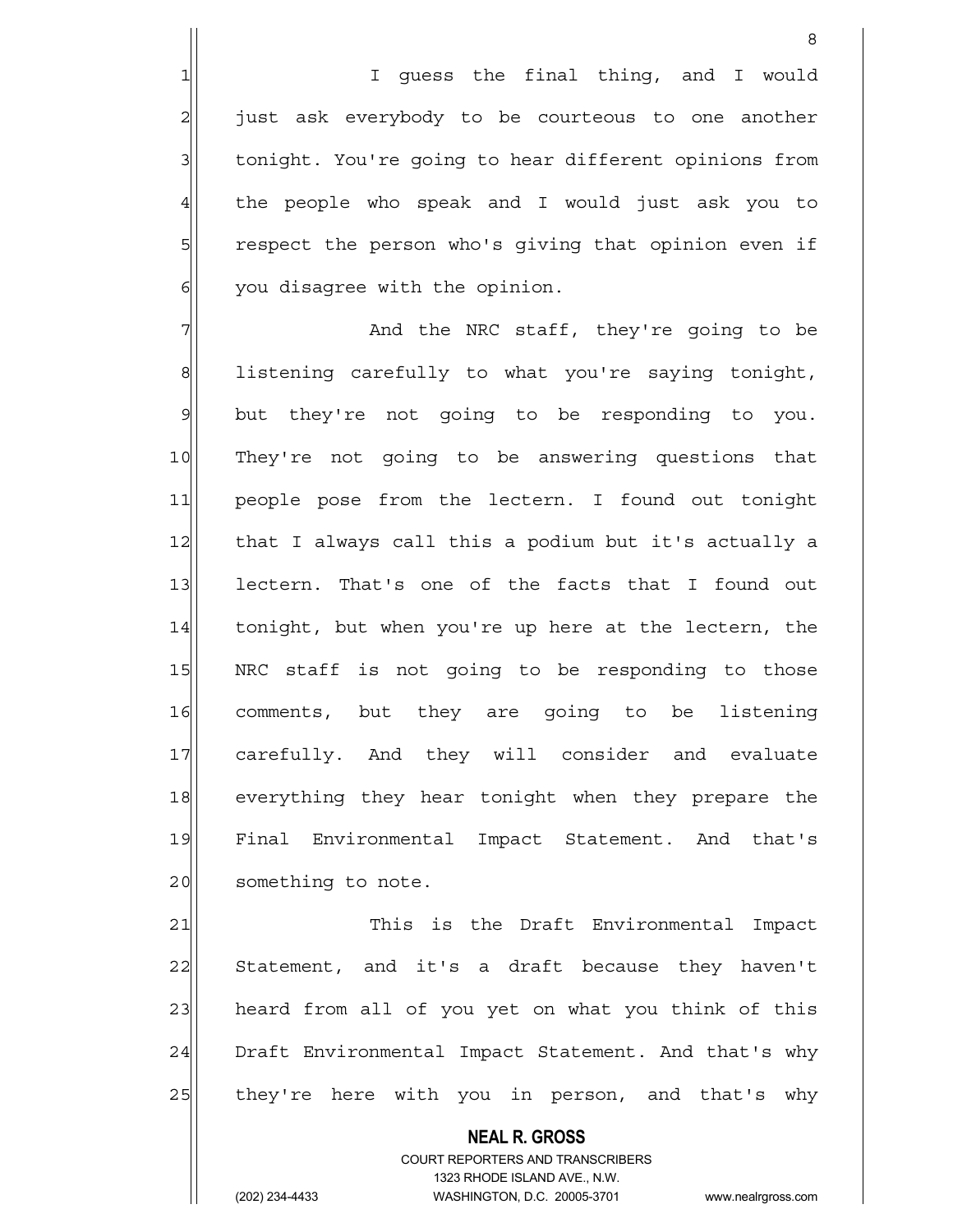I guess the final thing, and I would just ask everybody to be courteous to one another tonight. You're going to hear different opinions from the people who speak and I would just ask you to respect the person who's giving that opinion even if you disagree with the opinion.

And the NRC staff, they're going to be listening carefully to what you're saying tonight, but they're not going to be responding to you. They're not going to be answering questions that people pose from the lectern. I found out tonight that I always call this a podium but it's actually a lectern. That's one of the facts that I found out tonight, but when you're up here at the lectern, the NRC staff is not going to be responding to those comments, but they are going to be listening carefully. And they will consider and evaluate everything they hear tonight when they prepare the Final Environmental Impact Statement. And that's something to note.

This is the Draft Environmental Impact Statement, and it's a draft because they haven't heard from all of you yet on what you think of this Draft Environmental Impact Statement. And that's why they're here with you in person, and that's why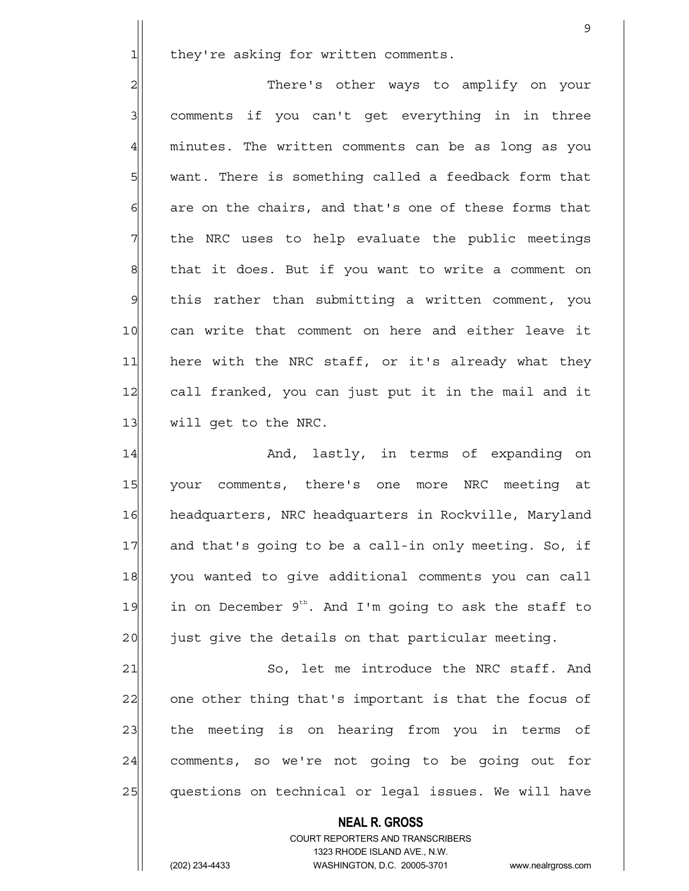they're asking for written comments.

There's other ways to amplify on your comments if you can't get everything in in three minutes. The written comments can be as long as you want. There is something called a feedback form that are on the chairs, and that's one of these forms that the NRC uses to help evaluate the public meetings that it does. But if you want to write a comment on this rather than submitting a written comment, you can write that comment on here and either leave it here with the NRC staff, or it's already what they call franked, you can just put it in the mail and it will get to the NRC.

And, lastly, in terms of expanding on your comments, there's one more NRC meeting at headquarters, NRC headquarters in Rockville, Maryland and that's going to be a call-in only meeting. So, if you wanted to give additional comments you can call in on December 9th. And I'm going to ask the staff to just give the details on that particular meeting.

So, let me introduce the NRC staff. And one other thing that's important is that the focus of the meeting is on hearing from you in terms of comments, so we're not going to be going out for questions on technical or legal issues. We will have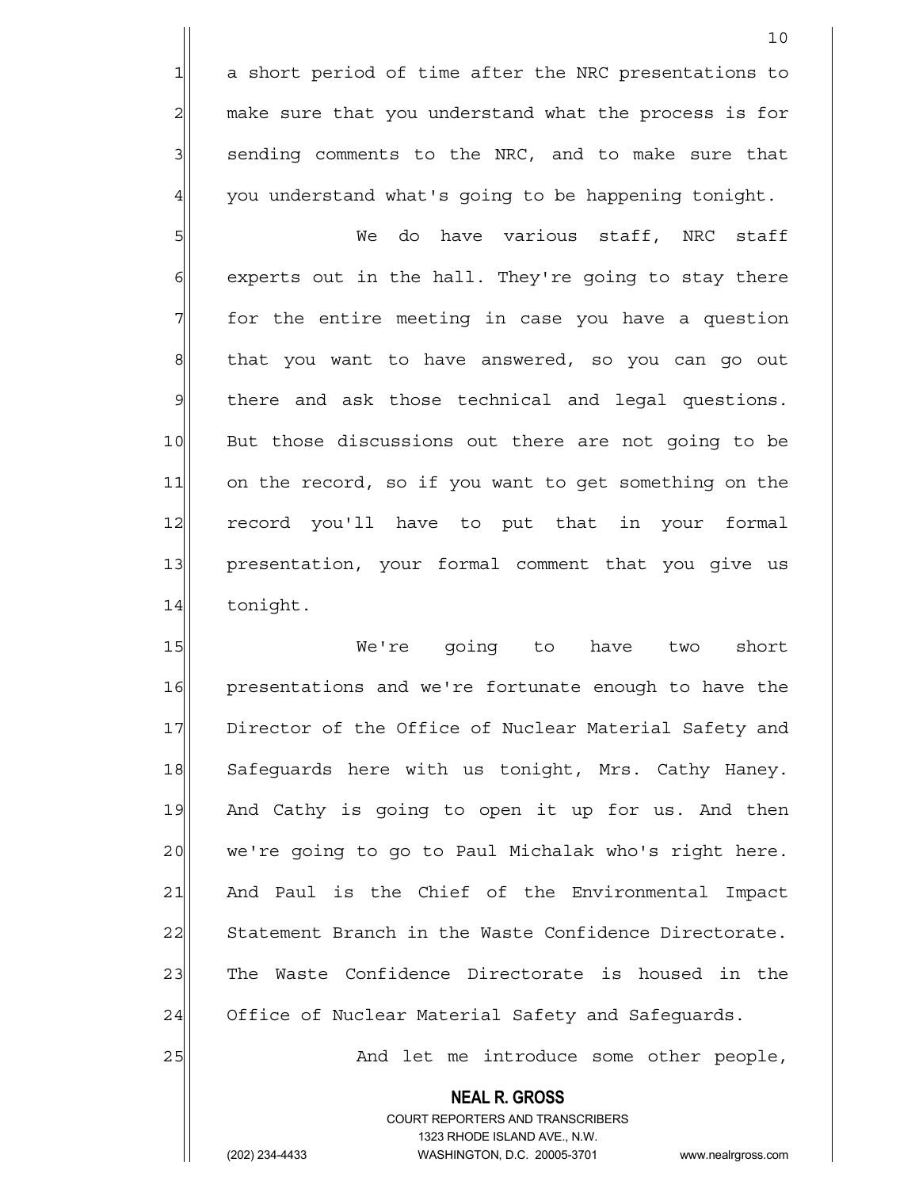a short period of time after the NRC presentations to make sure that you understand what the process is for sending comments to the NRC, and to make sure that you understand what's going to be happening tonight.

We do have various staff, NRC staff experts out in the hall. They're going to stay there for the entire meeting in case you have a question that you want to have answered, so you can go out there and ask those technical and legal questions. But those discussions out there are not going to be on the record, so if you want to get something on the record you'll have to put that in your formal presentation, your formal comment that you give us tonight.

We're going to have two short presentations and we're fortunate enough to have the Director of the Office of Nuclear Material Safety and Safeguards here with us tonight, Mrs. Cathy Haney. And Cathy is going to open it up for us. And then we're going to go to Paul Michalak who's right here. And Paul is the Chief of the Environmental Impact Statement Branch in the Waste Confidence Directorate. The Waste Confidence Directorate is housed in the Office of Nuclear Material Safety and Safeguards.

And let me introduce some other people,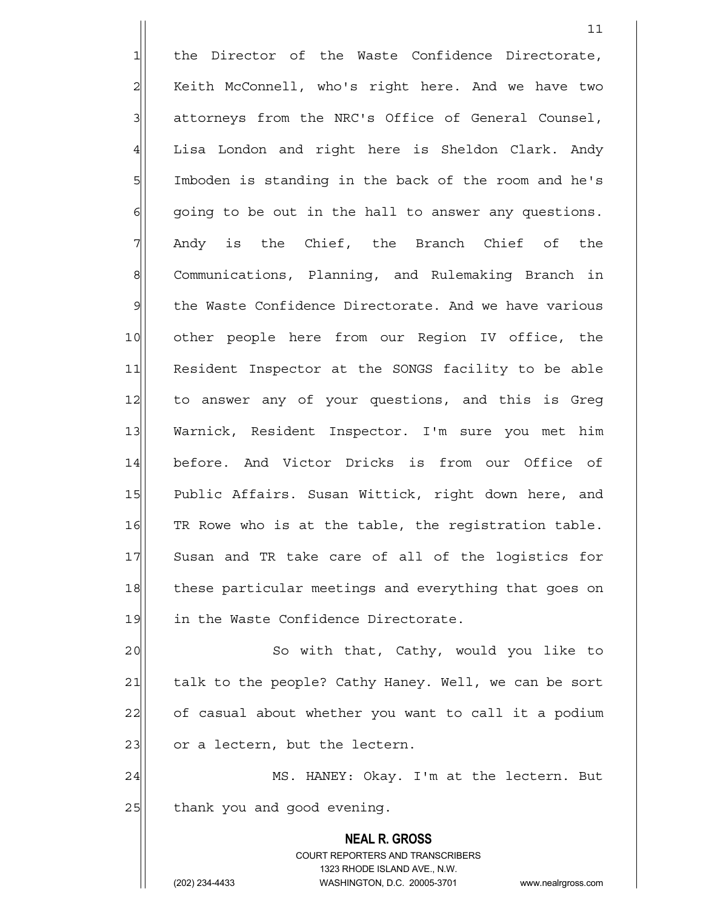the Director of the Waste Confidence Directorate, Keith McConnell, who's right here. And we have two attorneys from the NRC's Office of General Counsel, Lisa London and right here is Sheldon Clark. Andy Imboden is standing in the back of the room and he's going to be out in the hall to answer any questions. Andy is the Chief, the Branch Chief of the Communications, Planning, and Rulemaking Branch in the Waste Confidence Directorate. And we have various other people here from our Region IV office, the Resident Inspector at the SONGS facility to be able to answer any of your questions, and this is Greg Warnick, Resident Inspector. I'm sure you met him before. And Victor Dricks is from our Office of Public Affairs. Susan Wittick, right down here, and TR Rowe who is at the table, the registration table. Susan and TR take care of all of the logistics for these particular meetings and everything that goes on in the Waste Confidence Directorate.

So with that, Cathy, would you like to talk to the people? Cathy Haney. Well, we can be sort of casual about whether you want to call it a podium or a lectern, but the lectern.

MS. HANEY: Okay. I'm at the lectern. But thank you and good evening.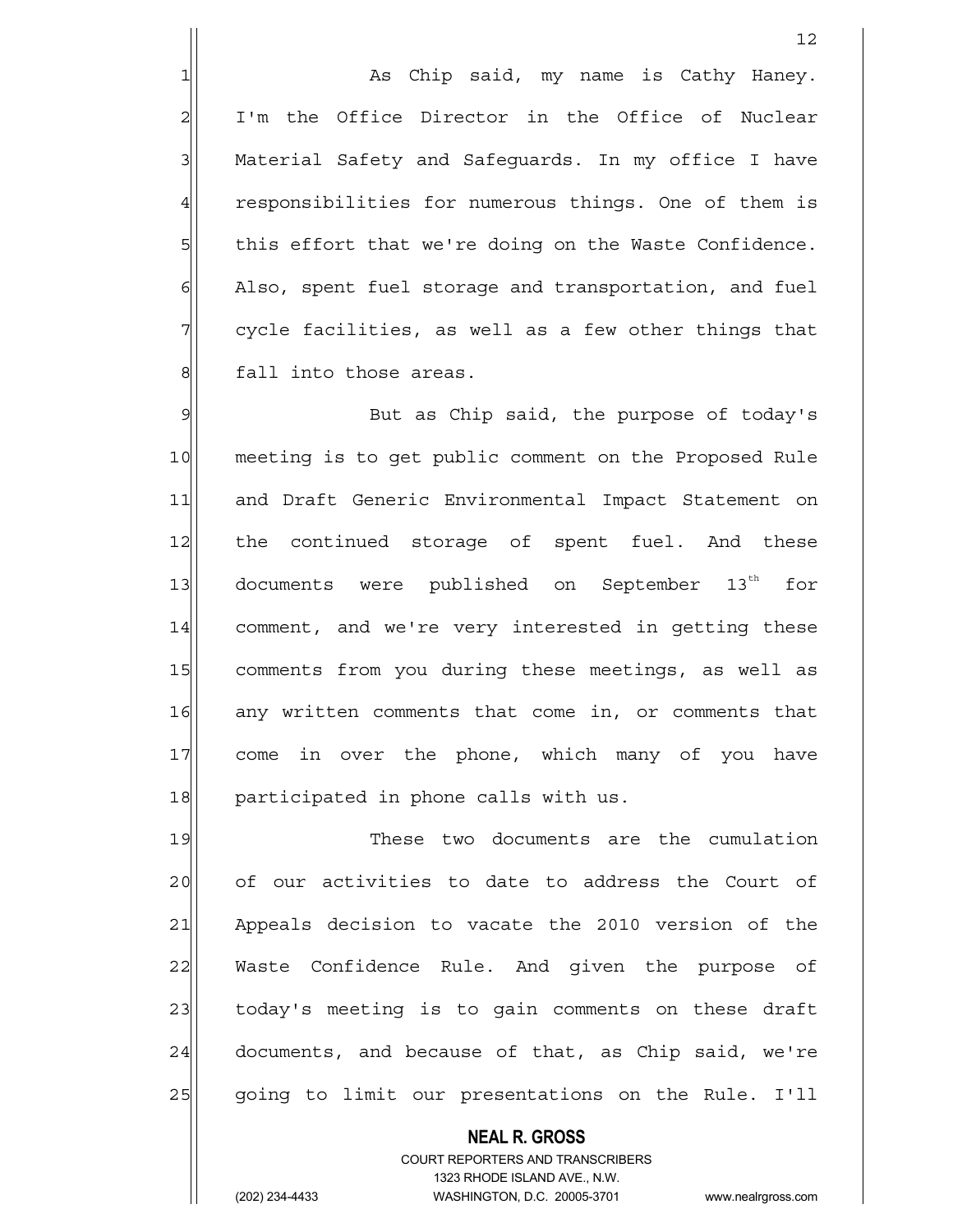As Chip said, my name is Cathy Haney. I'm the Office Director in the Office of Nuclear Material Safety and Safeguards. In my office I have responsibilities for numerous things. One of them is this effort that we're doing on the Waste Confidence. Also, spent fuel storage and transportation, and fuel cycle facilities, as well as a few other things that fall into those areas.

But as Chip said, the purpose of today's meeting is to get public comment on the Proposed Rule and Draft Generic Environmental Impact Statement on the continued storage of spent fuel. And these documents were published on September 13th for comment, and we're very interested in getting these comments from you during these meetings, as well as any written comments that come in, or comments that come in over the phone, which many of you have participated in phone calls with us.

These two documents are the cumulation of our activities to date to address the Court of Appeals decision to vacate the 2010 version of the Waste Confidence Rule. And given the purpose of today's meeting is to gain comments on these draft documents, and because of that, as Chip said, we're going to limit our presentations on the Rule. I'll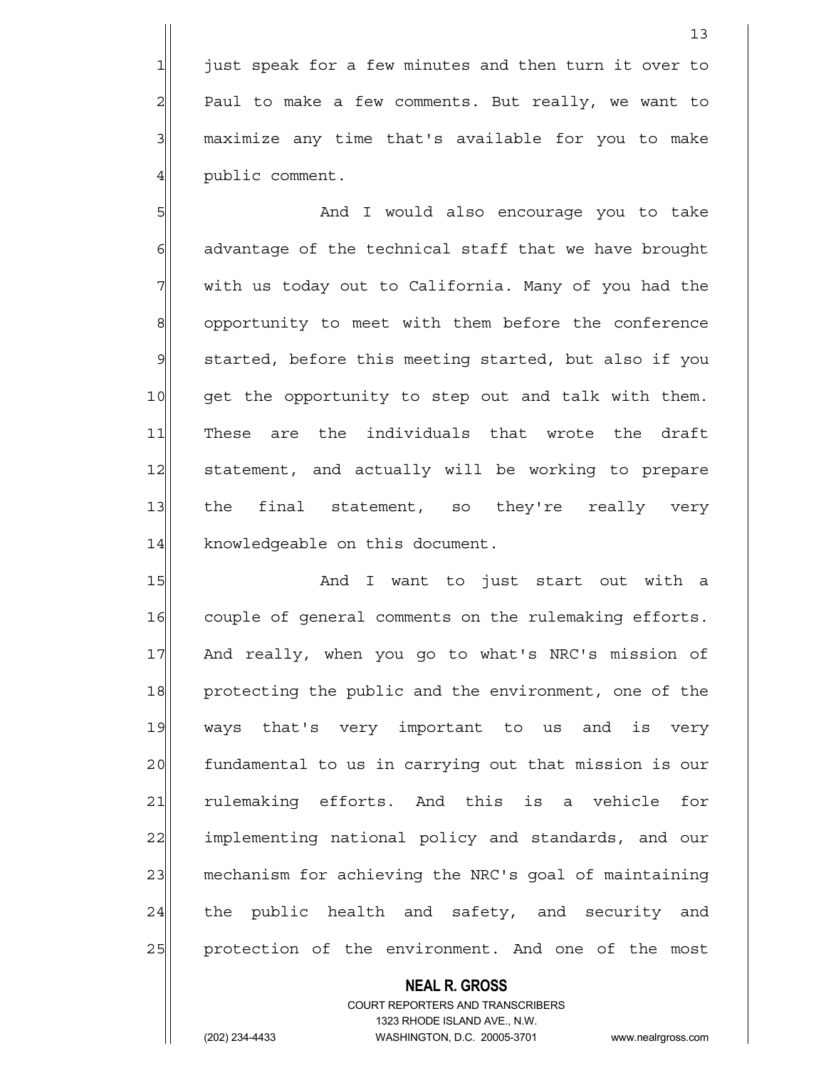just speak for a few minutes and then turn it over to Paul to make a few comments. But really, we want to maximize any time that's available for you to make public comment.

And I would also encourage you to take advantage of the technical staff that we have brought with us today out to California. Many of you had the opportunity to meet with them before the conference started, before this meeting started, but also if you get the opportunity to step out and talk with them. These are the individuals that wrote the draft statement, and actually will be working to prepare the final statement, so they're really very knowledgeable on this document.

And I want to just start out with a couple of general comments on the rulemaking efforts. And really, when you go to what's NRC's mission of protecting the public and the environment, one of the ways that's very important to us and is very fundamental to us in carrying out that mission is our rulemaking efforts. And this is a vehicle for implementing national policy and standards, and our mechanism for achieving the NRC's goal of maintaining the public health and safety, and security and protection of the environment. And one of the most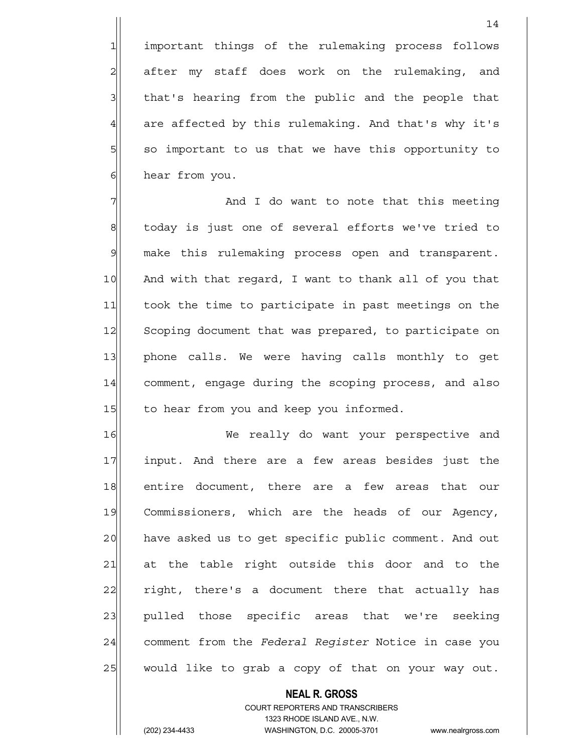important things of the rulemaking process follows after my staff does work on the rulemaking, and that's hearing from the public and the people that are affected by this rulemaking. And that's why it's so important to us that we have this opportunity to hear from you.

And I do want to note that this meeting today is just one of several efforts we've tried to make this rulemaking process open and transparent. And with that regard, I want to thank all of you that took the time to participate in past meetings on the Scoping document that was prepared, to participate on phone calls. We were having calls monthly to get comment, engage during the scoping process, and also to hear from you and keep you informed.

We really do want your perspective and input. And there are a few areas besides just the entire document, there are a few areas that our Commissioners, which are the heads of our Agency, have asked us to get specific public comment. And out at the table right outside this door and to the right, there's a document there that actually has pulled those specific areas that we're seeking comment from the *Federal Register* Notice in case you would like to grab a copy of that on your way out.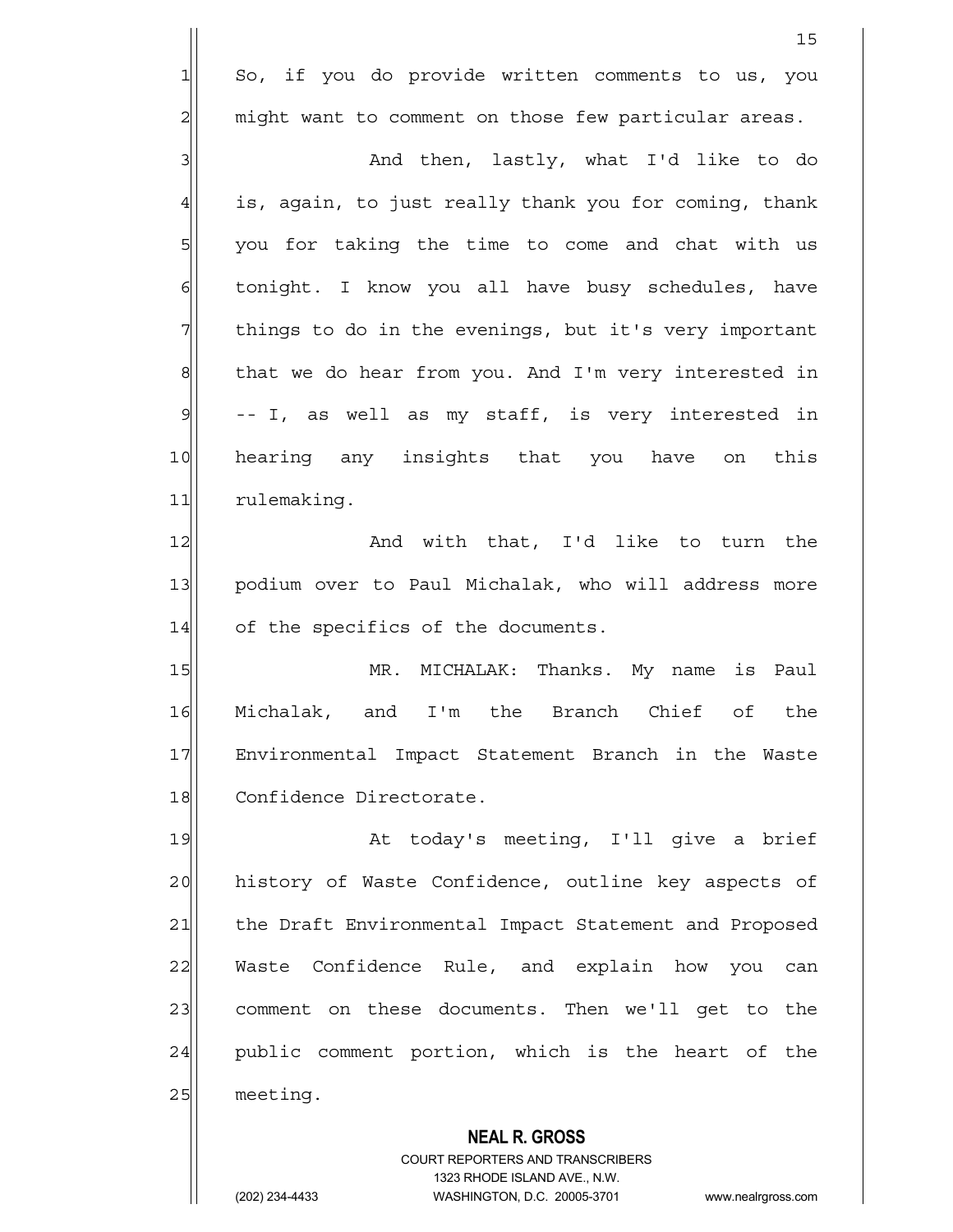So, if you do provide written comments to us, you might want to comment on those few particular areas.

And then, lastly, what I'd like to do is, again, to just really thank you for coming, thank you for taking the time to come and chat with us tonight. I know you all have busy schedules, have things to do in the evenings, but it's very important that we do hear from you. And I'm very interested in -- I, as well as my staff, is very interested in hearing any insights that you have on this rulemaking.

And with that, I'd like to turn the podium over to Paul Michalak, who will address more of the specifics of the documents.

MR. MICHALAK: Thanks. My name is Paul Michalak, and I'm the Branch Chief of the Environmental Impact Statement Branch in the Waste Confidence Directorate.

At today's meeting, I'll give a brief history of Waste Confidence, outline key aspects of the Draft Environmental Impact Statement and Proposed Waste Confidence Rule, and explain how you can comment on these documents. Then we'll get to the public comment portion, which is the heart of the meeting.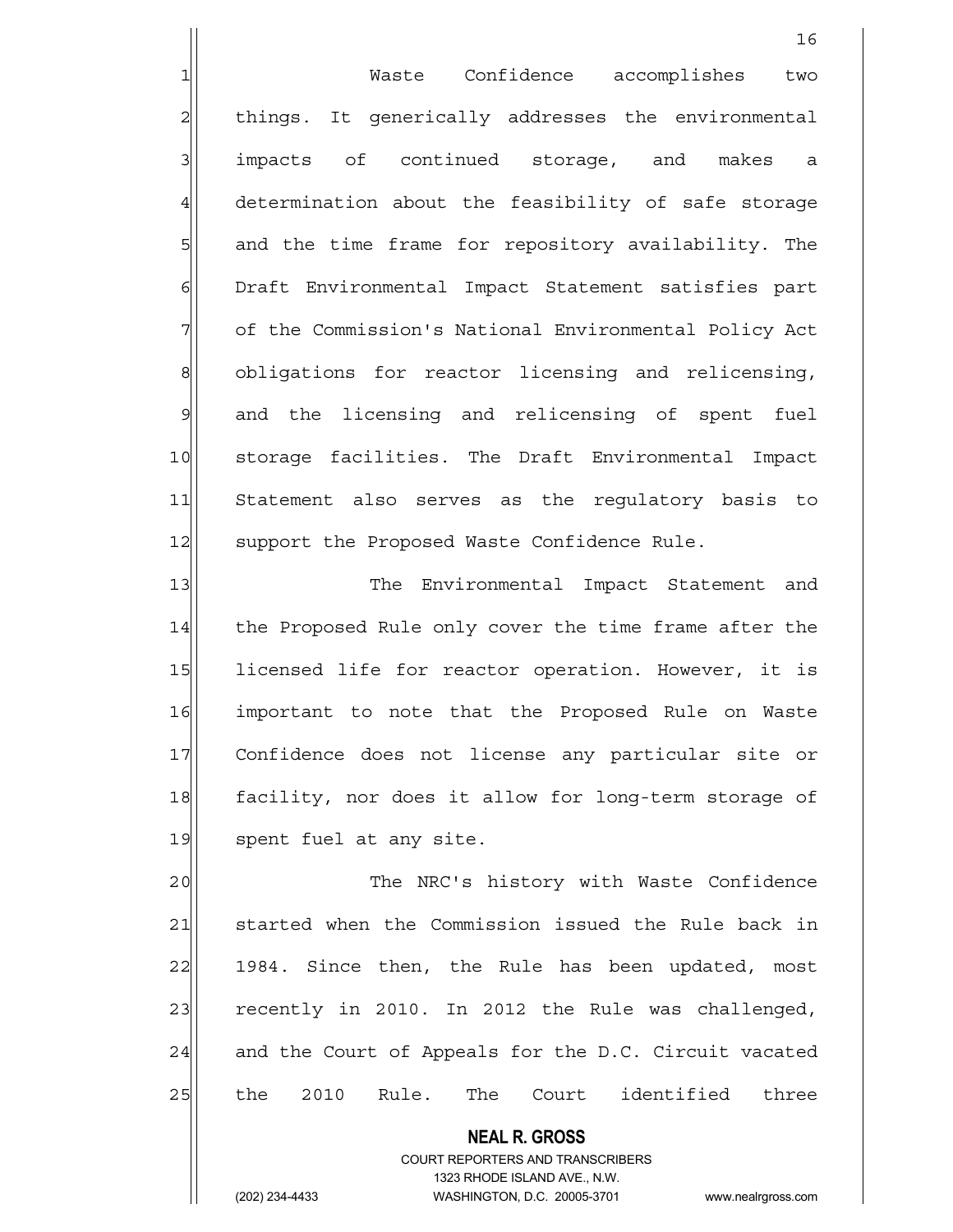Waste Confidence accomplishes two things. It generically addresses the environmental impacts of continued storage, and makes a determination about the feasibility of safe storage and the time frame for repository availability. The Draft Environmental Impact Statement satisfies part of the Commission's National Environmental Policy Act obligations for reactor licensing and relicensing, and the licensing and relicensing of spent fuel storage facilities. The Draft Environmental Impact Statement also serves as the regulatory basis to support the Proposed Waste Confidence Rule.

The Environmental Impact Statement and the Proposed Rule only cover the time frame after the licensed life for reactor operation. However, it is important to note that the Proposed Rule on Waste Confidence does not license any particular site or facility, nor does it allow for long-term storage of spent fuel at any site.

The NRC's history with Waste Confidence started when the Commission issued the Rule back in 1984. Since then, the Rule has been updated, most recently in 2010. In 2012 the Rule was challenged, and the Court of Appeals for the D.C. Circuit vacated the 2010 Rule. The Court identified three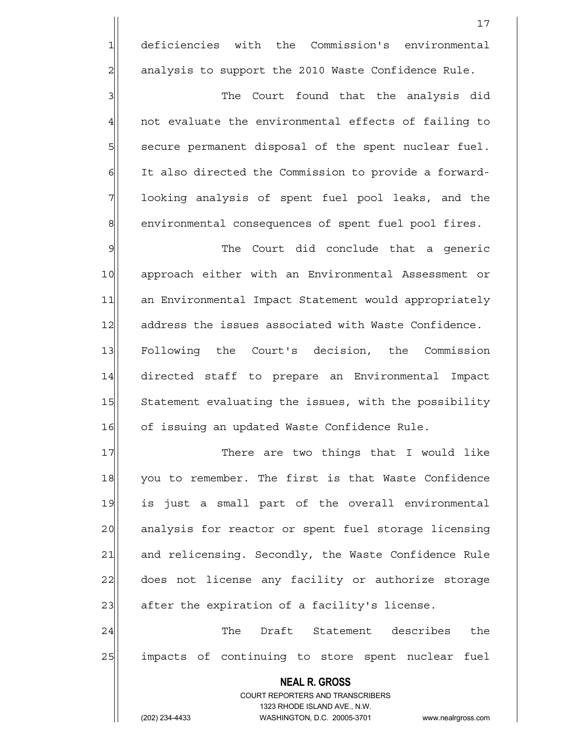deficiencies with the Commission's environmental analysis to support the 2010 Waste Confidence Rule.

The Court found that the analysis did not evaluate the environmental effects of failing to secure permanent disposal of the spent nuclear fuel. It also directed the Commission to provide a forward-looking analysis of spent fuel pool leaks, and the environmental consequences of spent fuel pool fires.

The Court did conclude that a generic approach either with an Environmental Assessment or an Environmental Impact Statement would appropriately address the issues associated with Waste Confidence. Following the Court's decision, the Commission directed staff to prepare an Environmental Impact Statement evaluating the issues, with the possibility of issuing an updated Waste Confidence Rule.

There are two things that I would like you to remember. The first is that Waste Confidence is just a small part of the overall environmental analysis for reactor or spent fuel storage licensing and relicensing. Secondly, the Waste Confidence Rule does not license any facility or authorize storage after the expiration of a facility's license.

The Draft Statement describes the impacts of continuing to store spent nuclear fuel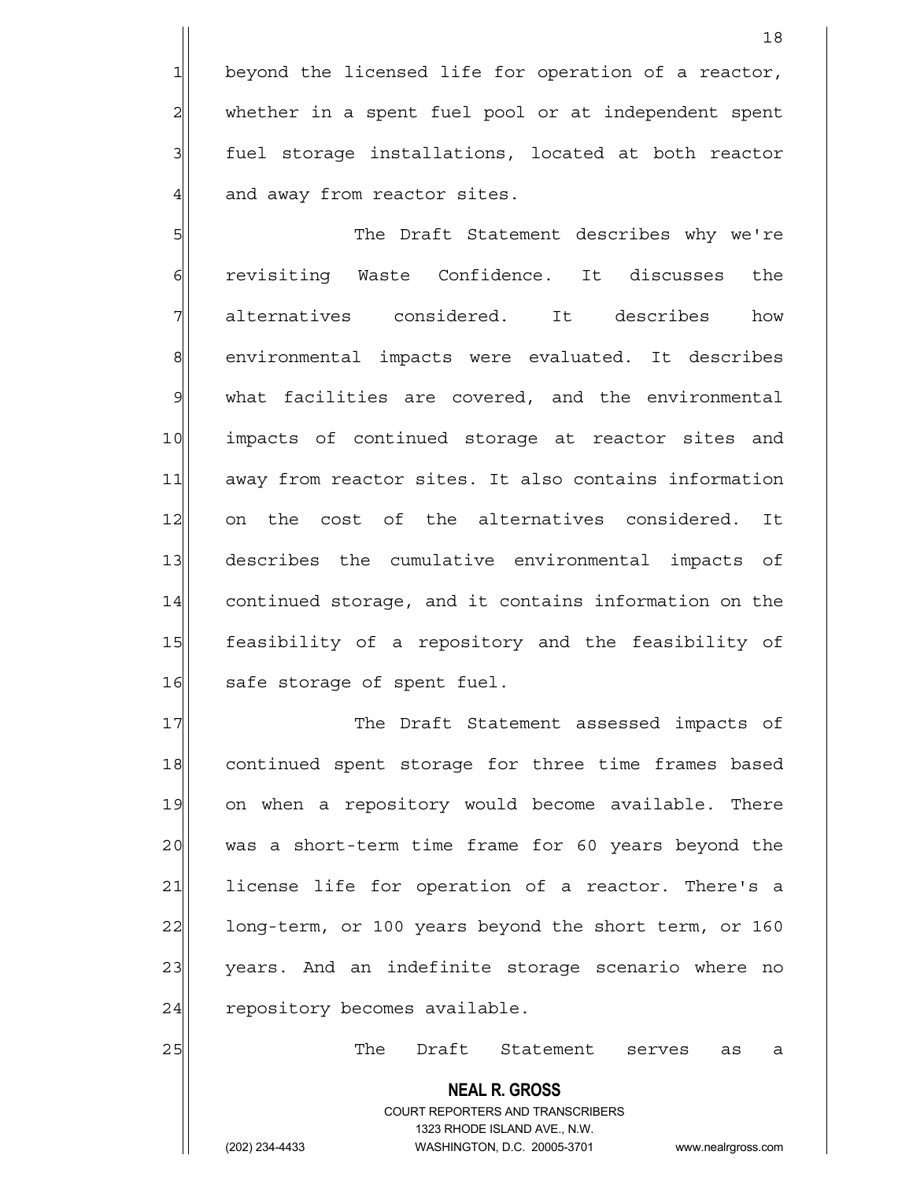beyond the licensed life for operation of a reactor, whether in a spent fuel pool or at independent spent fuel storage installations, located at both reactor and away from reactor sites.

The Draft Statement describes why we're revisiting Waste Confidence. It discusses the alternatives considered. It describes how environmental impacts were evaluated. It describes what facilities are covered, and the environmental impacts of continued storage at reactor sites and away from reactor sites. It also contains information on the cost of the alternatives considered. It describes the cumulative environmental impacts of continued storage, and it contains information on the feasibility of a repository and the feasibility of safe storage of spent fuel.

The Draft Statement assessed impacts of continued spent storage for three time frames based on when a repository would become available. There was a short-term time frame for 60 years beyond the license life for operation of a reactor. There's a long-term, or 100 years beyond the short term, or 160 years. And an indefinite storage scenario where no repository becomes available.

The Draft Statement serves as a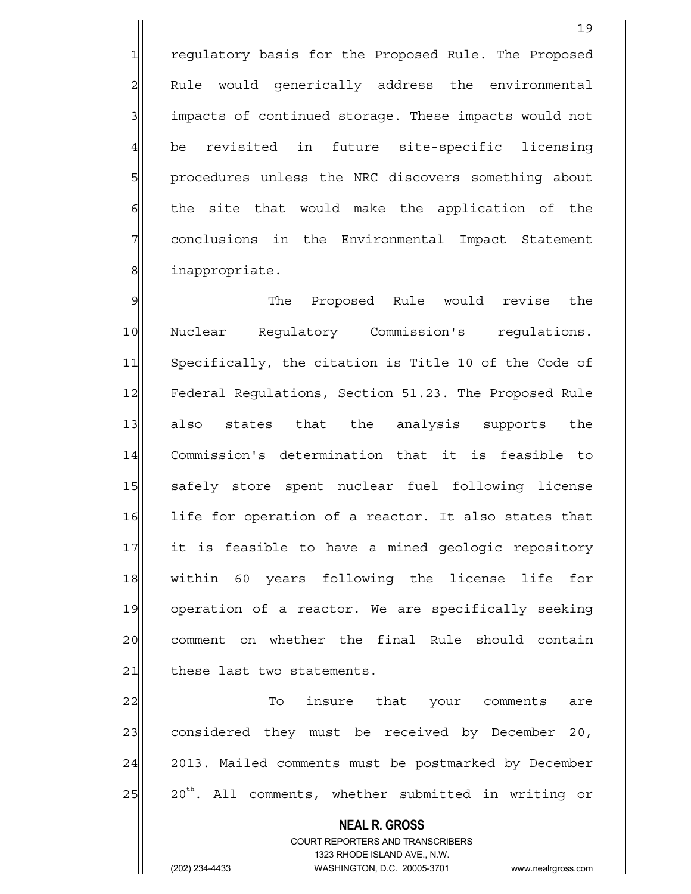regulatory basis for the Proposed Rule. The Proposed Rule would generically address the environmental impacts of continued storage. These impacts would not be revisited in future site-specific licensing procedures unless the NRC discovers something about the site that would make the application of the conclusions in the Environmental Impact Statement inappropriate.

The Proposed Rule would revise the Nuclear Regulatory Commission's regulations. Specifically, the citation is Title 10 of the Code of Federal Regulations, Section 51.23. The Proposed Rule also states that the analysis supports the Commission's determination that it is feasible to safely store spent nuclear fuel following license life for operation of a reactor. It also states that it is feasible to have a mined geologic repository within 60 years following the license life for operation of a reactor. We are specifically seeking comment on whether the final Rule should contain these last two statements.

To insure that your comments are considered they must be received by December 20, 2013. Mailed comments must be postmarked by December 20th. All comments, whether submitted in writing or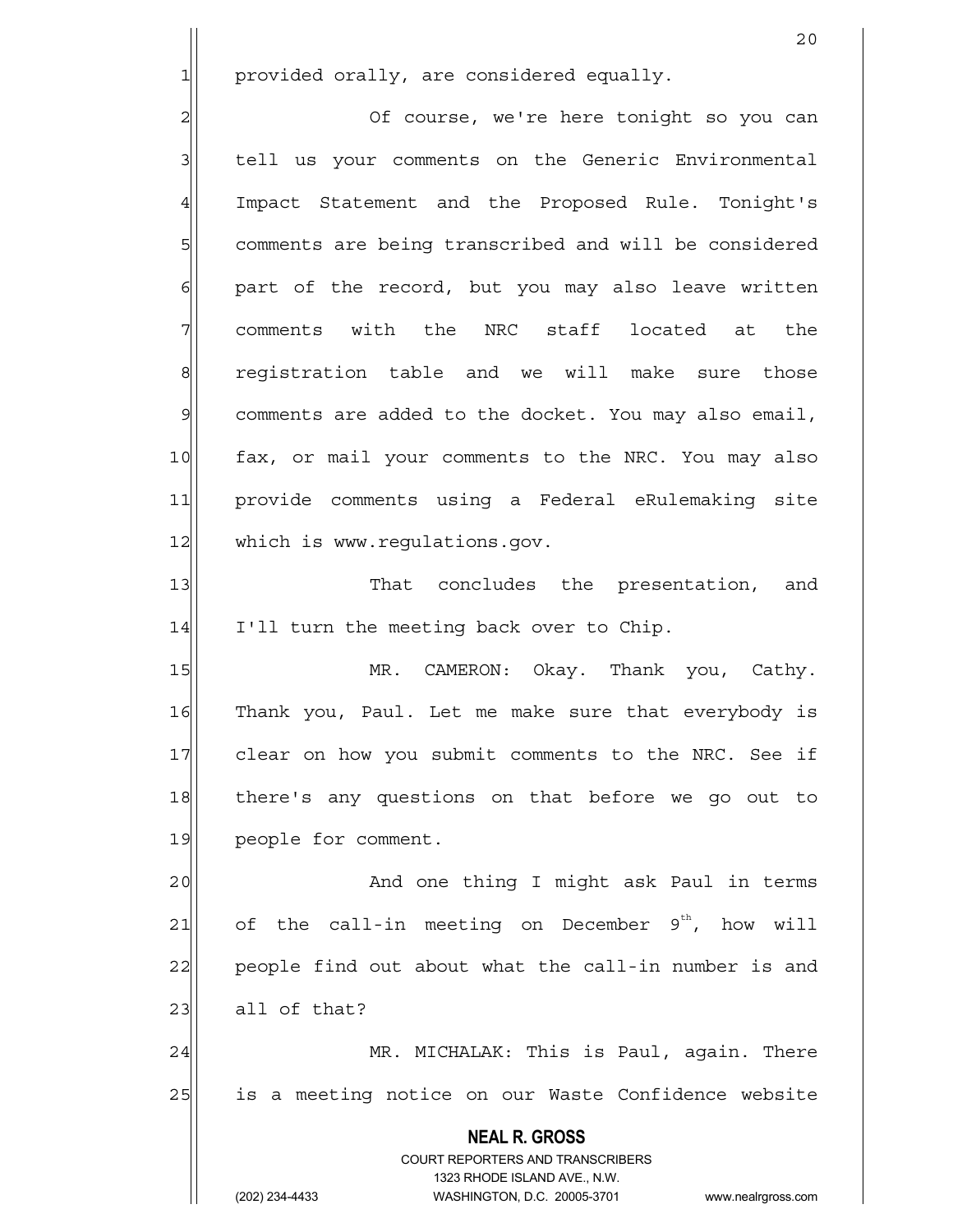provided orally, are considered equally.

Of course, we're here tonight so you can tell us your comments on the Generic Environmental Impact Statement and the Proposed Rule. Tonight's comments are being transcribed and will be considered part of the record, but you may also leave written comments with the NRC staff located at the registration table and we will make sure those comments are added to the docket. You may also email, fax, or mail your comments to the NRC. You may also provide comments using a Federal eRulemaking site which is www.regulations.gov.

That concludes the presentation, and I'll turn the meeting back over to Chip.

MR. CAMERON: Okay. Thank you, Cathy. Thank you, Paul. Let me make sure that everybody is clear on how you submit comments to the NRC. See if there's any questions on that before we go out to people for comment.

And one thing I might ask Paul in terms of the call-in meeting on December 9th, how will people find out about what the call-in number is and all of that?

MR. MICHALAK: This is Paul, again. There is a meeting notice on our Waste Confidence website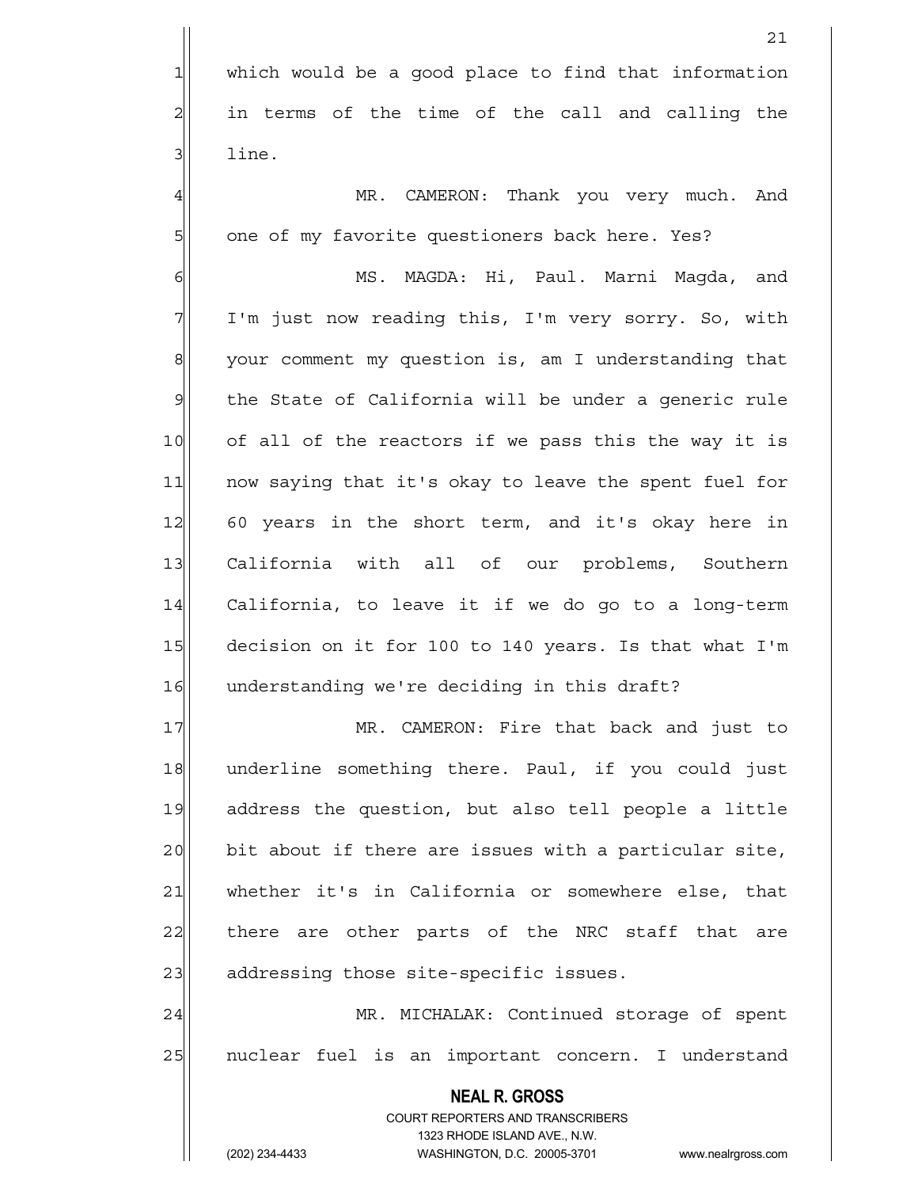which would be a good place to find that information in terms of the time of the call and calling the line.

MR. CAMERON: Thank you very much. And one of my favorite questioners back here. Yes?

MS. MAGDA: Hi, Paul. Marni Magda, and I'm just now reading this, I'm very sorry. So, with your comment my question is, am I understanding that the State of California will be under a generic rule of all of the reactors if we pass this the way it is now saying that it's okay to leave the spent fuel for 60 years in the short term, and it's okay here in California with all of our problems, Southern California, to leave it if we do go to a long-term decision on it for 100 to 140 years. Is that what I'm understanding we're deciding in this draft?

MR. CAMERON: Fire that back and just to underline something there. Paul, if you could just address the question, but also tell people a little bit about if there are issues with a particular site, whether it's in California or somewhere else, that there are other parts of the NRC staff that are addressing those site-specific issues.

MR. MICHALAK: Continued storage of spent nuclear fuel is an important concern. I understand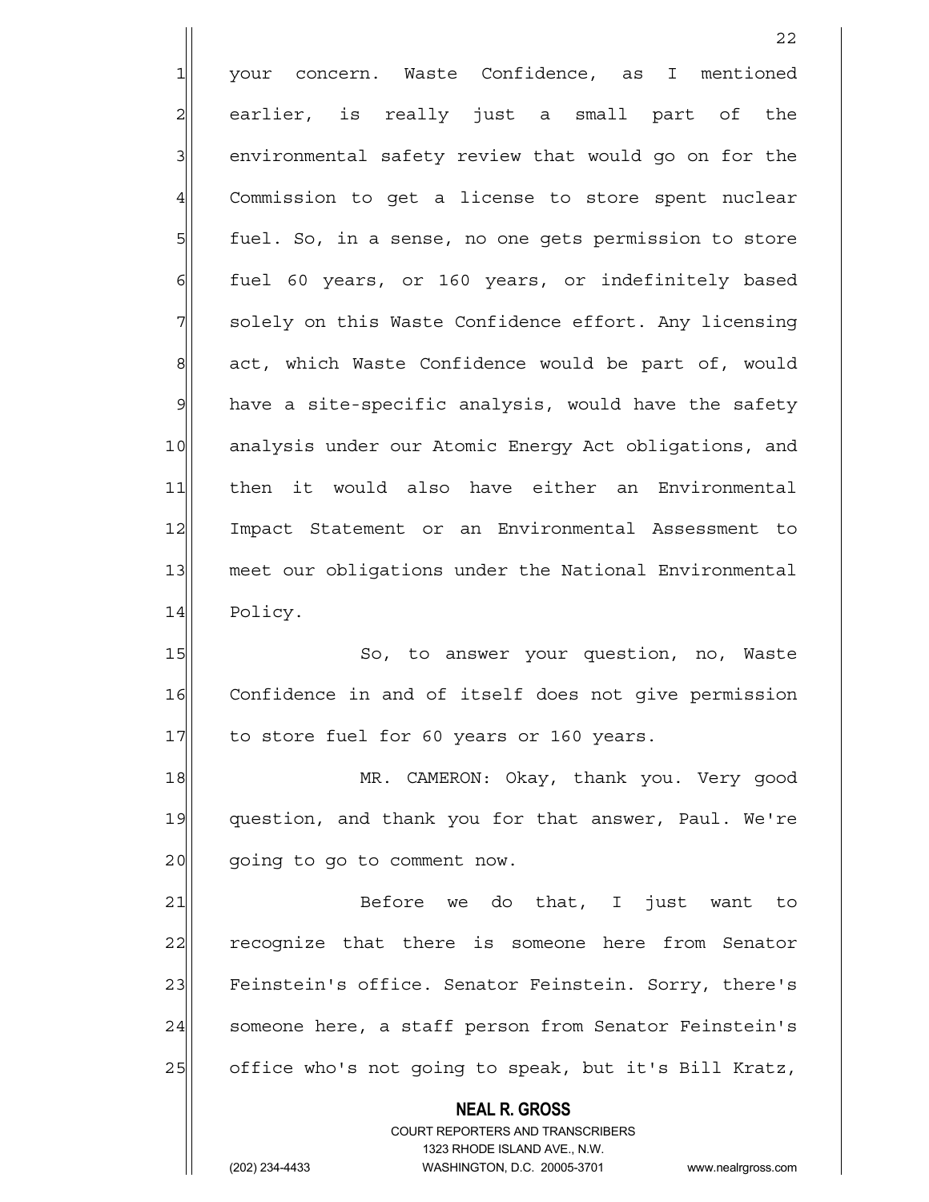your concern. Waste Confidence, as I mentioned earlier, is really just a small part of the environmental safety review that would go on for the Commission to get a license to store spent nuclear fuel. So, in a sense, no one gets permission to store fuel 60 years, or 160 years, or indefinitely based solely on this Waste Confidence effort. Any licensing act, which Waste Confidence would be part of, would have a site-specific analysis, would have the safety analysis under our Atomic Energy Act obligations, and then it would also have either an Environmental Impact Statement or an Environmental Assessment to meet our obligations under the National Environmental Policy.

So, to answer your question, no, Waste Confidence in and of itself does not give permission to store fuel for 60 years or 160 years.

MR. CAMERON: Okay, thank you. Very good question, and thank you for that answer, Paul. We're going to go to comment now.

Before we do that, I just want to recognize that there is someone here from Senator Feinstein's office. Senator Feinstein. Sorry, there's someone here, a staff person from Senator Feinstein's office who's not going to speak, but it's Bill Kratz,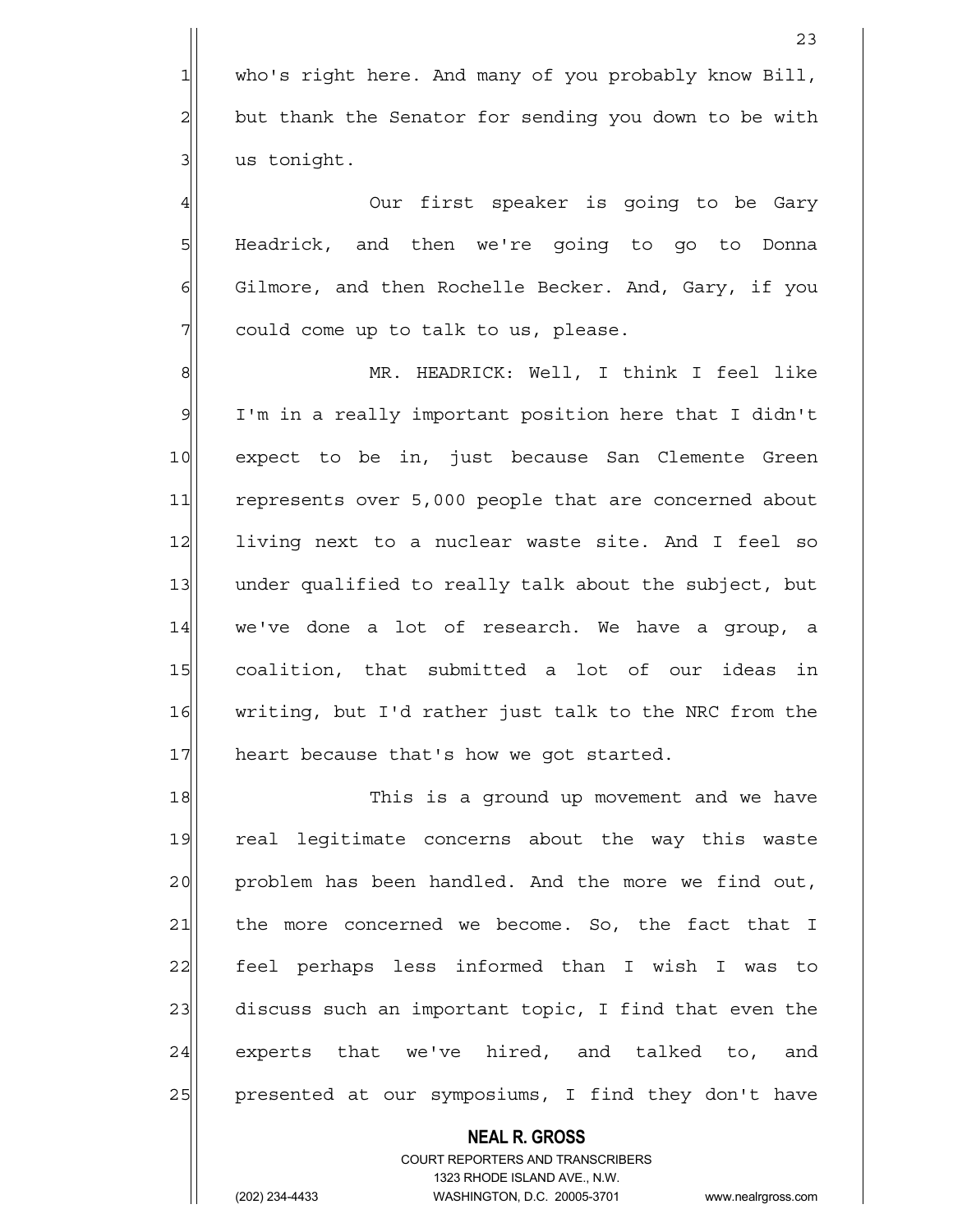who's right here. And many of you probably know Bill, but thank the Senator for sending you down to be with us tonight.

Our first speaker is going to be Gary Headrick, and then we're going to go to Donna Gilmore, and then Rochelle Becker. And, Gary, if you could come up to talk to us, please.

MR. HEADRICK: Well, I think I feel like I'm in a really important position here that I didn't expect to be in, just because San Clemente Green represents over 5,000 people that are concerned about living next to a nuclear waste site. And I feel so under qualified to really talk about the subject, but we've done a lot of research. We have a group, a coalition, that submitted a lot of our ideas in writing, but I'd rather just talk to the NRC from the heart because that's how we got started.

This is a ground up movement and we have real legitimate concerns about the way this waste problem has been handled. And the more we find out, the more concerned we become. So, the fact that I feel perhaps less informed than I wish I was to discuss such an important topic, I find that even the experts that we've hired, and talked to, and presented at our symposiums, I find they don't have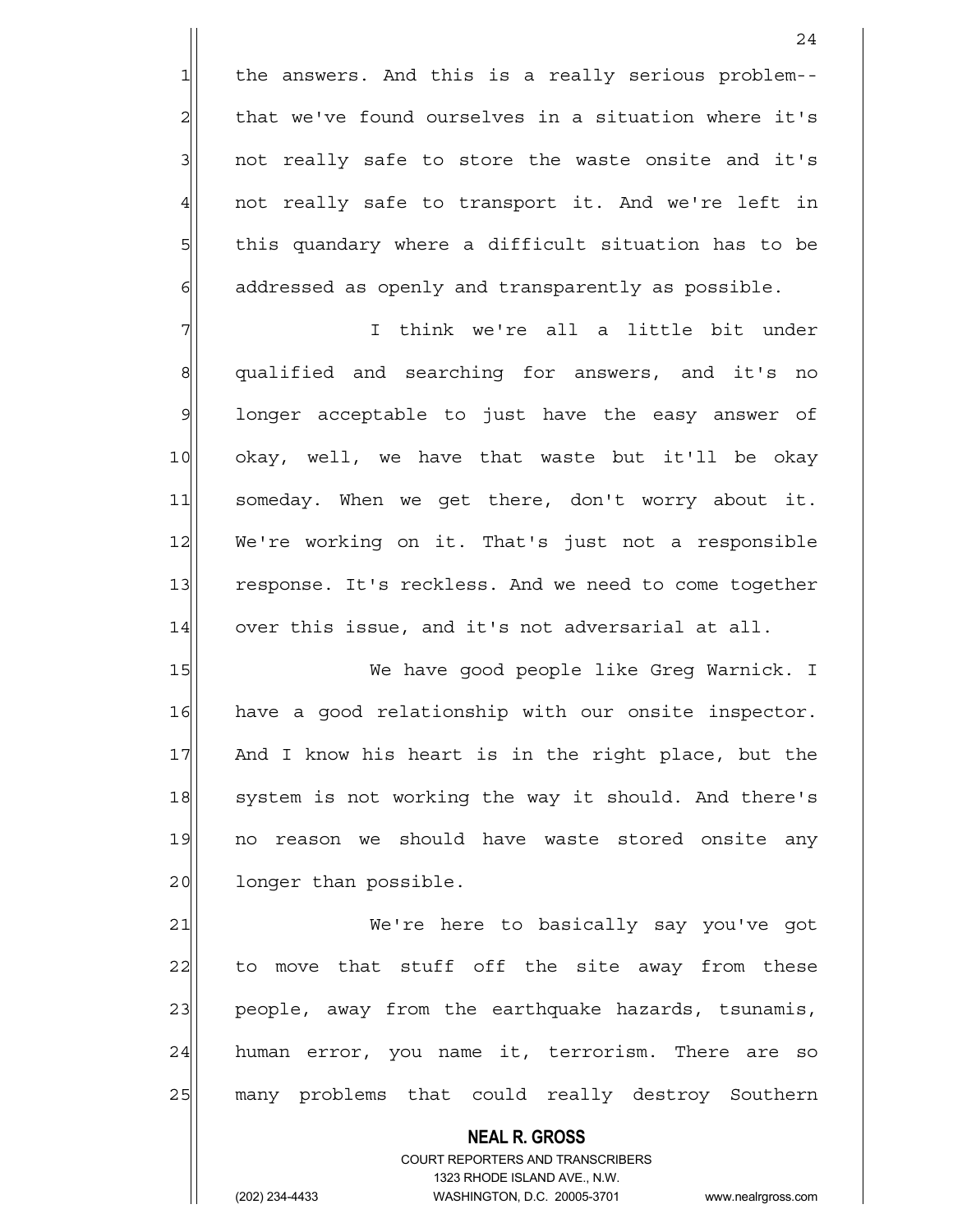the answers. And this is a really serious problem-- that we've found ourselves in a situation where it's not really safe to store the waste onsite and it's not really safe to transport it. And we're left in this quandary where a difficult situation has to be addressed as openly and transparently as possible.

I think we're all a little bit under qualified and searching for answers, and it's no longer acceptable to just have the easy answer of okay, well, we have that waste but it'll be okay someday. When we get there, don't worry about it. We're working on it. That's just not a responsible response. It's reckless. And we need to come together over this issue, and it's not adversarial at all.

We have good people like Greg Warnick. I have a good relationship with our onsite inspector. And I know his heart is in the right place, but the system is not working the way it should. And there's no reason we should have waste stored onsite any longer than possible.

We're here to basically say you've got to move that stuff off the site away from these people, away from the earthquake hazards, tsunamis, human error, you name it, terrorism. There are so many problems that could really destroy Southern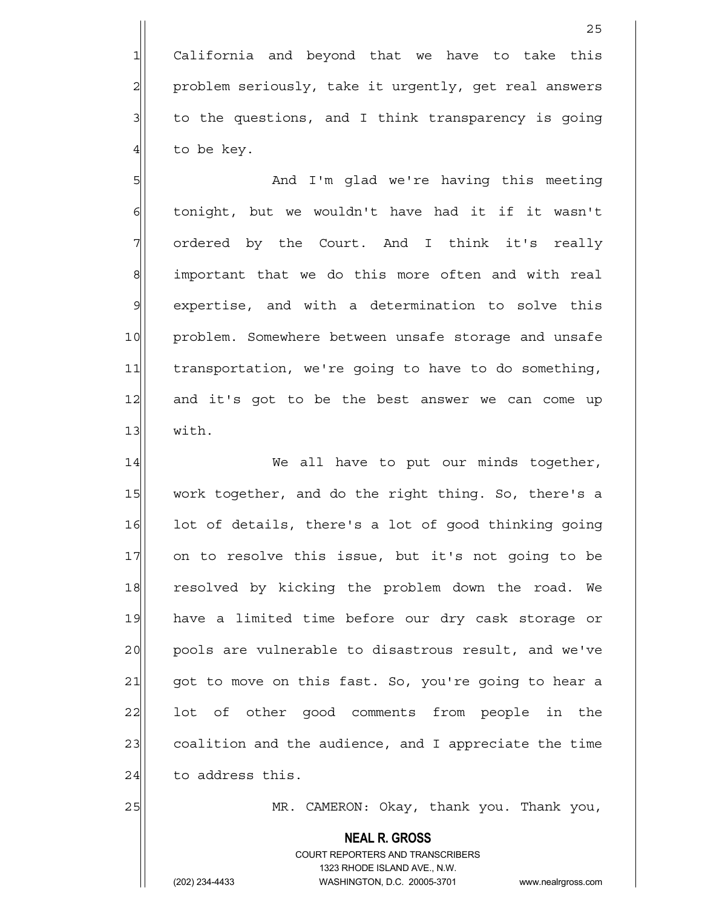California and beyond that we have to take this problem seriously, take it urgently, get real answers to the questions, and I think transparency is going to be key.

And I'm glad we're having this meeting tonight, but we wouldn't have had it if it wasn't ordered by the Court. And I think it's really important that we do this more often and with real expertise, and with a determination to solve this problem. Somewhere between unsafe storage and unsafe transportation, we're going to have to do something, and it's got to be the best answer we can come up with.

We all have to put our minds together, work together, and do the right thing. So, there's a lot of details, there's a lot of good thinking going on to resolve this issue, but it's not going to be resolved by kicking the problem down the road. We have a limited time before our dry cask storage or pools are vulnerable to disastrous result, and we've got to move on this fast. So, you're going to hear a lot of other good comments from people in the coalition and the audience, and I appreciate the time to address this.

MR. CAMERON: Okay, thank you. Thank you,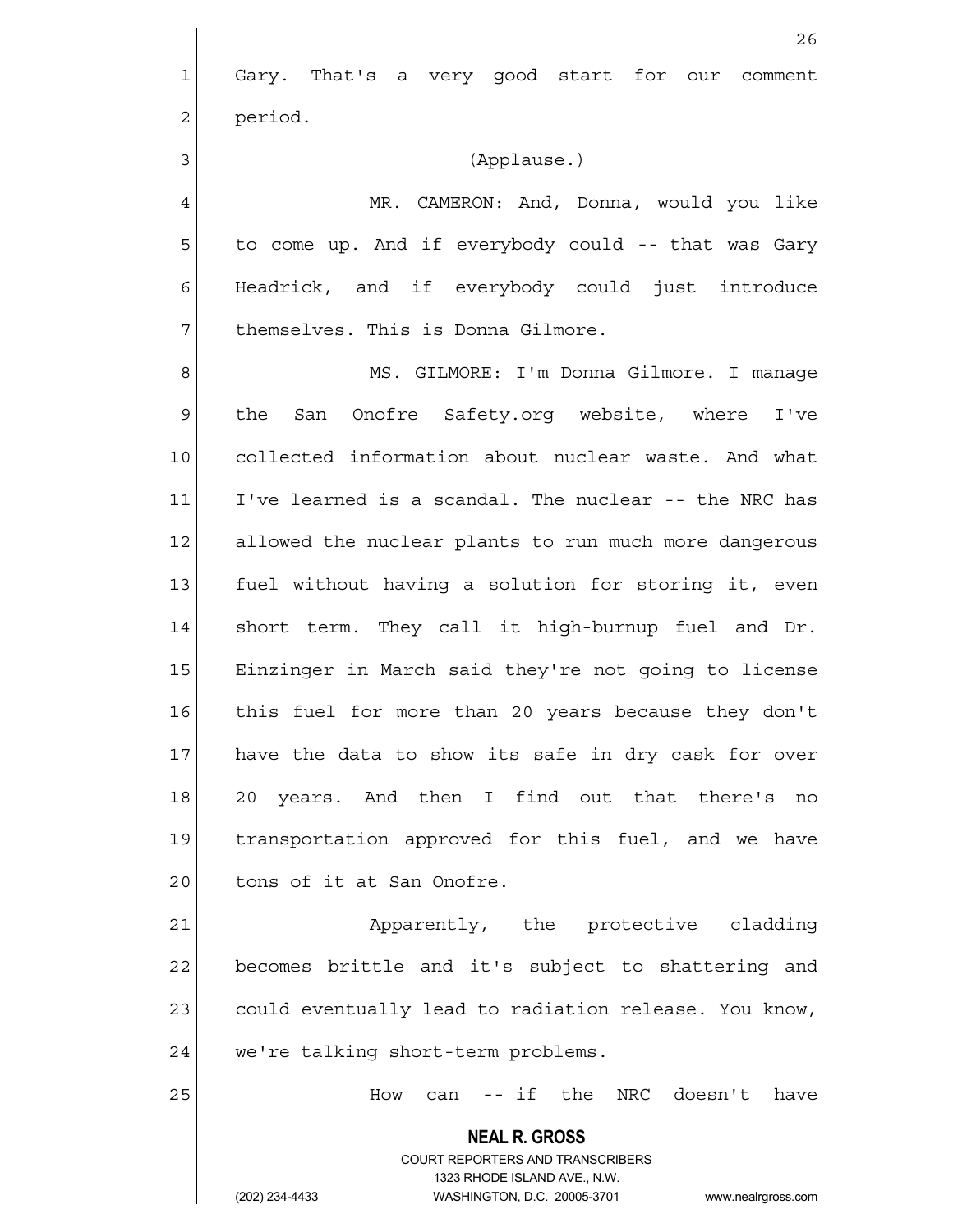Gary. That's a very good start for our comment period.

(Applause.)

MR. CAMERON: And, Donna, would you like to come up. And if everybody could -- that was Gary Headrick, and if everybody could just introduce themselves. This is Donna Gilmore.

MS. GILMORE: I'm Donna Gilmore. I manage the San Onofre Safety.org website, where I've collected information about nuclear waste. And what I've learned is a scandal. The nuclear -- the NRC has allowed the nuclear plants to run much more dangerous fuel without having a solution for storing it, even short term. They call it high-burnup fuel and Dr. Einzinger in March said they're not going to license this fuel for more than 20 years because they don't have the data to show its safe in dry cask for over 20 years. And then I find out that there's no transportation approved for this fuel, and we have tons of it at San Onofre.

Apparently, the protective cladding becomes brittle and it's subject to shattering and could eventually lead to radiation release. You know, we're talking short-term problems.

How can -- if the NRC doesn't have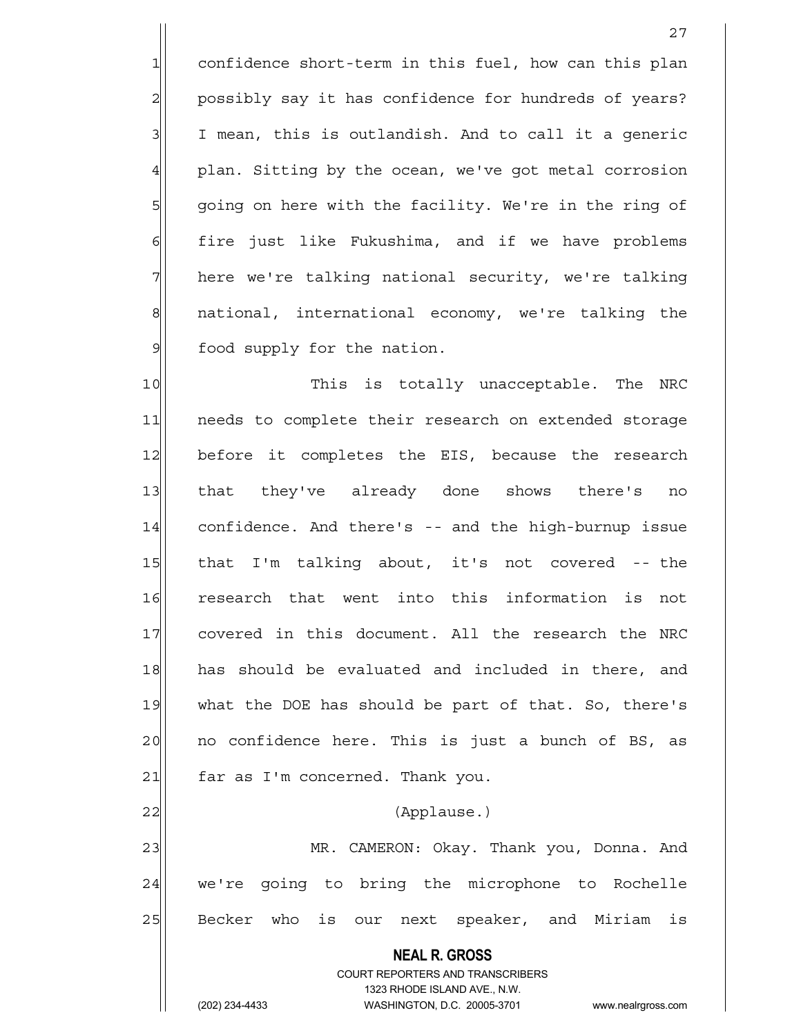confidence short-term in this fuel, how can this plan possibly say it has confidence for hundreds of years? I mean, this is outlandish. And to call it a generic plan. Sitting by the ocean, we've got metal corrosion going on here with the facility. We're in the ring of fire just like Fukushima, and if we have problems here we're talking national security, we're talking national, international economy, we're talking the food supply for the nation.

This is totally unacceptable. The NRC needs to complete their research on extended storage before it completes the EIS, because the research that they've already done shows there's no confidence. And there's -- and the high-burnup issue that I'm talking about, it's not covered -- the research that went into this information is not covered in this document. All the research the NRC has should be evaluated and included in there, and what the DOE has should be part of that. So, there's no confidence here. This is just a bunch of BS, as far as I'm concerned. Thank you.

(Applause.)

MR. CAMERON: Okay. Thank you, Donna. And we're going to bring the microphone to Rochelle Becker who is our next speaker, and Miriam is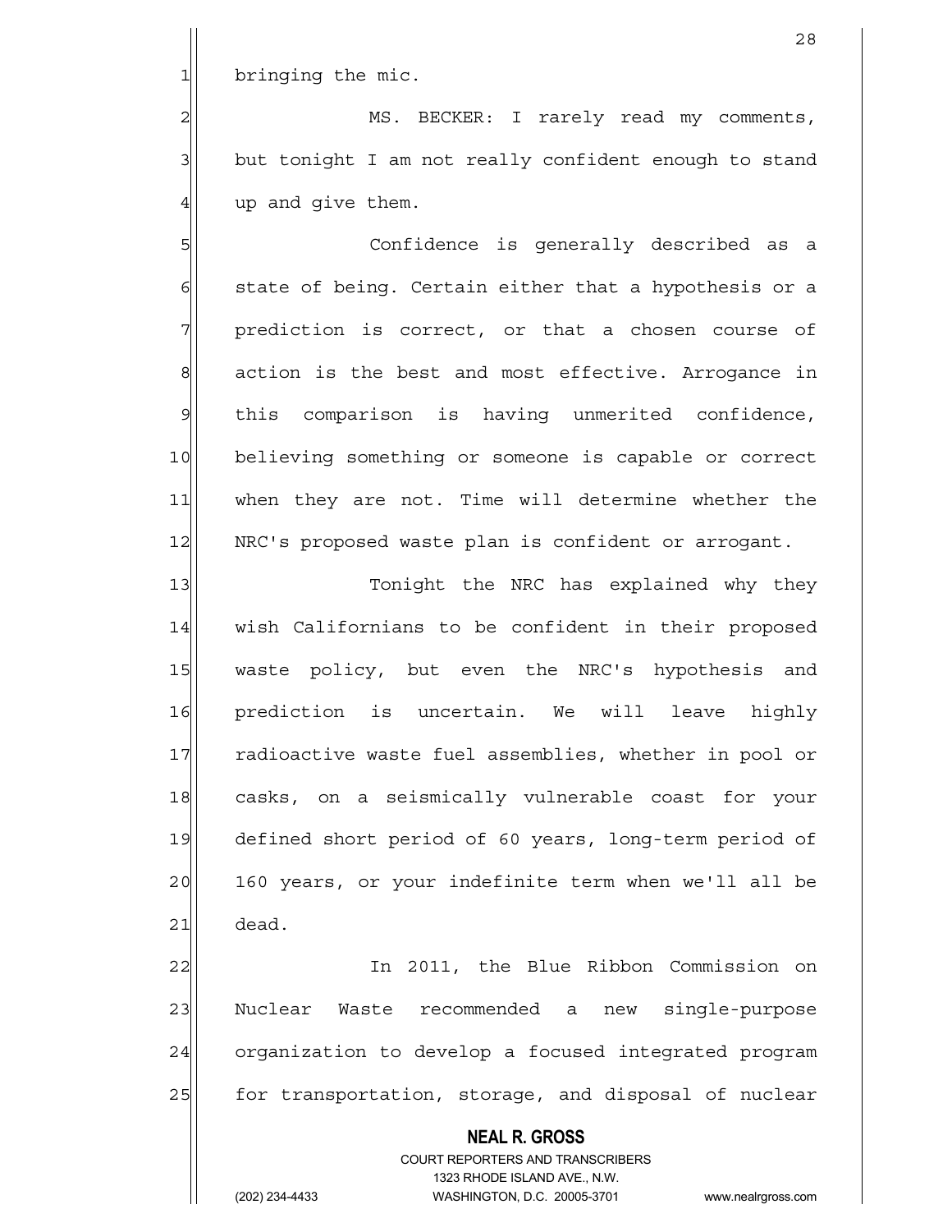bringing the mic.

MS. BECKER: I rarely read my comments, but tonight I am not really confident enough to stand up and give them.

Confidence is generally described as a state of being. Certain either that a hypothesis or a prediction is correct, or that a chosen course of action is the best and most effective. Arrogance in this comparison is having unmerited confidence, believing something or someone is capable or correct when they are not. Time will determine whether the NRC's proposed waste plan is confident or arrogant.

Tonight the NRC has explained why they wish Californians to be confident in their proposed waste policy, but even the NRC's hypothesis and prediction is uncertain. We will leave highly radioactive waste fuel assemblies, whether in pool or casks, on a seismically vulnerable coast for your defined short period of 60 years, long-term period of 160 years, or your indefinite term when we'll all be dead.

In 2011, the Blue Ribbon Commission on Nuclear Waste recommended a new single-purpose organization to develop a focused integrated program for transportation, storage, and disposal of nuclear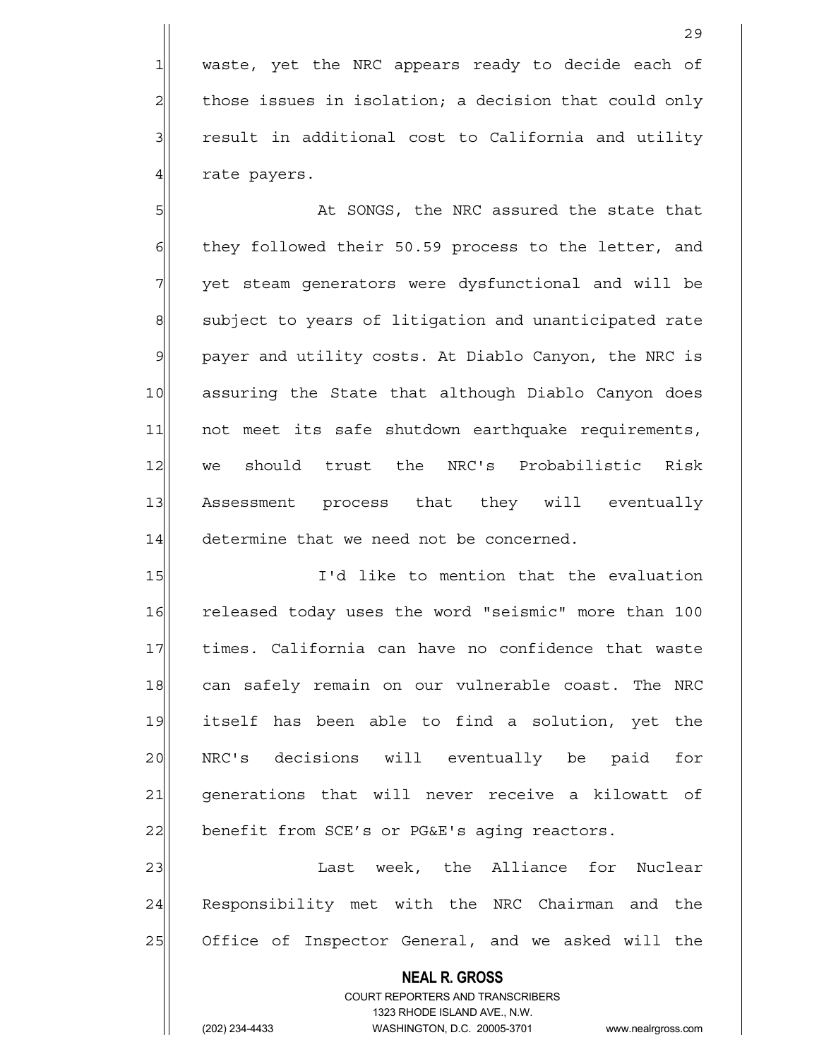waste, yet the NRC appears ready to decide each of those issues in isolation; a decision that could only result in additional cost to California and utility rate payers.

At SONGS, the NRC assured the state that they followed their 50.59 process to the letter, and yet steam generators were dysfunctional and will be subject to years of litigation and unanticipated rate payer and utility costs. At Diablo Canyon, the NRC is assuring the State that although Diablo Canyon does not meet its safe shutdown earthquake requirements, we should trust the NRC's Probabilistic Risk Assessment process that they will eventually determine that we need not be concerned.

I'd like to mention that the evaluation released today uses the word "seismic" more than 100 times. California can have no confidence that waste can safely remain on our vulnerable coast. The NRC itself has been able to find a solution, yet the NRC's decisions will eventually be paid for generations that will never receive a kilowatt of benefit from SCE's or PG&E's aging reactors.

Last week, the Alliance for Nuclear Responsibility met with the NRC Chairman and the Office of Inspector General, and we asked will the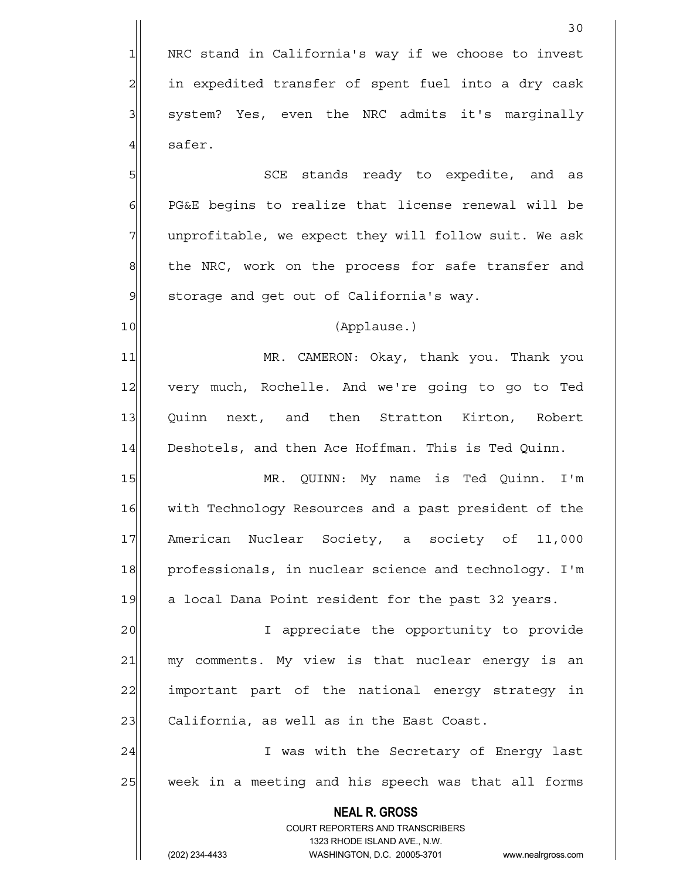NRC stand in California's way if we choose to invest in expedited transfer of spent fuel into a dry cask system? Yes, even the NRC admits it's marginally safer.

SCE stands ready to expedite, and as PG&E begins to realize that license renewal will be unprofitable, we expect they will follow suit. We ask the NRC, work on the process for safe transfer and storage and get out of California's way.

(Applause.)

MR. CAMERON: Okay, thank you. Thank you very much, Rochelle. And we're going to go to Ted Quinn next, and then Stratton Kirton, Robert Deshotels, and then Ace Hoffman. This is Ted Quinn.

MR. QUINN: My name is Ted Quinn. I'm with Technology Resources and a past president of the American Nuclear Society, a society of 11,000 professionals, in nuclear science and technology. I'm a local Dana Point resident for the past 32 years.

I appreciate the opportunity to provide my comments. My view is that nuclear energy is an important part of the national energy strategy in California, as well as in the East Coast.

I was with the Secretary of Energy last week in a meeting and his speech was that all forms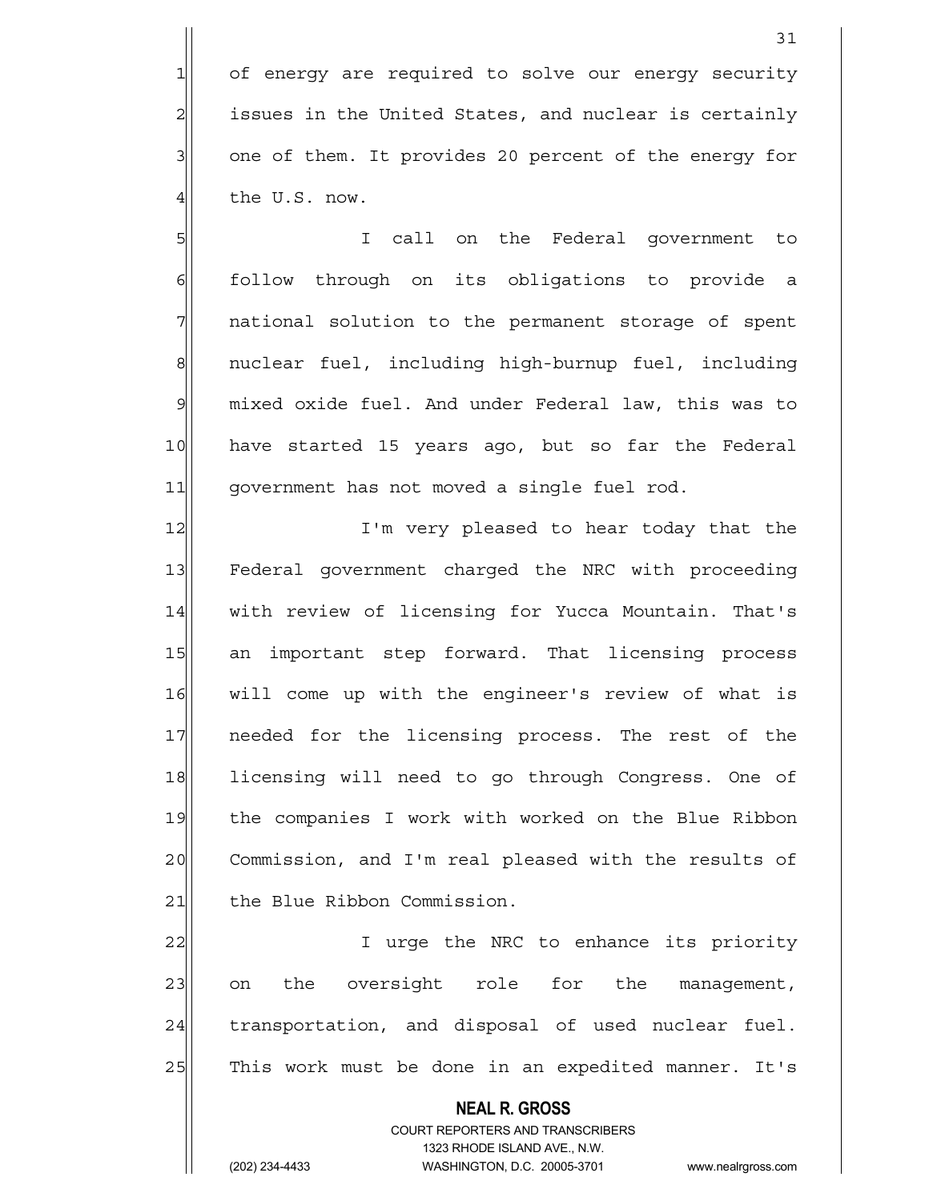of energy are required to solve our energy security issues in the United States, and nuclear is certainly one of them. It provides 20 percent of the energy for the U.S. now.

I call on the Federal government to follow through on its obligations to provide a national solution to the permanent storage of spent nuclear fuel, including high-burnup fuel, including mixed oxide fuel. And under Federal law, this was to have started 15 years ago, but so far the Federal government has not moved a single fuel rod.

I'm very pleased to hear today that the Federal government charged the NRC with proceeding with review of licensing for Yucca Mountain. That's an important step forward. That licensing process will come up with the engineer's review of what is needed for the licensing process. The rest of the licensing will need to go through Congress. One of the companies I work with worked on the Blue Ribbon Commission, and I'm real pleased with the results of the Blue Ribbon Commission.

I urge the NRC to enhance its priority on the oversight role for the management, transportation, and disposal of used nuclear fuel. This work must be done in an expedited manner. It's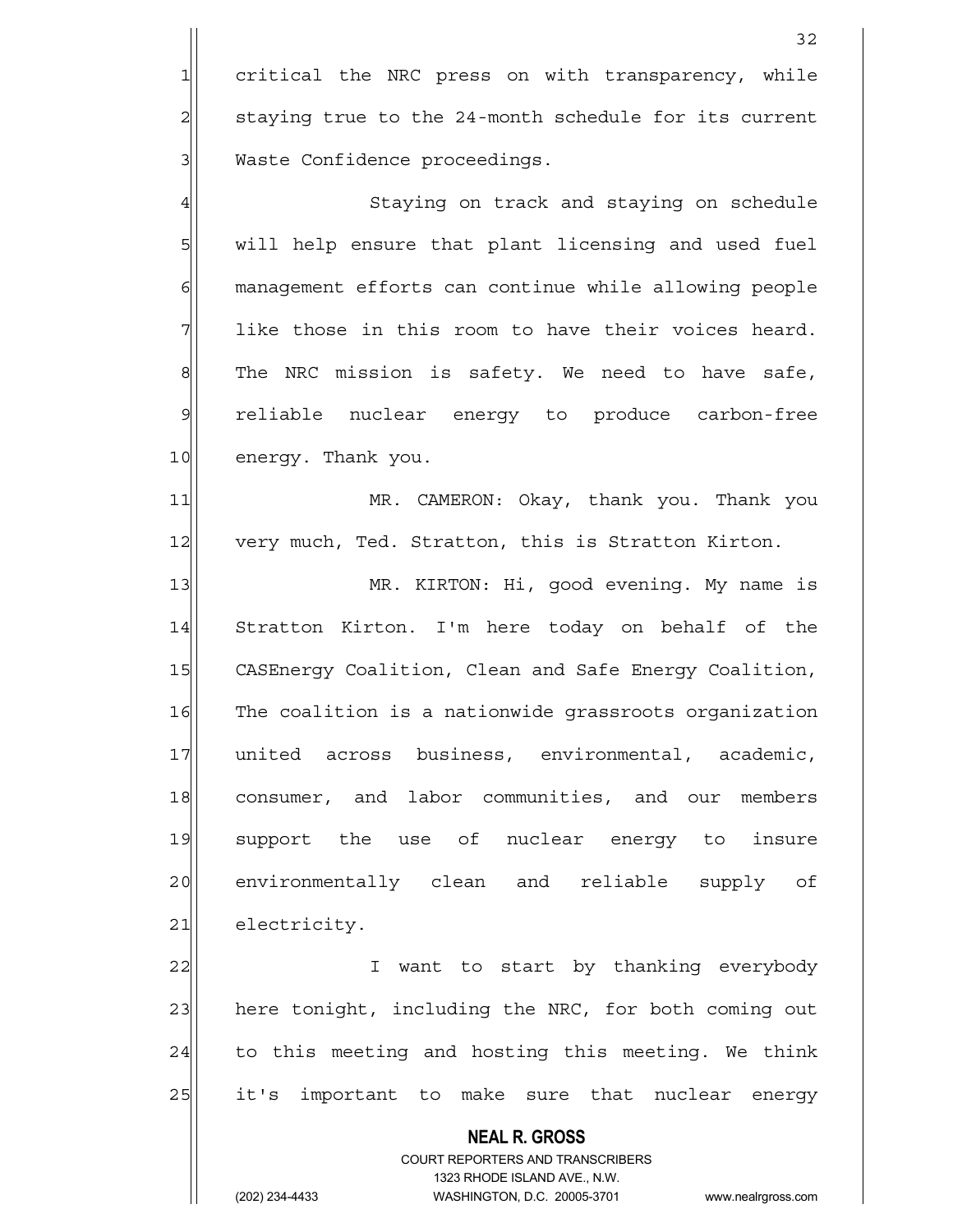critical the NRC press on with transparency, while staying true to the 24-month schedule for its current Waste Confidence proceedings.

Staying on track and staying on schedule will help ensure that plant licensing and used fuel management efforts can continue while allowing people like those in this room to have their voices heard. The NRC mission is safety. We need to have safe, reliable nuclear energy to produce carbon-free energy. Thank you.

MR. CAMERON: Okay, thank you. Thank you very much, Ted. Stratton, this is Stratton Kirton.

MR. KIRTON: Hi, good evening. My name is Stratton Kirton. I'm here today on behalf of the CASEnergy Coalition, Clean and Safe Energy Coalition, The coalition is a nationwide grassroots organization united across business, environmental, academic, consumer, and labor communities, and our members support the use of nuclear energy to insure environmentally clean and reliable supply of electricity.

I want to start by thanking everybody here tonight, including the NRC, for both coming out to this meeting and hosting this meeting. We think it's important to make sure that nuclear energy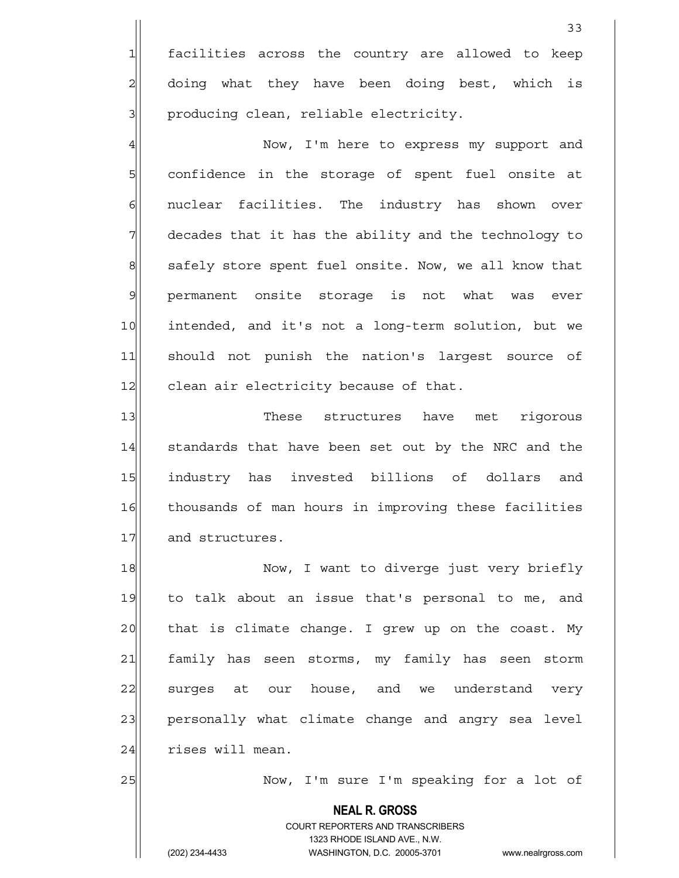facilities across the country are allowed to keep doing what they have been doing best, which is producing clean, reliable electricity.

Now, I'm here to express my support and confidence in the storage of spent fuel onsite at nuclear facilities. The industry has shown over decades that it has the ability and the technology to safely store spent fuel onsite. Now, we all know that permanent onsite storage is not what was ever intended, and it's not a long-term solution, but we should not punish the nation's largest source of clean air electricity because of that.

These structures have met rigorous standards that have been set out by the NRC and the industry has invested billions of dollars and thousands of man hours in improving these facilities and structures.

Now, I want to diverge just very briefly to talk about an issue that's personal to me, and that is climate change. I grew up on the coast. My family has seen storms, my family has seen storm surges at our house, and we understand very personally what climate change and angry sea level rises will mean.

Now, I'm sure I'm speaking for a lot of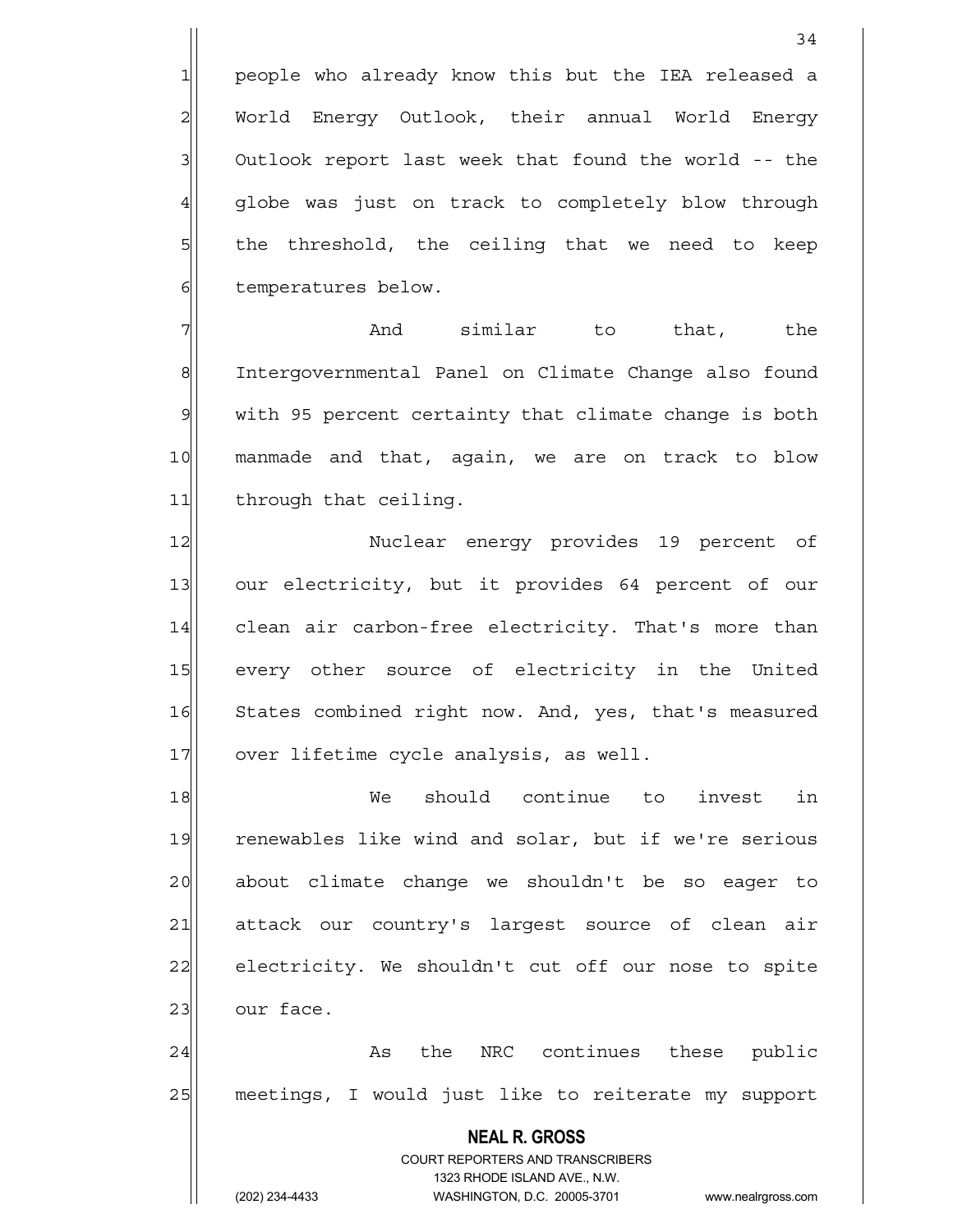people who already know this but the IEA released a World Energy Outlook, their annual World Energy Outlook report last week that found the world -- the globe was just on track to completely blow through the threshold, the ceiling that we need to keep temperatures below.

And similar to that, the Intergovernmental Panel on Climate Change also found with 95 percent certainty that climate change is both manmade and that, again, we are on track to blow through that ceiling.

Nuclear energy provides 19 percent of our electricity, but it provides 64 percent of our clean air carbon-free electricity. That's more than every other source of electricity in the United States combined right now. And, yes, that's measured over lifetime cycle analysis, as well.

We should continue to invest in renewables like wind and solar, but if we're serious about climate change we shouldn't be so eager to attack our country's largest source of clean air electricity. We shouldn't cut off our nose to spite our face.

As the NRC continues these public meetings, I would just like to reiterate my support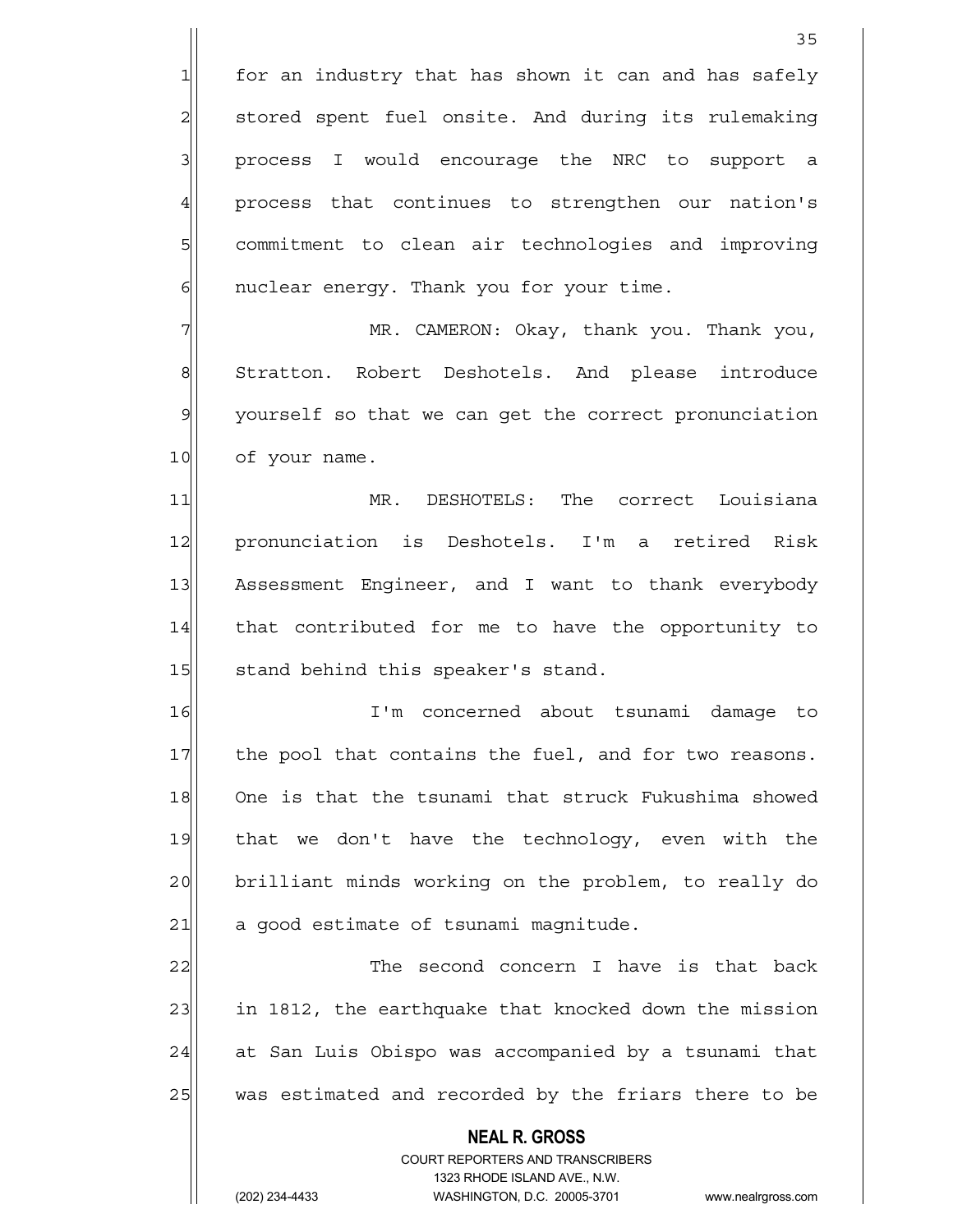for an industry that has shown it can and has safely stored spent fuel onsite. And during its rulemaking process I would encourage the NRC to support a process that continues to strengthen our nation's commitment to clean air technologies and improving nuclear energy. Thank you for your time.

MR. CAMERON: Okay, thank you. Thank you, Stratton. Robert Deshotels. And please introduce yourself so that we can get the correct pronunciation of your name.

MR. DESHOTELS: The correct Louisiana pronunciation is Deshotels. I'm a retired Risk Assessment Engineer, and I want to thank everybody that contributed for me to have the opportunity to stand behind this speaker's stand.

I'm concerned about tsunami damage to the pool that contains the fuel, and for two reasons. One is that the tsunami that struck Fukushima showed that we don't have the technology, even with the brilliant minds working on the problem, to really do a good estimate of tsunami magnitude.

The second concern I have is that back in 1812, the earthquake that knocked down the mission at San Luis Obispo was accompanied by a tsunami that was estimated and recorded by the friars there to be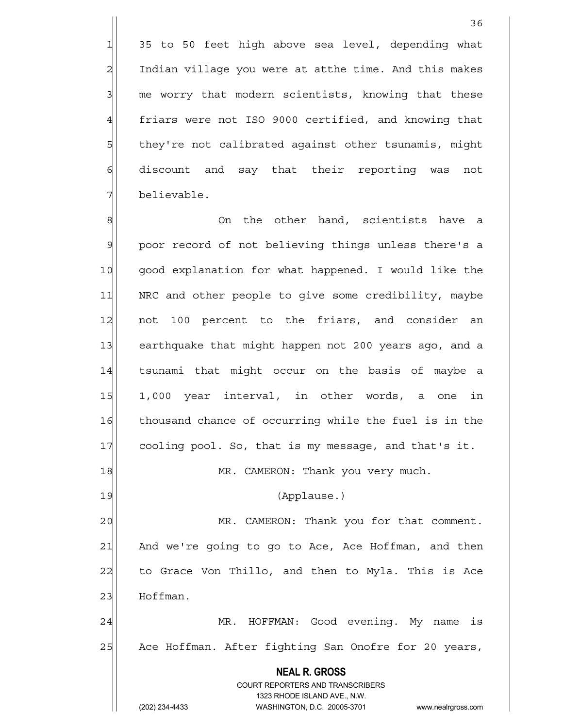35 to 50 feet high above sea level, depending what Indian village you were at atthe time. And this makes me worry that modern scientists, knowing that these friars were not ISO 9000 certified, and knowing that they're not calibrated against other tsunamis, might discount and say that their reporting was not believable.

On the other hand, scientists have a poor record of not believing things unless there's a good explanation for what happened. I would like the NRC and other people to give some credibility, maybe not 100 percent to the friars, and consider an earthquake that might happen not 200 years ago, and a tsunami that might occur on the basis of maybe a 1,000 year interval, in other words, a one in thousand chance of occurring while the fuel is in the cooling pool. So, that is my message, and that's it.

MR. CAMERON: Thank you very much.

(Applause.)

MR. CAMERON: Thank you for that comment. And we're going to go to Ace, Ace Hoffman, and then to Grace Von Thillo, and then to Myla. This is Ace Hoffman.

MR. HOFFMAN: Good evening. My name is Ace Hoffman. After fighting San Onofre for 20 years,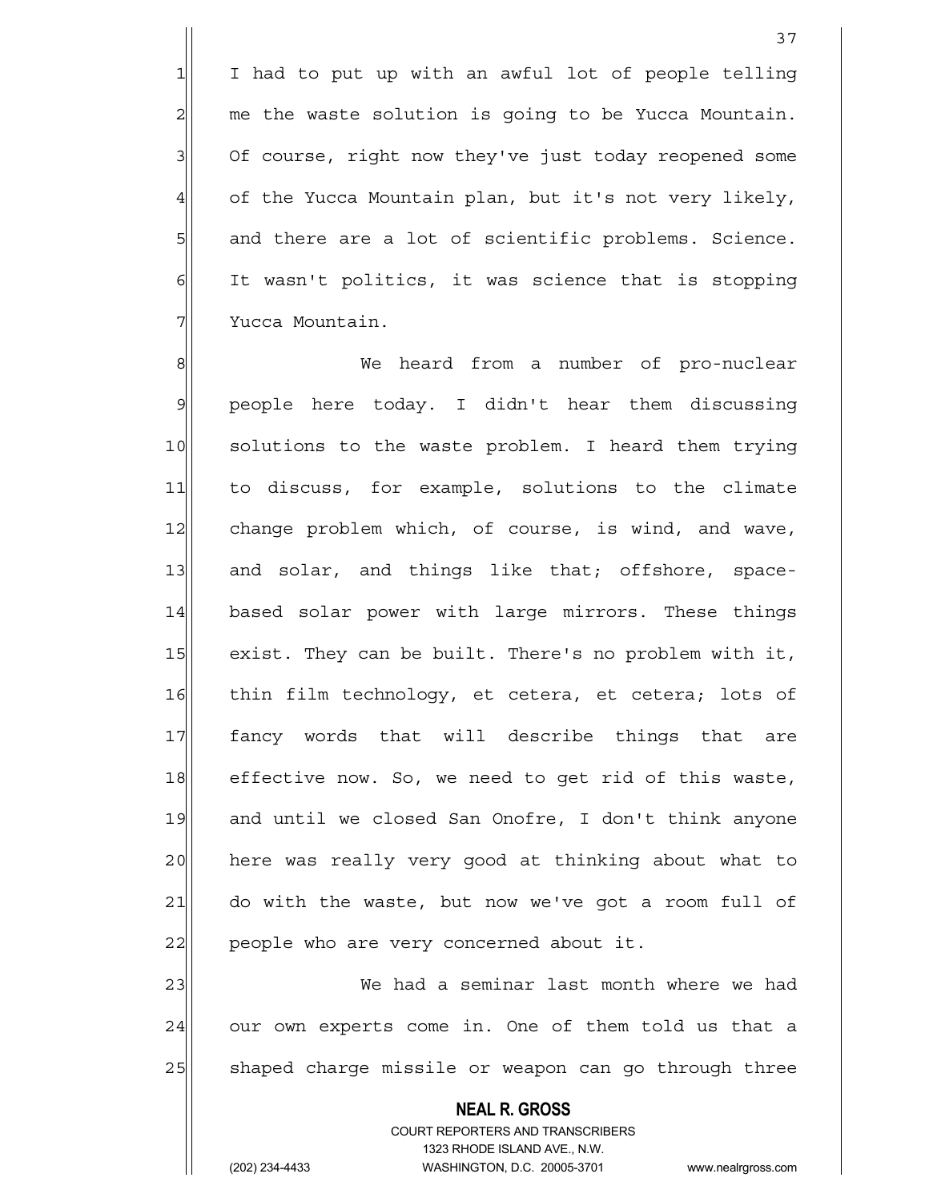I had to put up with an awful lot of people telling me the waste solution is going to be Yucca Mountain. Of course, right now they've just today reopened some of the Yucca Mountain plan, but it's not very likely, and there are a lot of scientific problems. Science. It wasn't politics, it was science that is stopping Yucca Mountain.

We heard from a number of pro-nuclear people here today. I didn't hear them discussing solutions to the waste problem. I heard them trying to discuss, for example, solutions to the climate change problem which, of course, is wind, and wave, and solar, and things like that; offshore, space-based solar power with large mirrors. These things exist. They can be built. There's no problem with it, thin film technology, et cetera, et cetera; lots of fancy words that will describe things that are effective now. So, we need to get rid of this waste, and until we closed San Onofre, I don't think anyone here was really very good at thinking about what to do with the waste, but now we've got a room full of people who are very concerned about it.

We had a seminar last month where we had our own experts come in. One of them told us that a shaped charge missile or weapon can go through three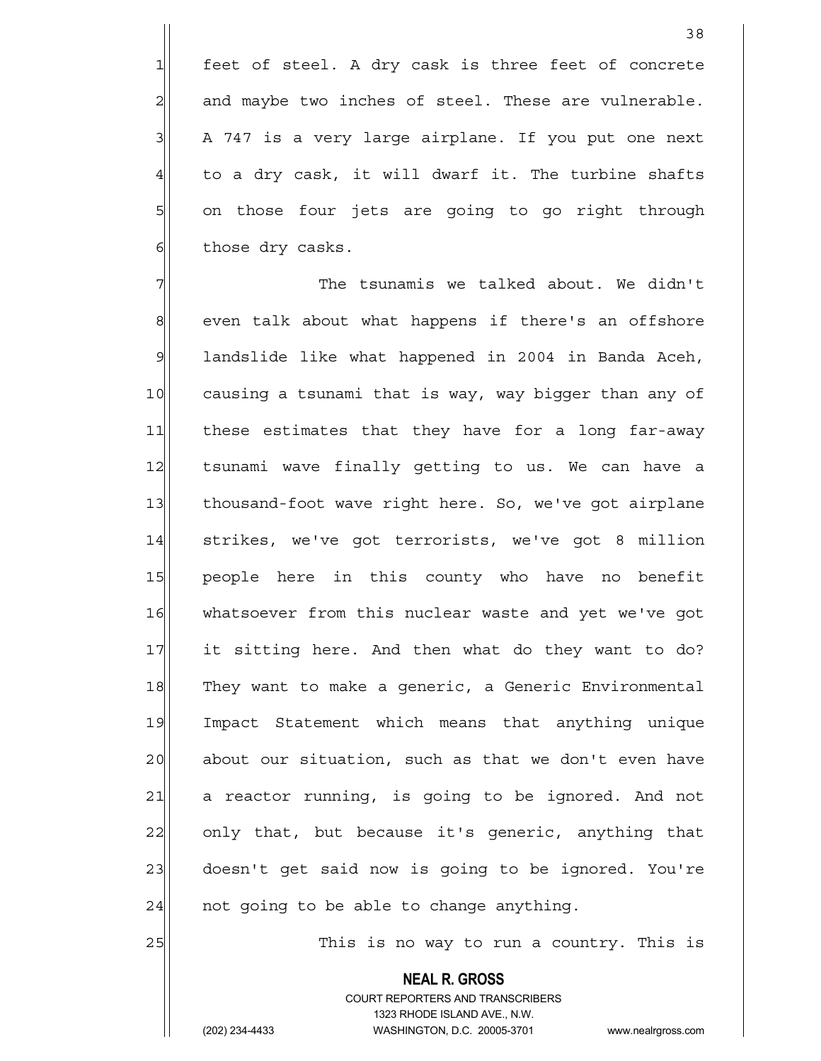feet of steel. A dry cask is three feet of concrete and maybe two inches of steel. These are vulnerable. A 747 is a very large airplane. If you put one next to a dry cask, it will dwarf it. The turbine shafts on those four jets are going to go right through those dry casks.

The tsunamis we talked about. We didn't even talk about what happens if there's an offshore landslide like what happened in 2004 in Banda Aceh, causing a tsunami that is way, way bigger than any of these estimates that they have for a long far-away tsunami wave finally getting to us. We can have a thousand-foot wave right here. So, we've got airplane strikes, we've got terrorists, we've got 8 million people here in this county who have no benefit whatsoever from this nuclear waste and yet we've got it sitting here. And then what do they want to do? They want to make a generic, a Generic Environmental Impact Statement which means that anything unique about our situation, such as that we don't even have a reactor running, is going to be ignored. And not only that, but because it's generic, anything that doesn't get said now is going to be ignored. You're not going to be able to change anything.

This is no way to run a country. This is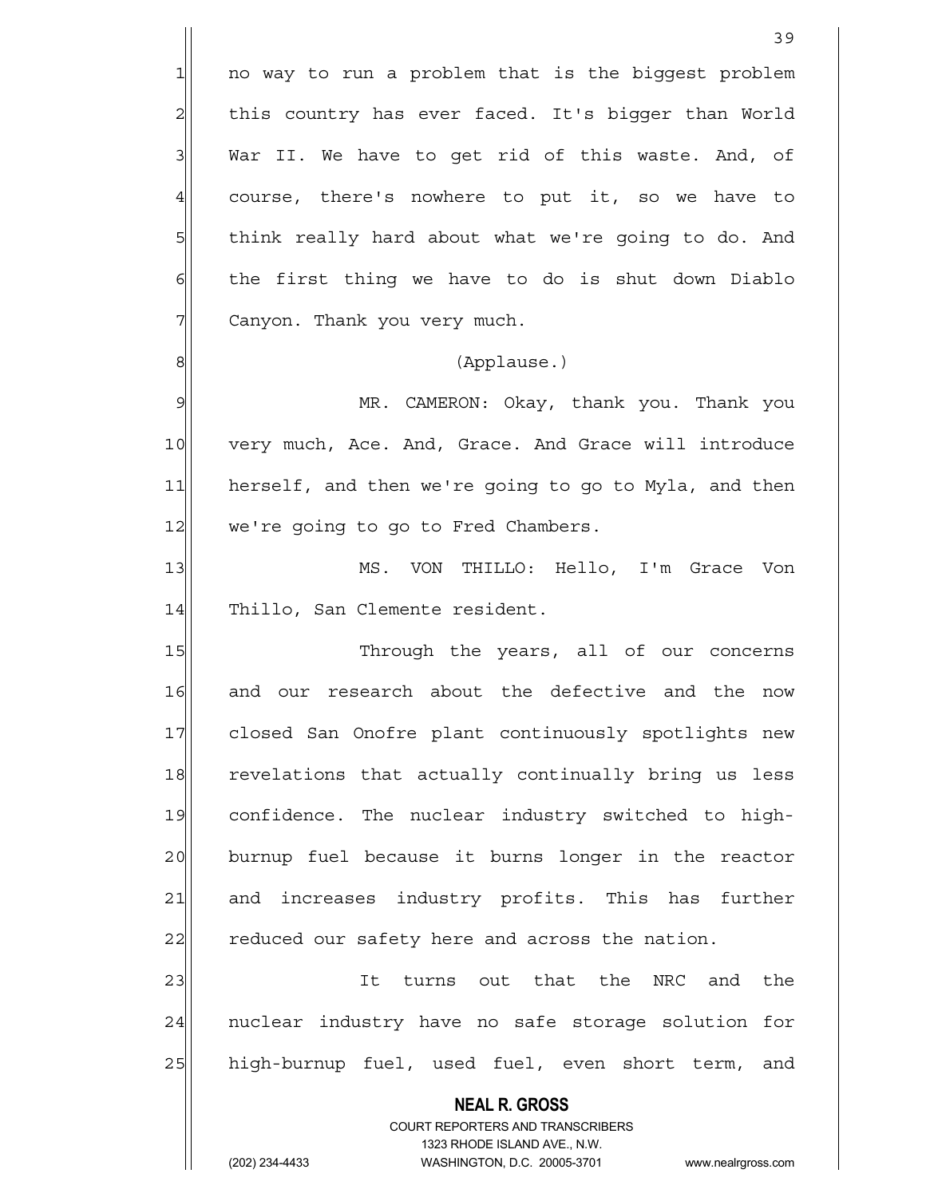no way to run a problem that is the biggest problem this country has ever faced. It's bigger than World War II. We have to get rid of this waste. And, of course, there's nowhere to put it, so we have to think really hard about what we're going to do. And the first thing we have to do is shut down Diablo Canyon. Thank you very much.

(Applause.)

MR. CAMERON: Okay, thank you. Thank you very much, Ace. And, Grace. And Grace will introduce herself, and then we're going to go to Myla, and then we're going to go to Fred Chambers.

MS. VON THILLO: Hello, I'm Grace Von Thillo, San Clemente resident.

Through the years, all of our concerns and our research about the defective and the now closed San Onofre plant continuously spotlights new revelations that actually continually bring us less confidence. The nuclear industry switched to high-burnup fuel because it burns longer in the reactor and increases industry profits. This has further reduced our safety here and across the nation.

It turns out that the NRC and the nuclear industry have no safe storage solution for high-burnup fuel, used fuel, even short term, and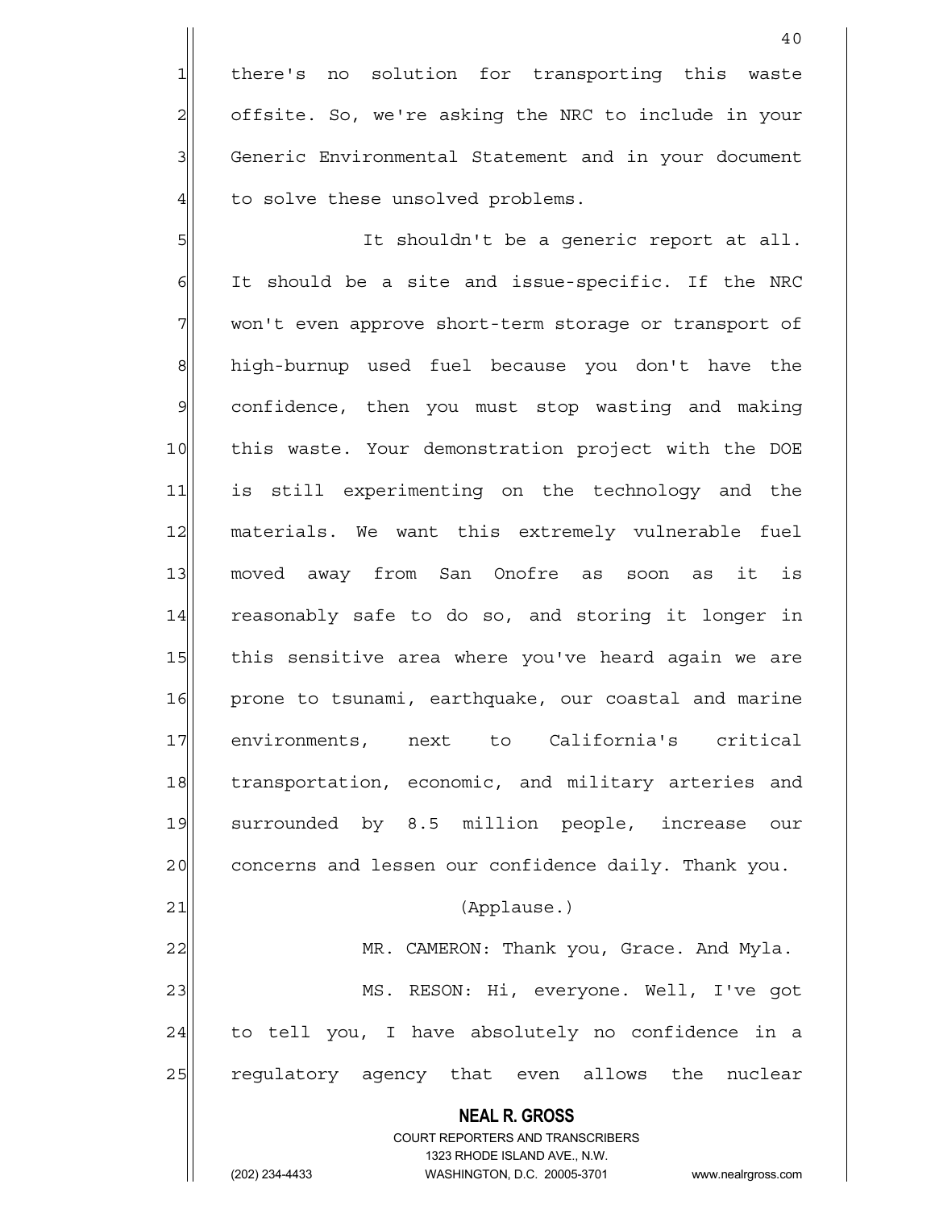there's no solution for transporting this waste offsite. So, we're asking the NRC to include in your Generic Environmental Statement and in your document to solve these unsolved problems.

It shouldn't be a generic report at all. It should be a site and issue-specific. If the NRC won't even approve short-term storage or transport of high-burnup used fuel because you don't have the confidence, then you must stop wasting and making this waste. Your demonstration project with the DOE is still experimenting on the technology and the materials. We want this extremely vulnerable fuel moved away from San Onofre as soon as it is reasonably safe to do so, and storing it longer in this sensitive area where you've heard again we are prone to tsunami, earthquake, our coastal and marine environments, next to California's critical transportation, economic, and military arteries and surrounded by 8.5 million people, increase our concerns and lessen our confidence daily. Thank you.

(Applause.)

MR. CAMERON: Thank you, Grace. And Myla.

MS. RESON: Hi, everyone. Well, I've got to tell you, I have absolutely no confidence in a regulatory agency that even allows the nuclear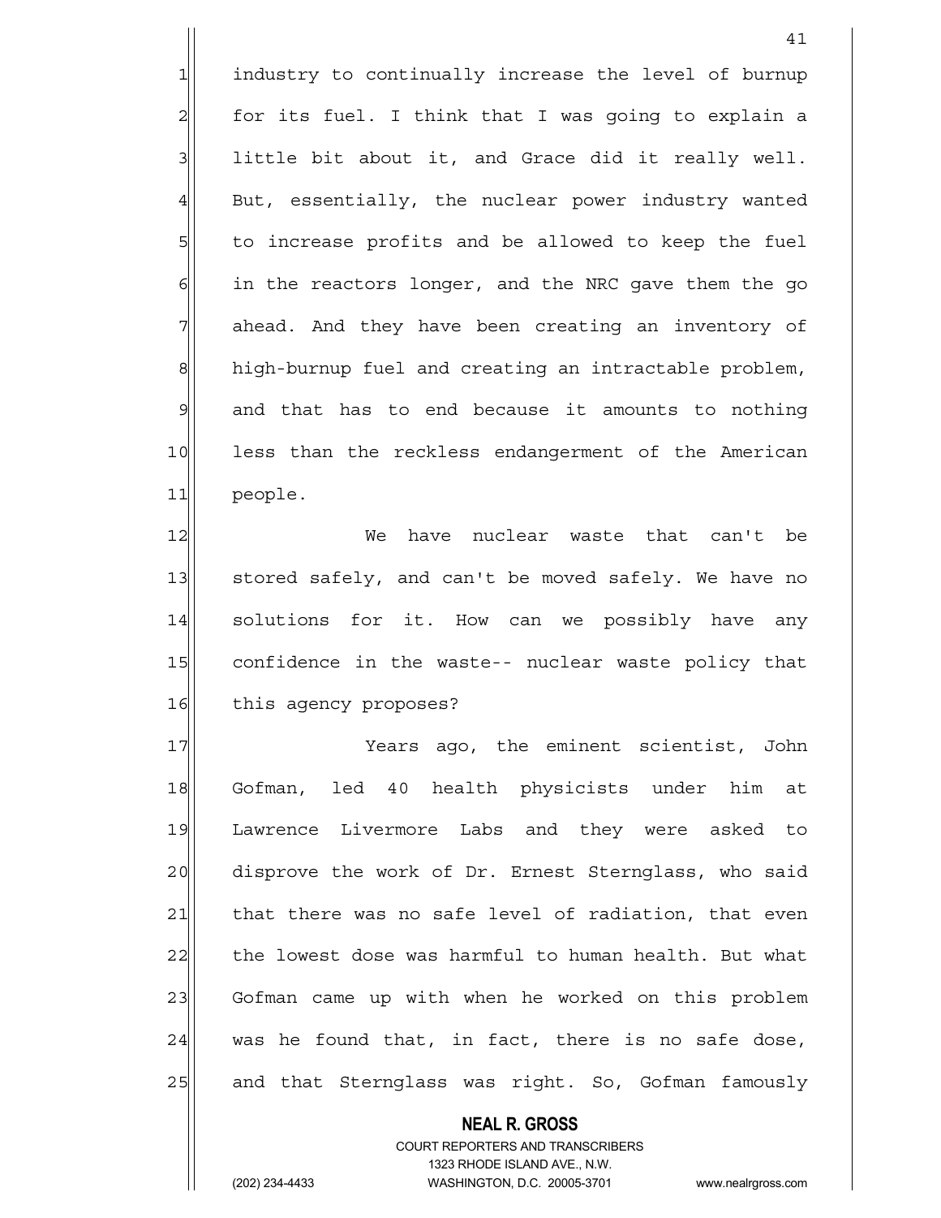industry to continually increase the level of burnup for its fuel. I think that I was going to explain a little bit about it, and Grace did it really well. But, essentially, the nuclear power industry wanted to increase profits and be allowed to keep the fuel in the reactors longer, and the NRC gave them the go ahead. And they have been creating an inventory of high-burnup fuel and creating an intractable problem, and that has to end because it amounts to nothing less than the reckless endangerment of the American people.

We have nuclear waste that can't be stored safely, and can't be moved safely. We have no solutions for it. How can we possibly have any confidence in the waste-- nuclear waste policy that this agency proposes?

Years ago, the eminent scientist, John Gofman, led 40 health physicists under him at Lawrence Livermore Labs and they were asked to disprove the work of Dr. Ernest Sternglass, who said that there was no safe level of radiation, that even the lowest dose was harmful to human health. But what Gofman came up with when he worked on this problem was he found that, in fact, there is no safe dose, and that Sternglass was right. So, Gofman famously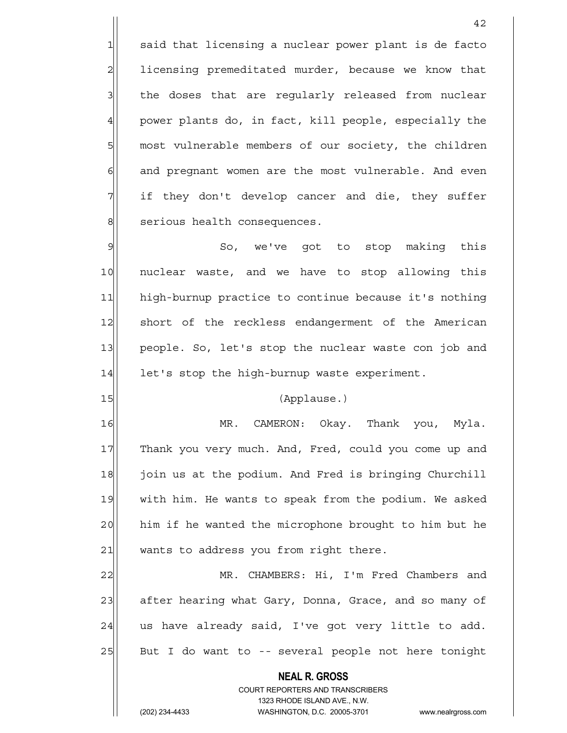said that licensing a nuclear power plant is de facto licensing premeditated murder, because we know that the doses that are regularly released from nuclear power plants do, in fact, kill people, especially the most vulnerable members of our society, the children and pregnant women are the most vulnerable. And even if they don't develop cancer and die, they suffer serious health consequences.

So, we've got to stop making this nuclear waste, and we have to stop allowing this high-burnup practice to continue because it's nothing short of the reckless endangerment of the American people. So, let's stop the nuclear waste con job and let's stop the high-burnup waste experiment.

(Applause.)

MR. CAMERON: Okay. Thank you, Myla. Thank you very much. And, Fred, could you come up and join us at the podium. And Fred is bringing Churchill with him. He wants to speak from the podium. We asked him if he wanted the microphone brought to him but he wants to address you from right there.

MR. CHAMBERS: Hi, I'm Fred Chambers and after hearing what Gary, Donna, Grace, and so many of us have already said, I've got very little to add. But I do want to -- several people not here tonight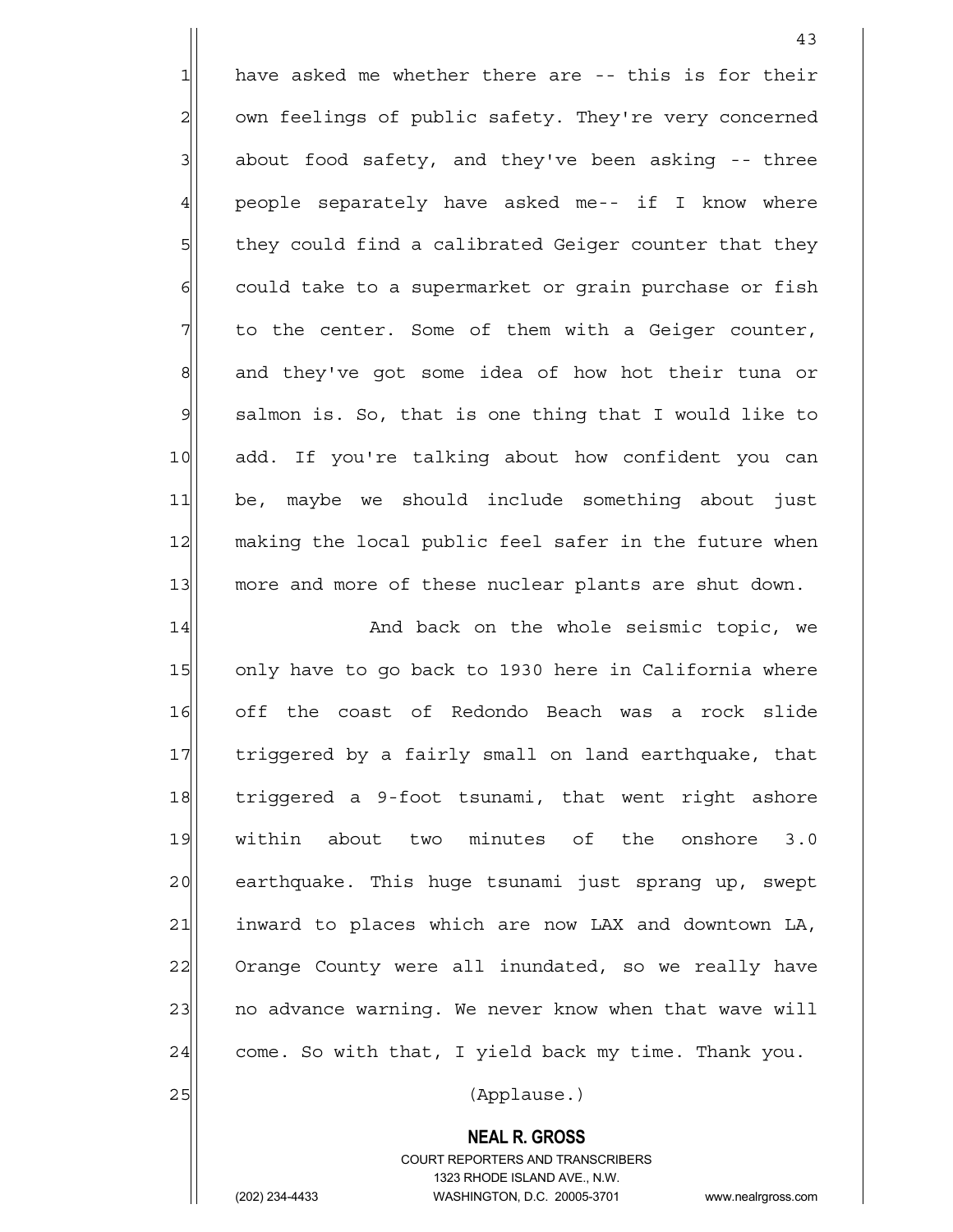have asked me whether there are -- this is for their own feelings of public safety. They're very concerned about food safety, and they've been asking -- three people separately have asked me-- if I know where they could find a calibrated Geiger counter that they could take to a supermarket or grain purchase or fish to the center. Some of them with a Geiger counter, and they've got some idea of how hot their tuna or salmon is. So, that is one thing that I would like to add. If you're talking about how confident you can be, maybe we should include something about just making the local public feel safer in the future when more and more of these nuclear plants are shut down.

And back on the whole seismic topic, we only have to go back to 1930 here in California where off the coast of Redondo Beach was a rock slide triggered by a fairly small on land earthquake, that triggered a 9-foot tsunami, that went right ashore within about two minutes of the onshore 3.0 earthquake. This huge tsunami just sprang up, swept inward to places which are now LAX and downtown LA, Orange County were all inundated, so we really have no advance warning. We never know when that wave will come. So with that, I yield back my time. Thank you.

(Applause.)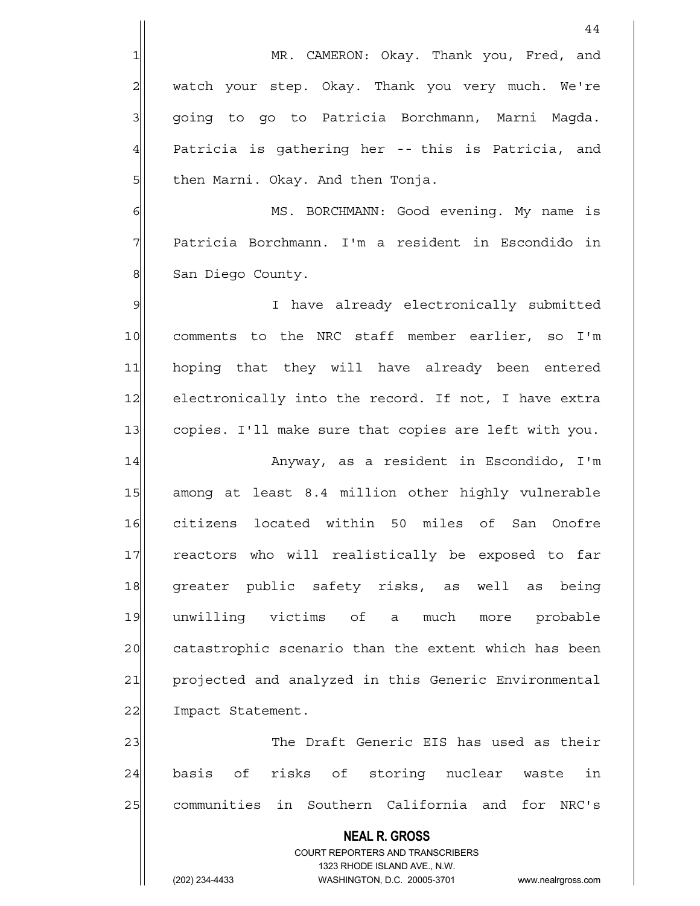MR. CAMERON: Okay. Thank you, Fred, and watch your step. Okay. Thank you very much. We're going to go to Patricia Borchmann, Marni Magda. Patricia is gathering her -- this is Patricia, and then Marni. Okay. And then Tonja.

MS. BORCHMANN: Good evening. My name is Patricia Borchmann. I'm a resident in Escondido in San Diego County.

I have already electronically submitted comments to the NRC staff member earlier, so I'm hoping that they will have already been entered electronically into the record. If not, I have extra copies. I'll make sure that copies are left with you.

Anyway, as a resident in Escondido, I'm among at least 8.4 million other highly vulnerable citizens located within 50 miles of San Onofre reactors who will realistically be exposed to far greater public safety risks, as well as being unwilling victims of a much more probable catastrophic scenario than the extent which has been projected and analyzed in this Generic Environmental Impact Statement.

The Draft Generic EIS has used as their basis of risks of storing nuclear waste in communities in Southern California and for NRC's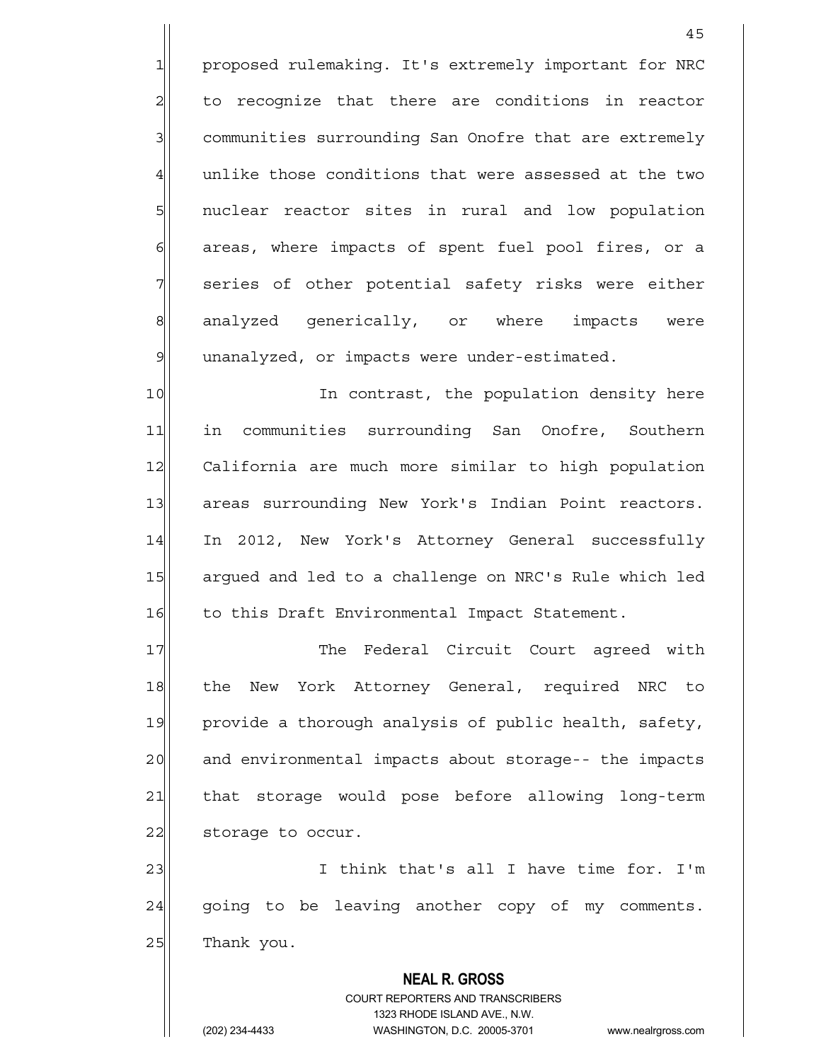proposed rulemaking. It's extremely important for NRC to recognize that there are conditions in reactor communities surrounding San Onofre that are extremely unlike those conditions that were assessed at the two nuclear reactor sites in rural and low population areas, where impacts of spent fuel pool fires, or a series of other potential safety risks were either analyzed generically, or where impacts were unanalyzed, or impacts were under-estimated.

In contrast, the population density here in communities surrounding San Onofre, Southern California are much more similar to high population areas surrounding New York's Indian Point reactors. In 2012, New York's Attorney General successfully argued and led to a challenge on NRC's Rule which led to this Draft Environmental Impact Statement.

The Federal Circuit Court agreed with the New York Attorney General, required NRC to provide a thorough analysis of public health, safety, and environmental impacts about storage-- the impacts that storage would pose before allowing long-term storage to occur.

I think that's all I have time for. I'm going to be leaving another copy of my comments. Thank you.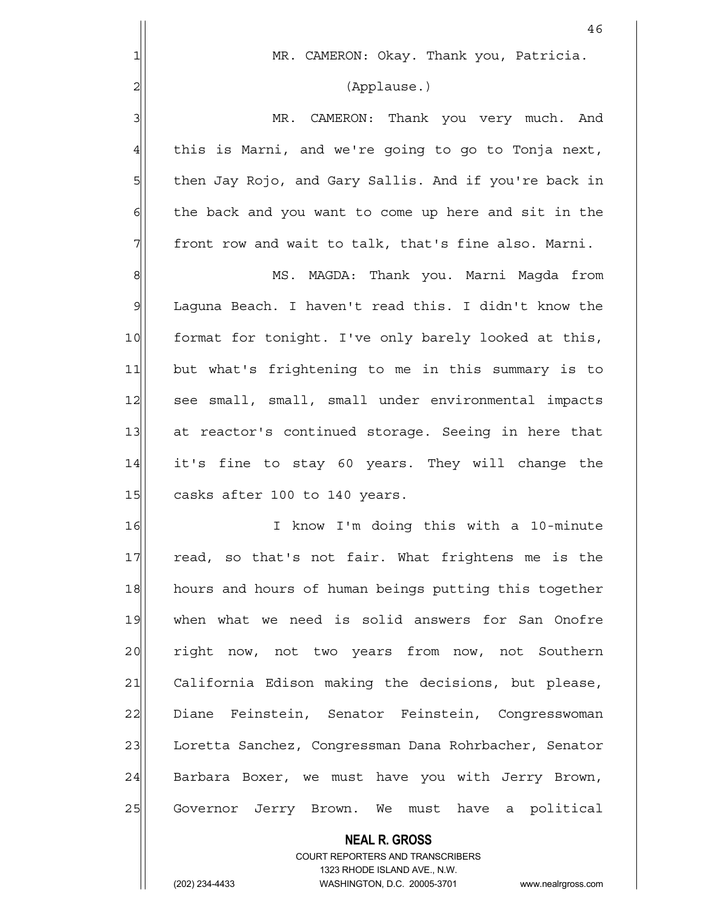MR. CAMERON: Okay. Thank you, Patricia.

(Applause.)

MR. CAMERON: Thank you very much. And this is Marni, and we're going to go to Tonja next, then Jay Rojo, and Gary Sallis. And if you're back in the back and you want to come up here and sit in the front row and wait to talk, that's fine also. Marni.

MS. MAGDA: Thank you. Marni Magda from Laguna Beach. I haven't read this. I didn't know the format for tonight. I've only barely looked at this, but what's frightening to me in this summary is to see small, small, small under environmental impacts at reactor's continued storage. Seeing in here that it's fine to stay 60 years. They will change the casks after 100 to 140 years.

I know I'm doing this with a 10-minute read, so that's not fair. What frightens me is the hours and hours of human beings putting this together when what we need is solid answers for San Onofre right now, not two years from now, not Southern California Edison making the decisions, but please, Diane Feinstein, Senator Feinstein, Congresswoman Loretta Sanchez, Congressman Dana Rohrbacher, Senator Barbara Boxer, we must have you with Jerry Brown, Governor Jerry Brown. We must have a political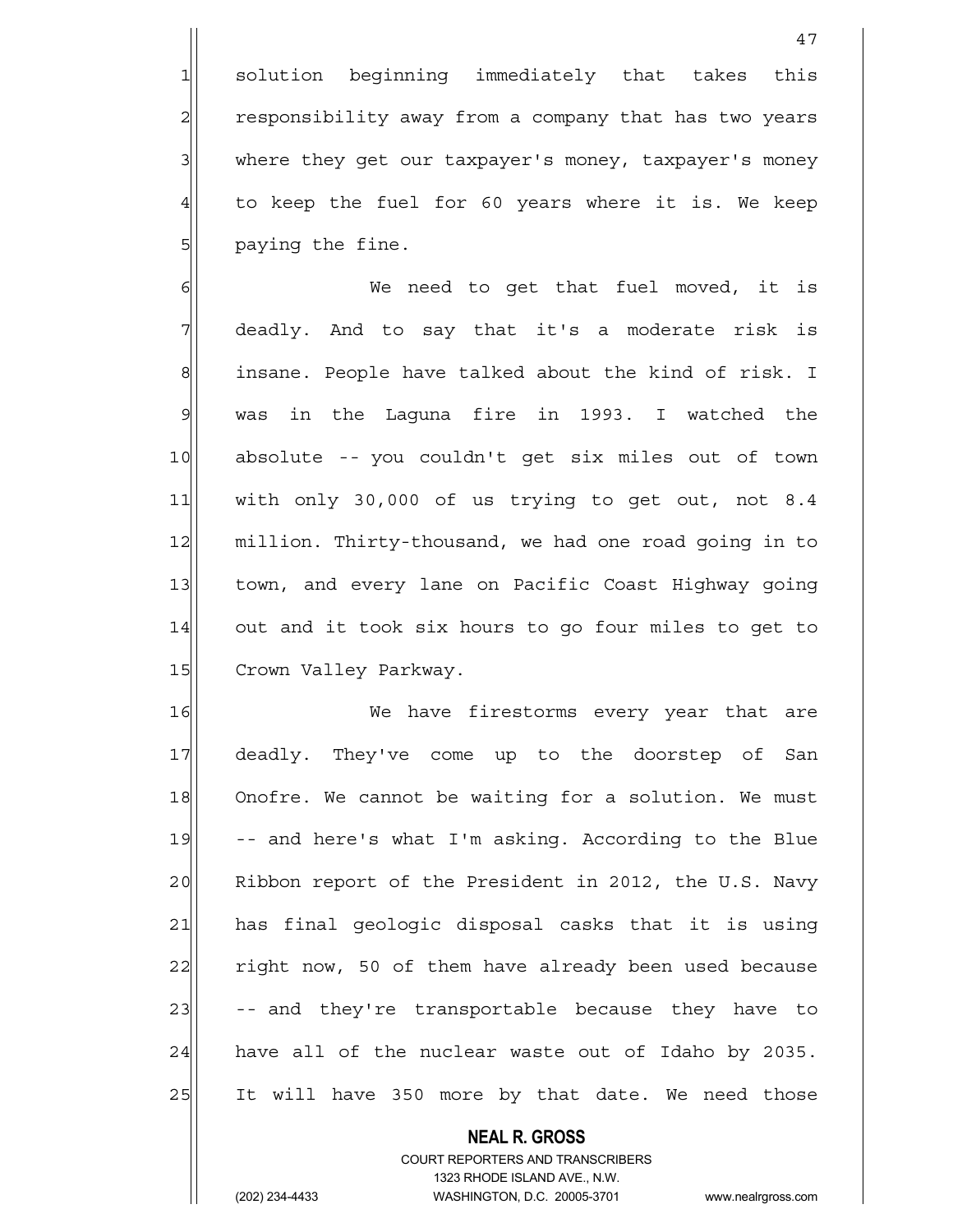solution beginning immediately that takes this responsibility away from a company that has two years where they get our taxpayer's money, taxpayer's money to keep the fuel for 60 years where it is. We keep paying the fine.

We need to get that fuel moved, it is deadly. And to say that it's a moderate risk is insane. People have talked about the kind of risk. I was in the Laguna fire in 1993. I watched the absolute -- you couldn't get six miles out of town with only 30,000 of us trying to get out, not 8.4 million. Thirty-thousand, we had one road going in to town, and every lane on Pacific Coast Highway going out and it took six hours to go four miles to get to Crown Valley Parkway.

We have firestorms every year that are deadly. They've come up to the doorstep of San Onofre. We cannot be waiting for a solution. We must -- and here's what I'm asking. According to the Blue Ribbon report of the President in 2012, the U.S. Navy has final geologic disposal casks that it is using right now, 50 of them have already been used because -- and they're transportable because they have to have all of the nuclear waste out of Idaho by 2035. It will have 350 more by that date. We need those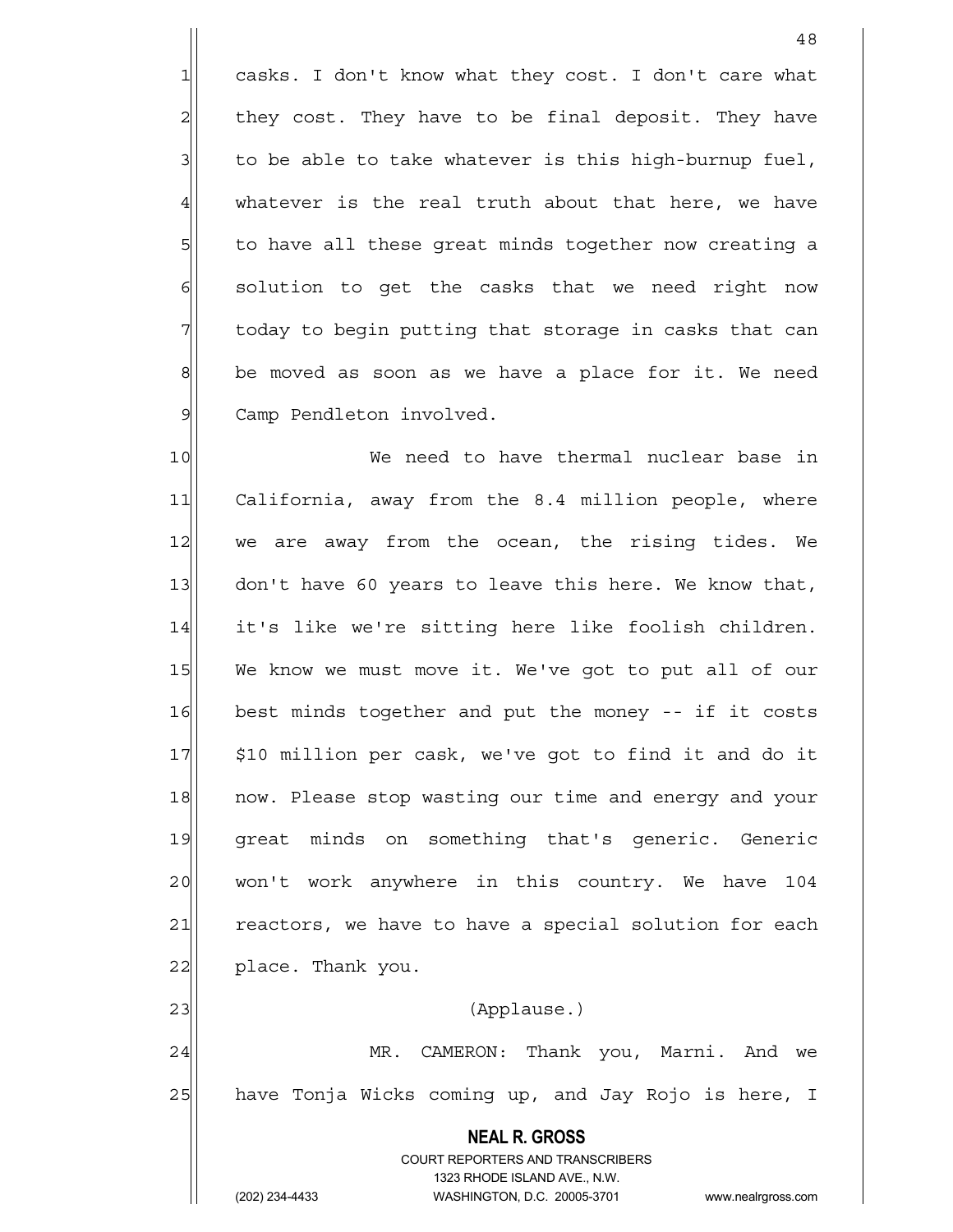casks. I don't know what they cost. I don't care what they cost. They have to be final deposit. They have to be able to take whatever is this high-burnup fuel, whatever is the real truth about that here, we have to have all these great minds together now creating a solution to get the casks that we need right now today to begin putting that storage in casks that can be moved as soon as we have a place for it. We need Camp Pendleton involved.

We need to have thermal nuclear base in California, away from the 8.4 million people, where we are away from the ocean, the rising tides. We don't have 60 years to leave this here. We know that, it's like we're sitting here like foolish children. We know we must move it. We've got to put all of our best minds together and put the money -- if it costs $10 million per cask, we've got to find it and do it now. Please stop wasting our time and energy and your great minds on something that's generic. Generic won't work anywhere in this country. We have 104 reactors, we have to have a special solution for each place. Thank you.

(Applause.)

MR. CAMERON: Thank you, Marni. And we have Tonja Wicks coming up, and Jay Rojo is here, I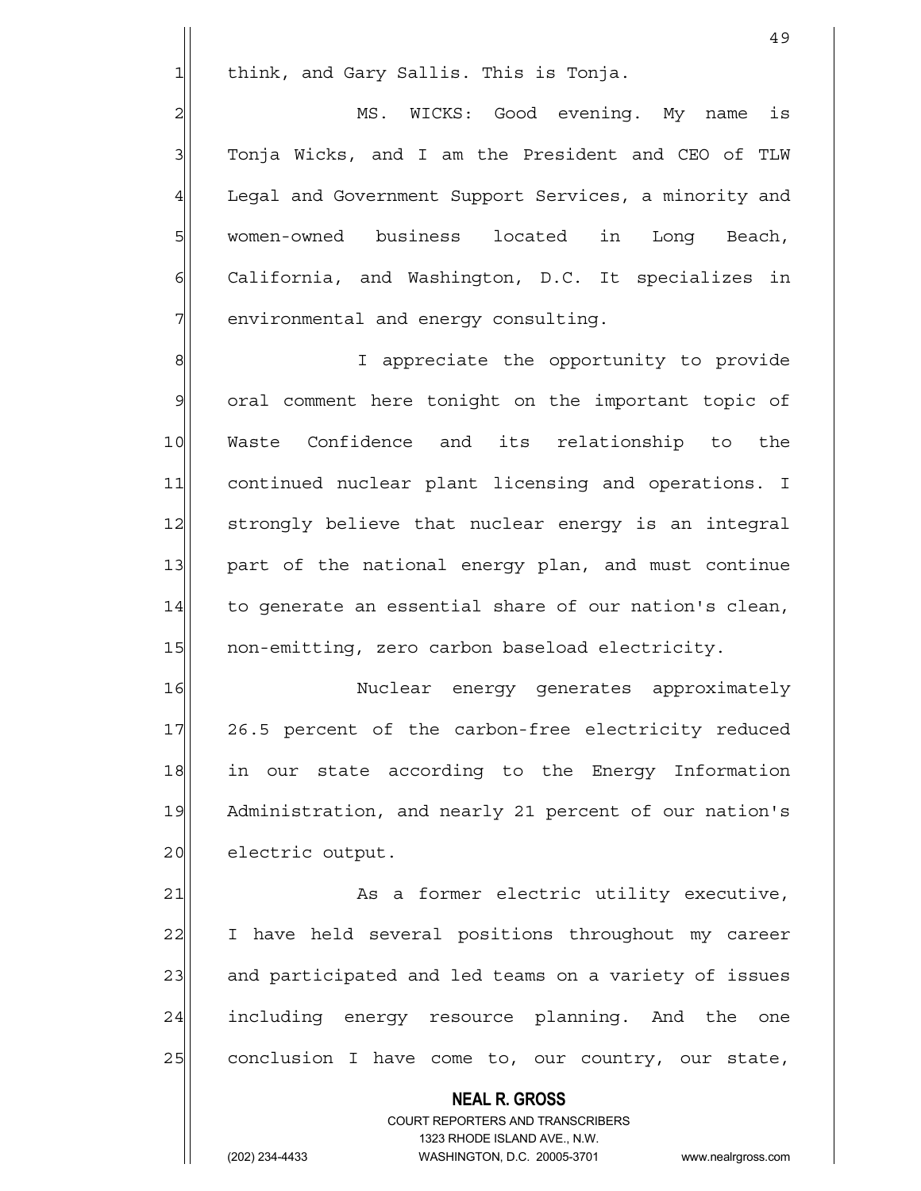think, and Gary Sallis. This is Tonja.

MS. WICKS: Good evening. My name is Tonja Wicks, and I am the President and CEO of TLW Legal and Government Support Services, a minority and women-owned business located in Long Beach, California, and Washington, D.C. It specializes in environmental and energy consulting.

I appreciate the opportunity to provide oral comment here tonight on the important topic of Waste Confidence and its relationship to the continued nuclear plant licensing and operations. I strongly believe that nuclear energy is an integral part of the national energy plan, and must continue to generate an essential share of our nation's clean, non-emitting, zero carbon baseload electricity.

Nuclear energy generates approximately 26.5 percent of the carbon-free electricity reduced in our state according to the Energy Information Administration, and nearly 21 percent of our nation's electric output.

As a former electric utility executive, I have held several positions throughout my career and participated and led teams on a variety of issues including energy resource planning. And the one conclusion I have come to, our country, our state,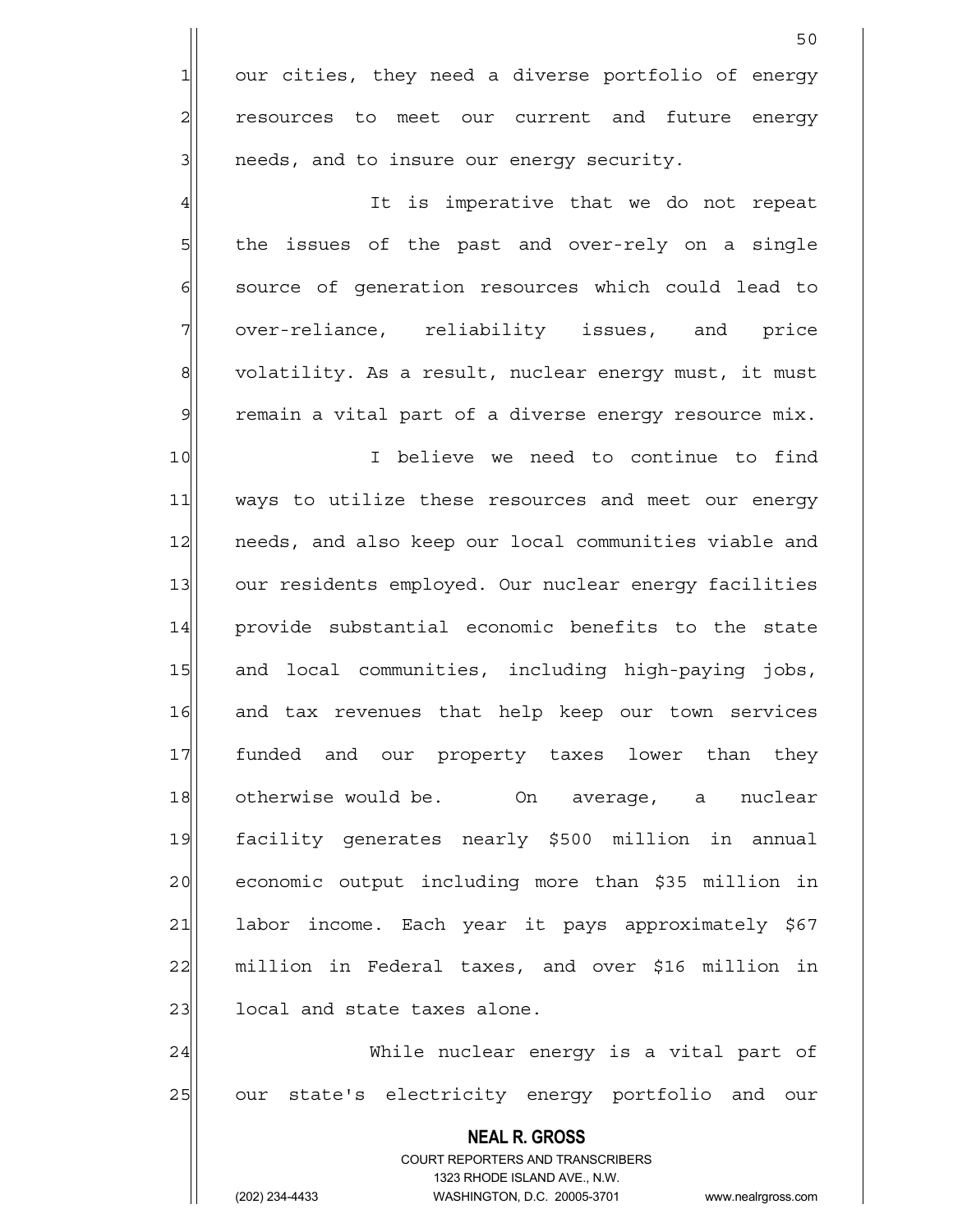our cities, they need a diverse portfolio of energy resources to meet our current and future energy needs, and to insure our energy security.

It is imperative that we do not repeat the issues of the past and over-rely on a single source of generation resources which could lead to over-reliance, reliability issues, and price volatility. As a result, nuclear energy must, it must remain a vital part of a diverse energy resource mix.

I believe we need to continue to find ways to utilize these resources and meet our energy needs, and also keep our local communities viable and our residents employed. Our nuclear energy facilities provide substantial economic benefits to the state and local communities, including high-paying jobs, and tax revenues that help keep our town services funded and our property taxes lower than they otherwise would be. On average, a nuclear facility generates nearly $500 million in annual economic output including more than $35 million in labor income. Each year it pays approximately $67 million in Federal taxes, and over $16 million in local and state taxes alone.

While nuclear energy is a vital part of our state's electricity energy portfolio and our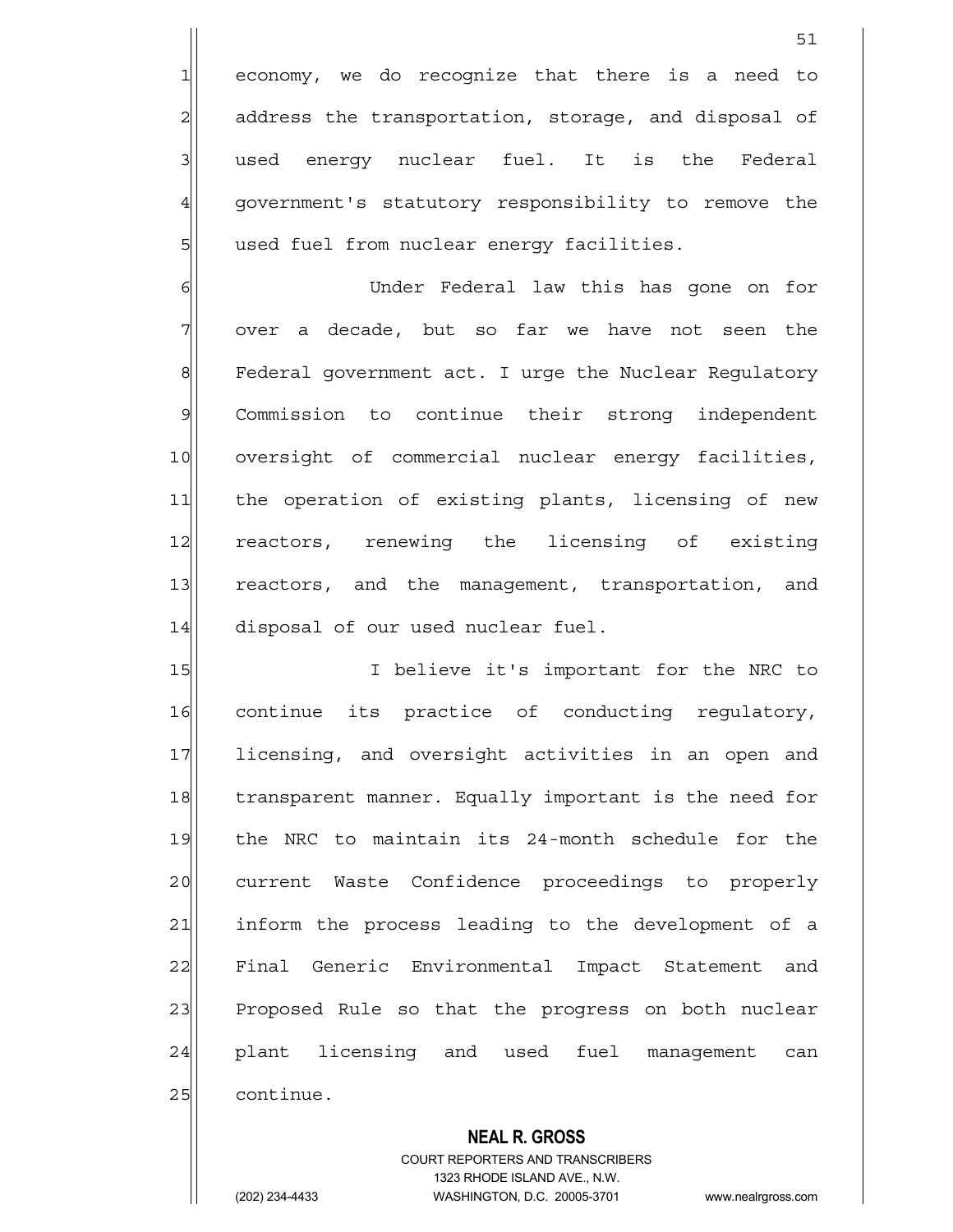economy, we do recognize that there is a need to address the transportation, storage, and disposal of used energy nuclear fuel. It is the Federal government's statutory responsibility to remove the used fuel from nuclear energy facilities.

Under Federal law this has gone on for over a decade, but so far we have not seen the Federal government act. I urge the Nuclear Regulatory Commission to continue their strong independent oversight of commercial nuclear energy facilities, the operation of existing plants, licensing of new reactors, renewing the licensing of existing reactors, and the management, transportation, and disposal of our used nuclear fuel.

I believe it's important for the NRC to continue its practice of conducting regulatory, licensing, and oversight activities in an open and transparent manner. Equally important is the need for the NRC to maintain its 24-month schedule for the current Waste Confidence proceedings to properly inform the process leading to the development of a Final Generic Environmental Impact Statement and Proposed Rule so that the progress on both nuclear plant licensing and used fuel management can continue.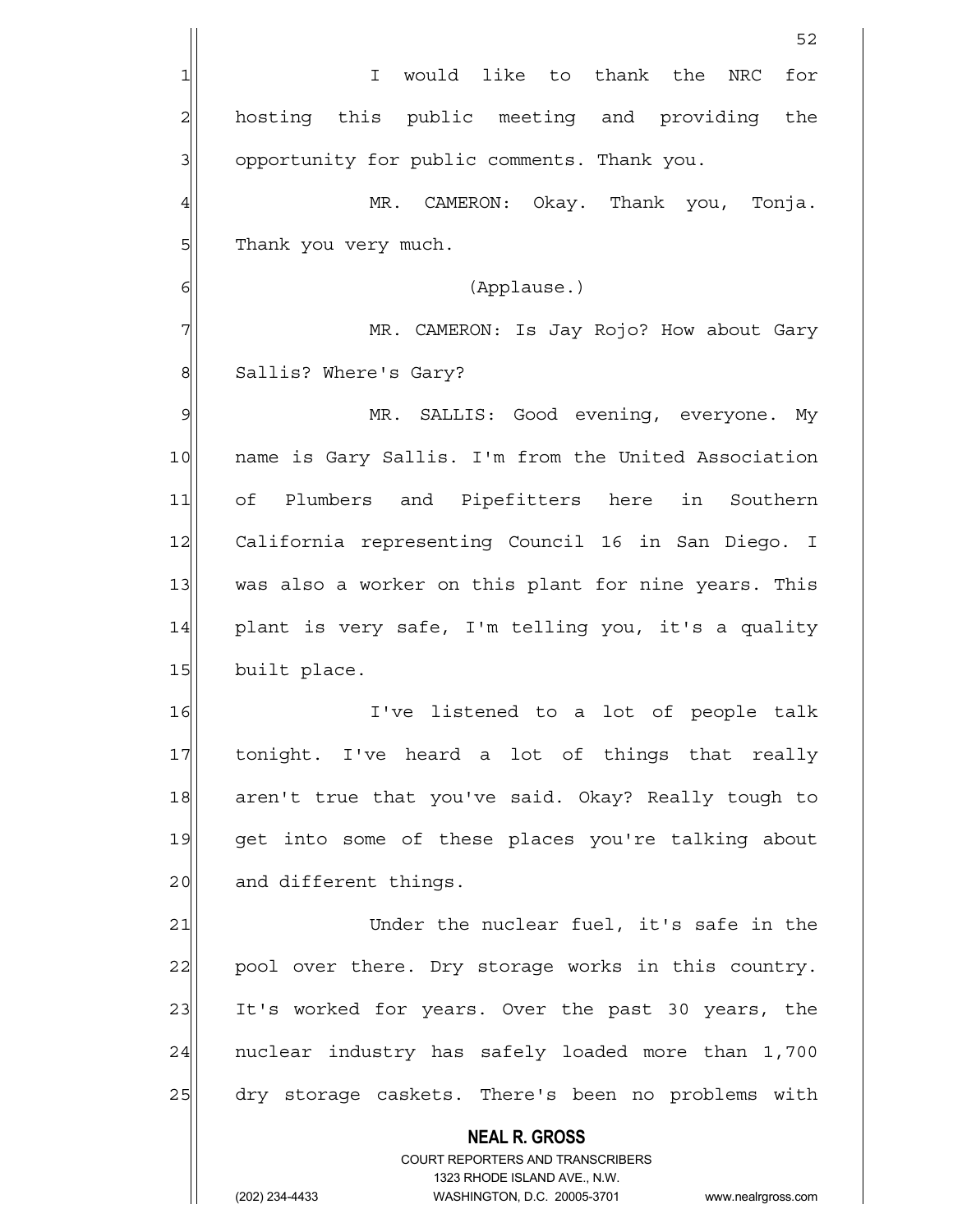I would like to thank the NRC for hosting this public meeting and providing the opportunity for public comments. Thank you.

MR. CAMERON: Okay. Thank you, Tonja. Thank you very much.

(Applause.)

MR. CAMERON: Is Jay Rojo? How about Gary Sallis? Where's Gary?

MR. SALLIS: Good evening, everyone. My name is Gary Sallis. I'm from the United Association of Plumbers and Pipefitters here in Southern California representing Council 16 in San Diego. I was also a worker on this plant for nine years. This plant is very safe, I'm telling you, it's a quality built place.

I've listened to a lot of people talk tonight. I've heard a lot of things that really aren't true that you've said. Okay? Really tough to get into some of these places you're talking about and different things.

Under the nuclear fuel, it's safe in the pool over there. Dry storage works in this country. It's worked for years. Over the past 30 years, the nuclear industry has safely loaded more than 1,700 dry storage caskets. There's been no problems with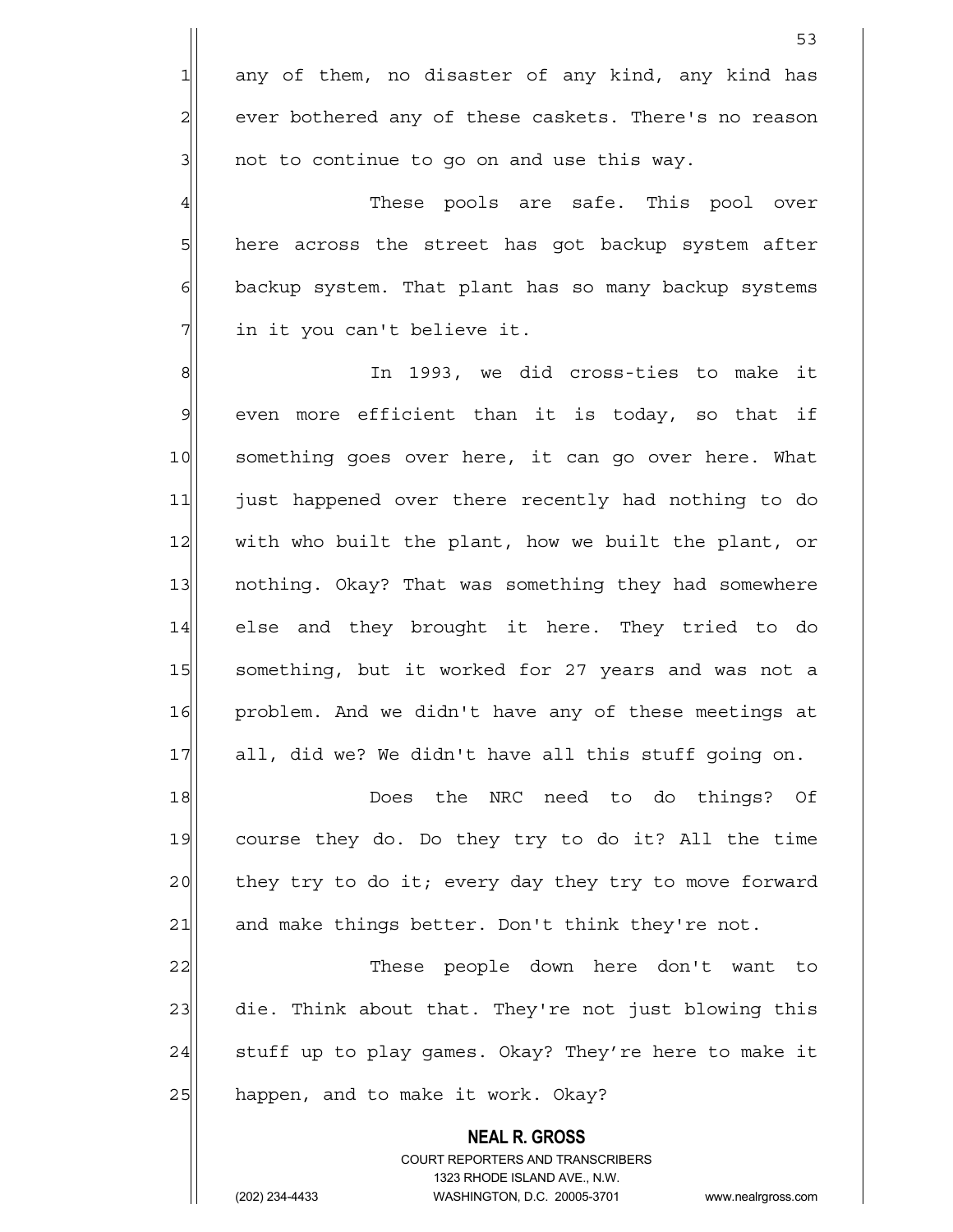any of them, no disaster of any kind, any kind has ever bothered any of these caskets. There's no reason not to continue to go on and use this way.

These pools are safe. This pool over here across the street has got backup system after backup system. That plant has so many backup systems in it you can't believe it.

In 1993, we did cross-ties to make it even more efficient than it is today, so that if something goes over here, it can go over here. What just happened over there recently had nothing to do with who built the plant, how we built the plant, or nothing. Okay? That was something they had somewhere else and they brought it here. They tried to do something, but it worked for 27 years and was not a problem. And we didn't have any of these meetings at all, did we? We didn't have all this stuff going on.

Does the NRC need to do things? Of course they do. Do they try to do it? All the time they try to do it; every day they try to move forward and make things better. Don't think they're not.

These people down here don't want to die. Think about that. They're not just blowing this stuff up to play games. Okay? They're here to make it happen, and to make it work. Okay?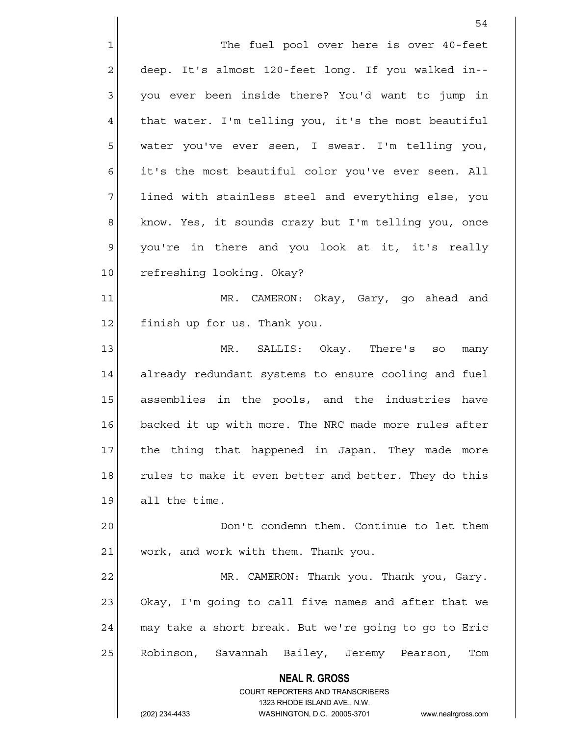The fuel pool over here is over 40-feet deep. It's almost 120-feet long. If you walked in-- you ever been inside there? You'd want to jump in that water. I'm telling you, it's the most beautiful water you've ever seen, I swear. I'm telling you, it's the most beautiful color you've ever seen. All lined with stainless steel and everything else, you know. Yes, it sounds crazy but I'm telling you, once you're in there and you look at it, it's really refreshing looking. Okay?

MR. CAMERON: Okay, Gary, go ahead and finish up for us. Thank you.

MR. SALLIS: Okay. There's so many already redundant systems to ensure cooling and fuel assemblies in the pools, and the industries have backed it up with more. The NRC made more rules after the thing that happened in Japan. They made more rules to make it even better and better. They do this all the time.

Don't condemn them. Continue to let them work, and work with them. Thank you.

MR. CAMERON: Thank you. Thank you, Gary. Okay, I'm going to call five names and after that we may take a short break. But we're going to go to Eric Robinson, Savannah Bailey, Jeremy Pearson, Tom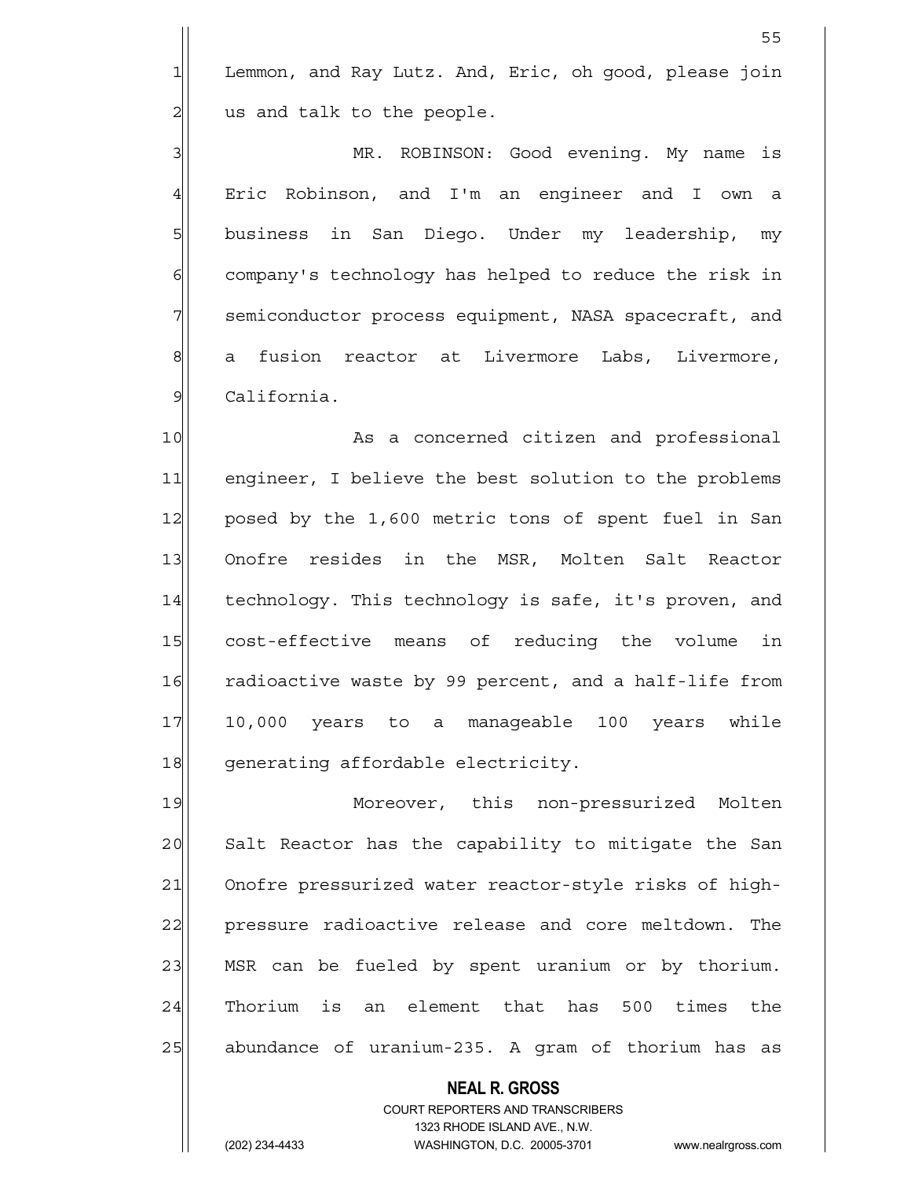Lemmon, and Ray Lutz. And, Eric, oh good, please join us and talk to the people.

MR. ROBINSON: Good evening. My name is Eric Robinson, and I'm an engineer and I own a business in San Diego. Under my leadership, my company's technology has helped to reduce the risk in semiconductor process equipment, NASA spacecraft, and a fusion reactor at Livermore Labs, Livermore, California.

As a concerned citizen and professional engineer, I believe the best solution to the problems posed by the 1,600 metric tons of spent fuel in San Onofre resides in the MSR, Molten Salt Reactor technology. This technology is safe, it's proven, and cost-effective means of reducing the volume in radioactive waste by 99 percent, and a half-life from 10,000 years to a manageable 100 years while generating affordable electricity.

Moreover, this non-pressurized Molten Salt Reactor has the capability to mitigate the San Onofre pressurized water reactor-style risks of high-pressure radioactive release and core meltdown. The MSR can be fueled by spent uranium or by thorium. Thorium is an element that has 500 times the abundance of uranium-235. A gram of thorium has as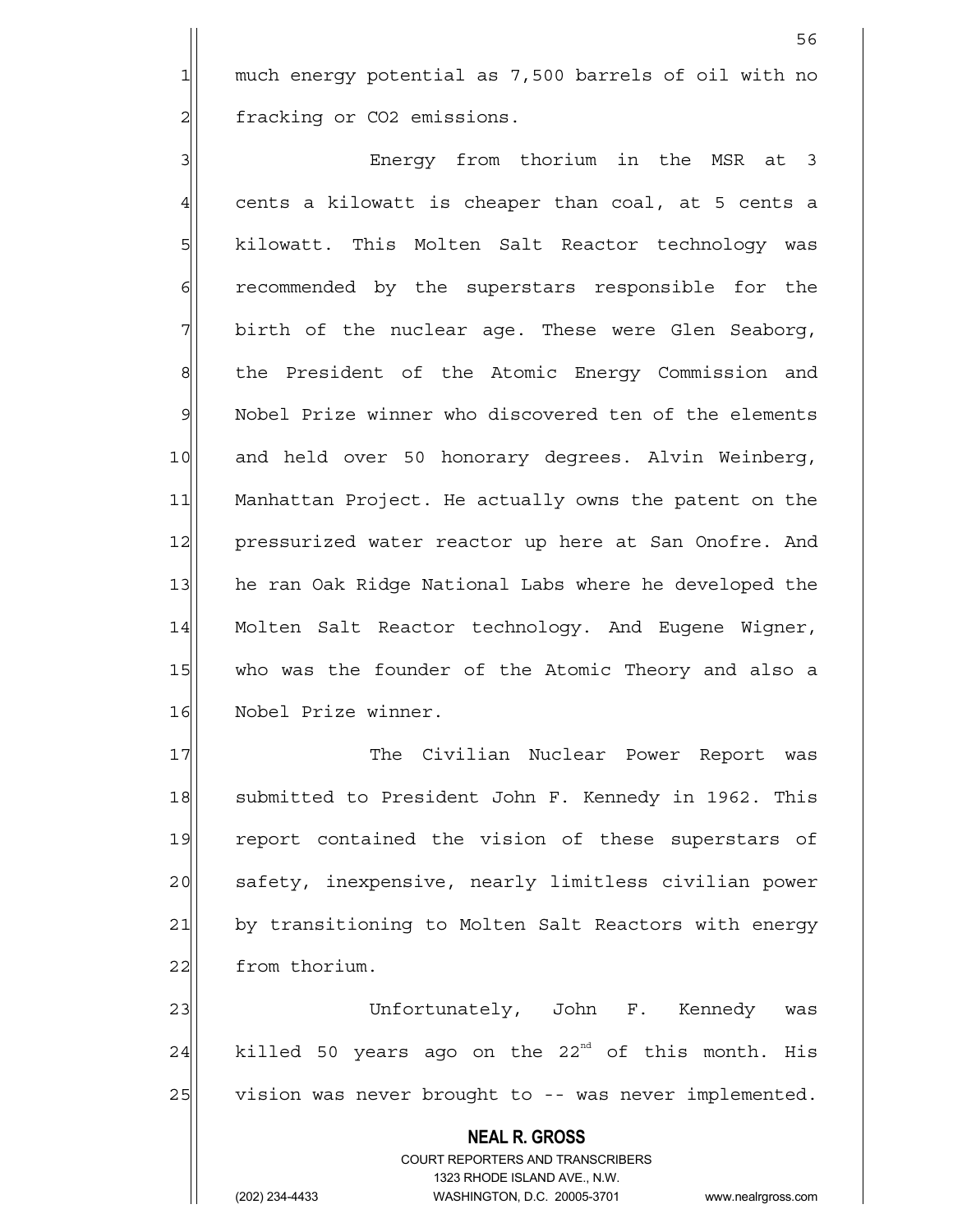much energy potential as 7,500 barrels of oil with no fracking or $CO_2$ emissions.

Energy from thorium in the MSR at 3 cents a kilowatt is cheaper than coal, at 5 cents a kilowatt. This Molten Salt Reactor technology was recommended by the superstars responsible for the birth of the nuclear age. These were Glen Seaborg, the President of the Atomic Energy Commission and Nobel Prize winner who discovered ten of the elements and held over 50 honorary degrees. Alvin Weinberg, Manhattan Project. He actually owns the patent on the pressurized water reactor up here at San Onofre. And he ran Oak Ridge National Labs where he developed the Molten Salt Reactor technology. And Eugene Wigner, who was the founder of the Atomic Theory and also a Nobel Prize winner.

The Civilian Nuclear Power Report was submitted to President John F. Kennedy in 1962. This report contained the vision of these superstars of safety, inexpensive, nearly limitless civilian power by transitioning to Molten Salt Reactors with energy from thorium.

Unfortunately, John F. Kennedy was killed 50 years ago on the 22nd of this month. His vision was never brought to -- was never implemented.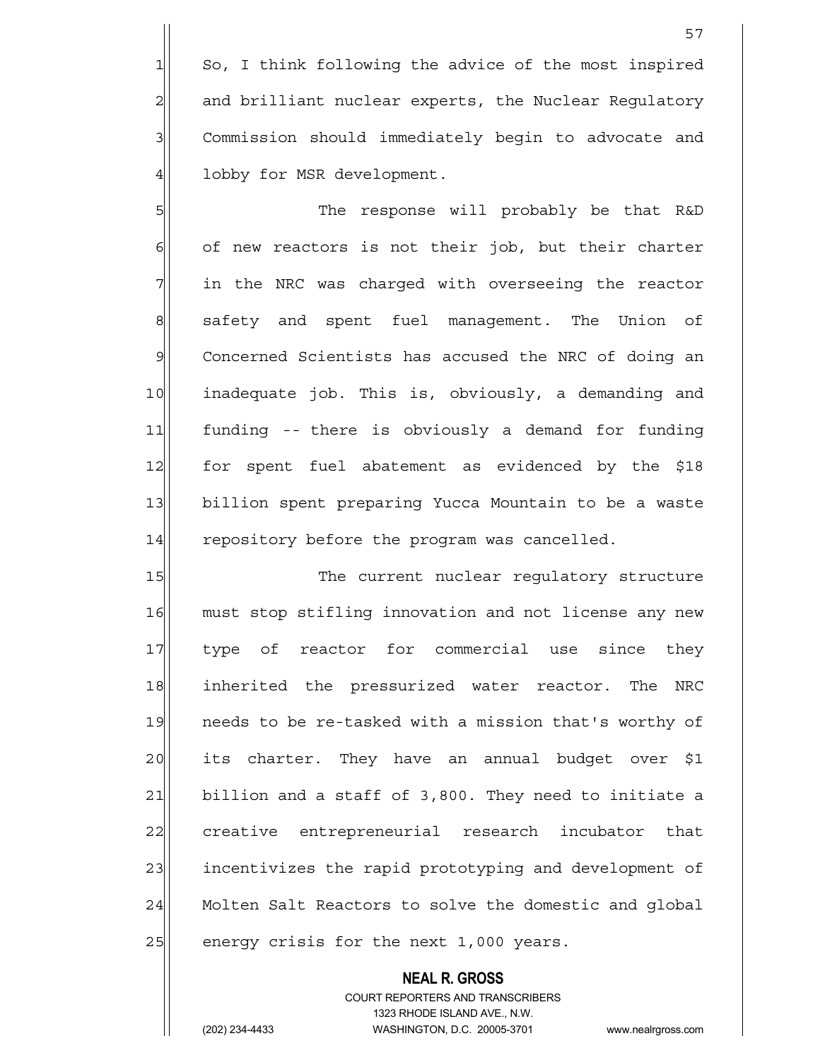So, I think following the advice of the most inspired and brilliant nuclear experts, the Nuclear Regulatory Commission should immediately begin to advocate and lobby for MSR development.

The response will probably be that R&D of new reactors is not their job, but their charter in the NRC was charged with overseeing the reactor safety and spent fuel management. The Union of Concerned Scientists has accused the NRC of doing an inadequate job. This is, obviously, a demanding and funding -- there is obviously a demand for funding for spent fuel abatement as evidenced by the $18 billion spent preparing Yucca Mountain to be a waste repository before the program was cancelled.

The current nuclear regulatory structure must stop stifling innovation and not license any new type of reactor for commercial use since they inherited the pressurized water reactor. The NRC needs to be re-tasked with a mission that's worthy of its charter. They have an annual budget over $1 billion and a staff of 3,800. They need to initiate a creative entrepreneurial research incubator that incentivizes the rapid prototyping and development of Molten Salt Reactors to solve the domestic and global energy crisis for the next 1,000 years.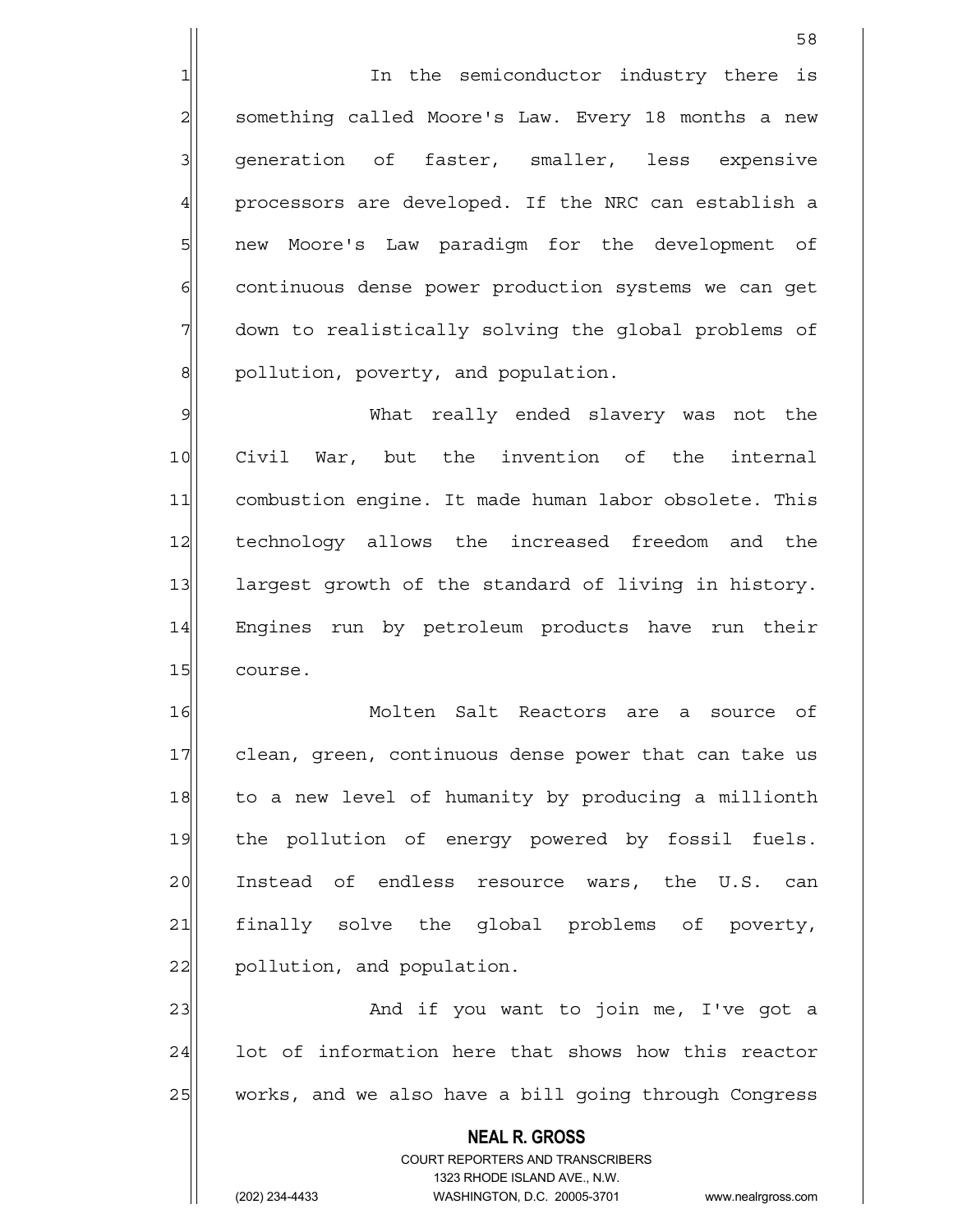In the semiconductor industry there is something called Moore's Law. Every 18 months a new generation of faster, smaller, less expensive processors are developed. If the NRC can establish a new Moore's Law paradigm for the development of continuous dense power production systems we can get down to realistically solving the global problems of pollution, poverty, and population.

What really ended slavery was not the Civil War, but the invention of the internal combustion engine. It made human labor obsolete. This technology allows the increased freedom and the largest growth of the standard of living in history. Engines run by petroleum products have run their course.

Molten Salt Reactors are a source of clean, green, continuous dense power that can take us to a new level of humanity by producing a millionth the pollution of energy powered by fossil fuels. Instead of endless resource wars, the U.S. can finally solve the global problems of poverty, pollution, and population.

And if you want to join me, I've got a lot of information here that shows how this reactor works, and we also have a bill going through Congress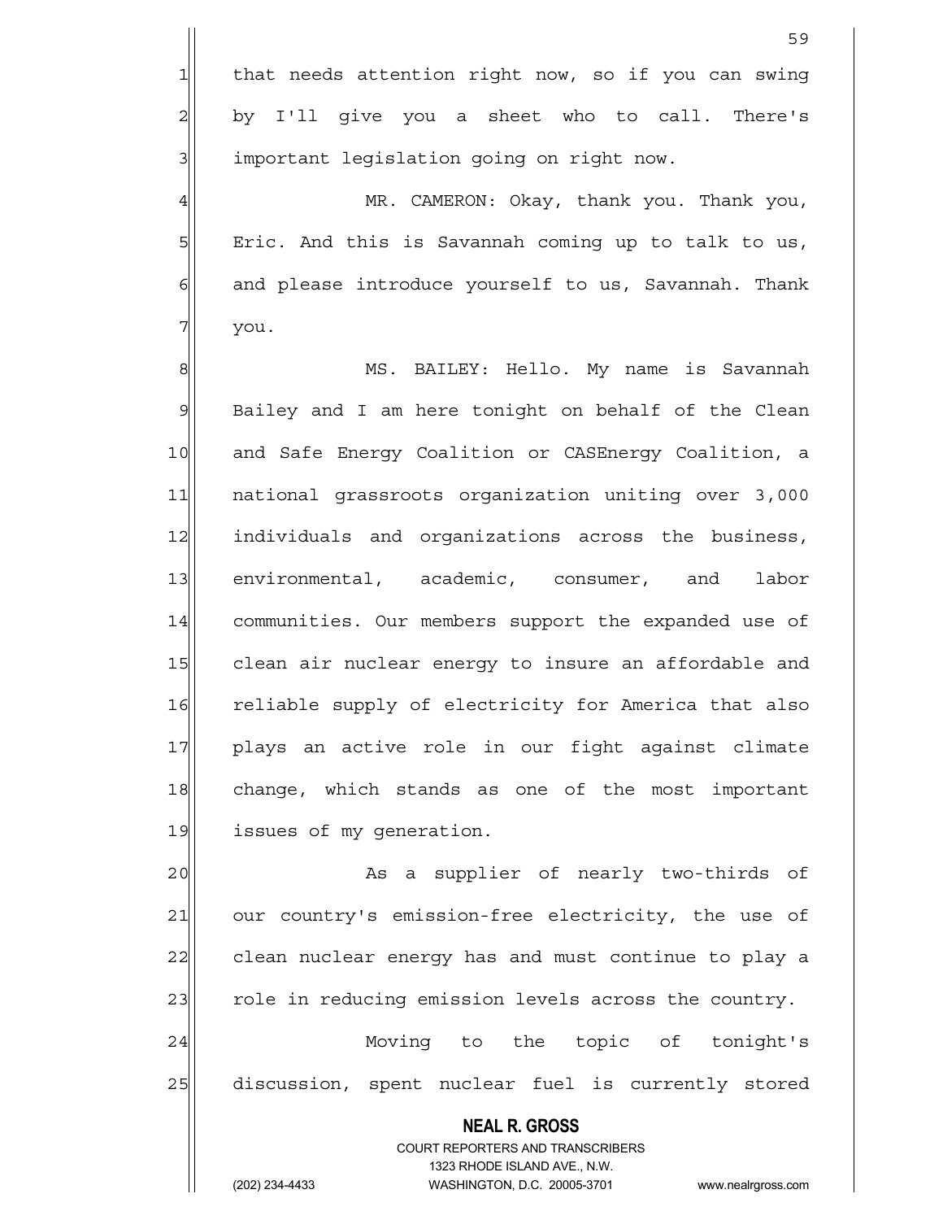that needs attention right now, so if you can swing by I'll give you a sheet who to call. There's important legislation going on right now.

MR. CAMERON: Okay, thank you. Thank you, Eric. And this is Savannah coming up to talk to us, and please introduce yourself to us, Savannah. Thank you.

MS. BAILEY: Hello. My name is Savannah Bailey and I am here tonight on behalf of the Clean and Safe Energy Coalition or CASEnergy Coalition, a national grassroots organization uniting over 3,000 individuals and organizations across the business, environmental, academic, consumer, and labor communities. Our members support the expanded use of clean air nuclear energy to insure an affordable and reliable supply of electricity for America that also plays an active role in our fight against climate change, which stands as one of the most important issues of my generation.

As a supplier of nearly two-thirds of our country's emission-free electricity, the use of clean nuclear energy has and must continue to play a role in reducing emission levels across the country.

Moving to the topic of tonight's discussion, spent nuclear fuel is currently stored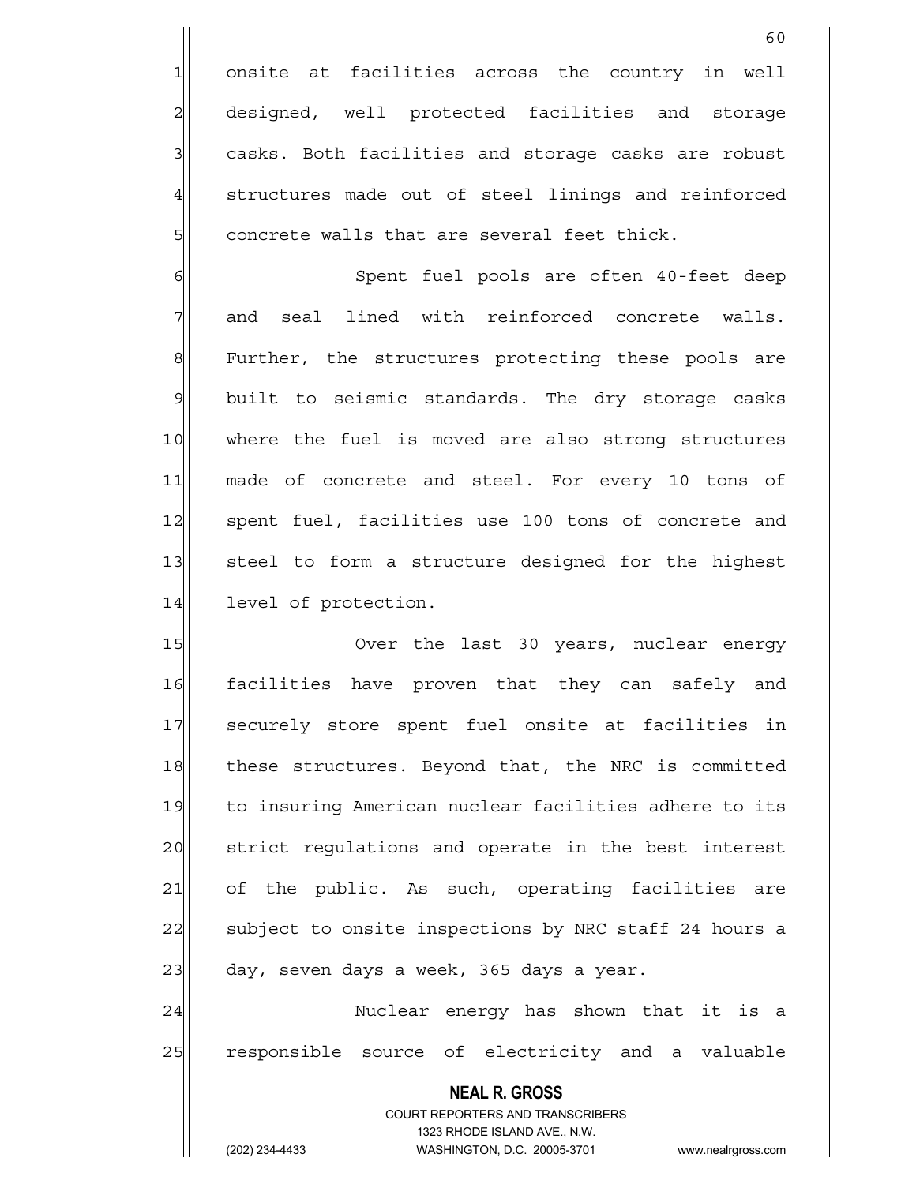onsite at facilities across the country in well designed, well protected facilities and storage casks. Both facilities and storage casks are robust structures made out of steel linings and reinforced concrete walls that are several feet thick.

Spent fuel pools are often 40-feet deep and seal lined with reinforced concrete walls. Further, the structures protecting these pools are built to seismic standards. The dry storage casks where the fuel is moved are also strong structures made of concrete and steel. For every 10 tons of spent fuel, facilities use 100 tons of concrete and steel to form a structure designed for the highest level of protection.

Over the last 30 years, nuclear energy facilities have proven that they can safely and securely store spent fuel onsite at facilities in these structures. Beyond that, the NRC is committed to insuring American nuclear facilities adhere to its strict regulations and operate in the best interest of the public. As such, operating facilities are subject to onsite inspections by NRC staff 24 hours a day, seven days a week, 365 days a year.

Nuclear energy has shown that it is a responsible source of electricity and a valuable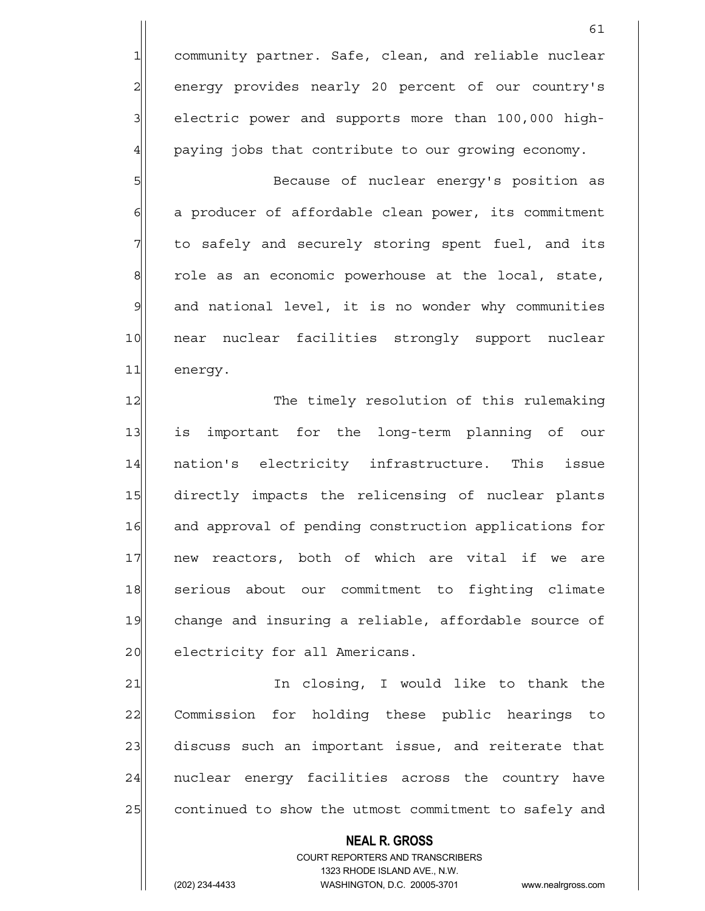community partner. Safe, clean, and reliable nuclear energy provides nearly 20 percent of our country's electric power and supports more than 100,000 high-paying jobs that contribute to our growing economy.

Because of nuclear energy's position as a producer of affordable clean power, its commitment to safely and securely storing spent fuel, and its role as an economic powerhouse at the local, state, and national level, it is no wonder why communities near nuclear facilities strongly support nuclear energy.

The timely resolution of this rulemaking is important for the long-term planning of our nation's electricity infrastructure. This issue directly impacts the relicensing of nuclear plants and approval of pending construction applications for new reactors, both of which are vital if we are serious about our commitment to fighting climate change and insuring a reliable, affordable source of electricity for all Americans.

In closing, I would like to thank the Commission for holding these public hearings to discuss such an important issue, and reiterate that nuclear energy facilities across the country have continued to show the utmost commitment to safely and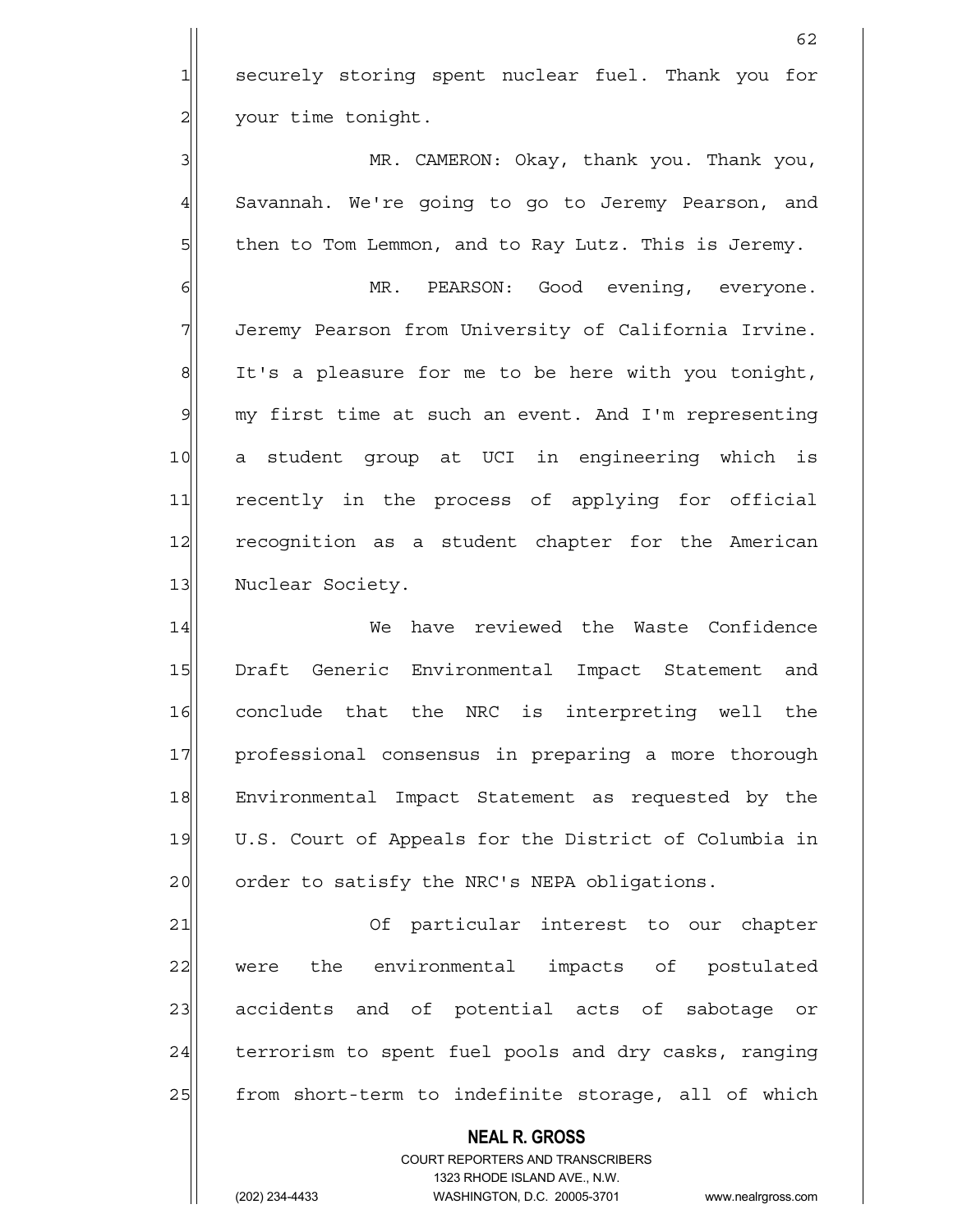securely storing spent nuclear fuel. Thank you for your time tonight.

MR. CAMERON: Okay, thank you. Thank you, Savannah. We're going to go to Jeremy Pearson, and then to Tom Lemmon, and to Ray Lutz. This is Jeremy.

MR. PEARSON: Good evening, everyone. Jeremy Pearson from University of California Irvine. It's a pleasure for me to be here with you tonight, my first time at such an event. And I'm representing a student group at UCI in engineering which is recently in the process of applying for official recognition as a student chapter for the American Nuclear Society.

We have reviewed the Waste Confidence Draft Generic Environmental Impact Statement and conclude that the NRC is interpreting well the professional consensus in preparing a more thorough Environmental Impact Statement as requested by the U.S. Court of Appeals for the District of Columbia in order to satisfy the NRC's NEPA obligations.

Of particular interest to our chapter were the environmental impacts of postulated accidents and of potential acts of sabotage or terrorism to spent fuel pools and dry casks, ranging from short-term to indefinite storage, all of which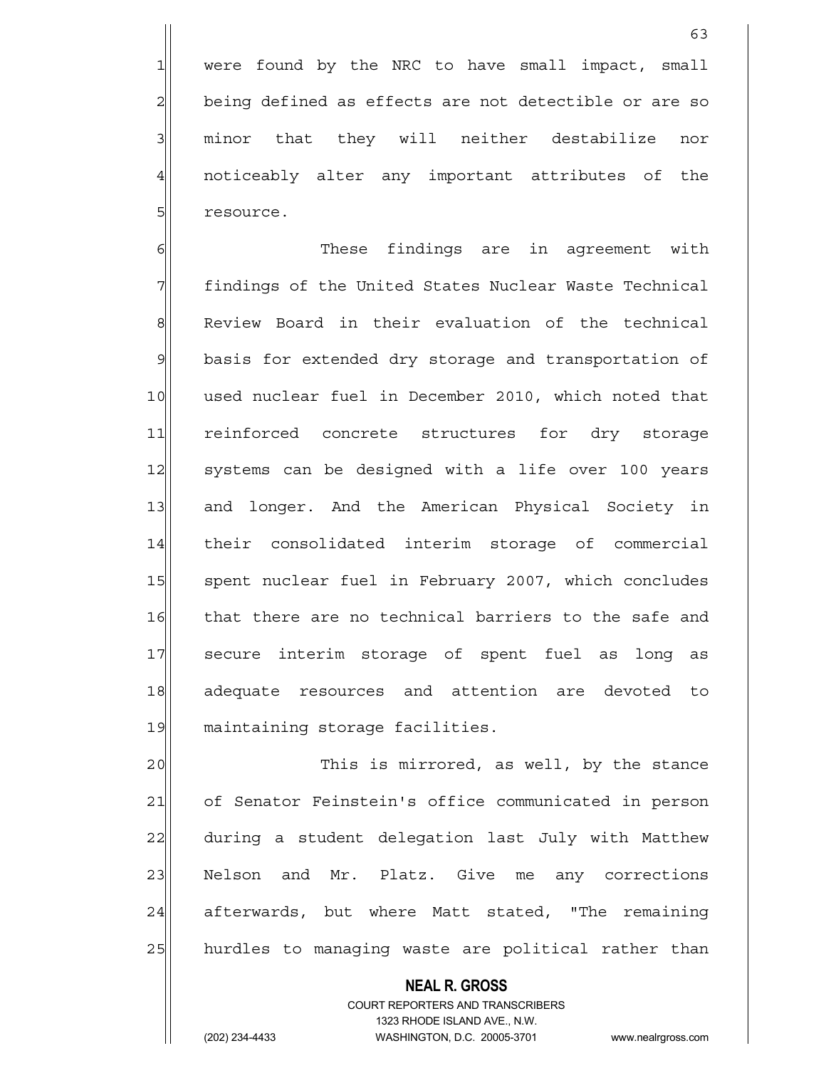were found by the NRC to have small impact, small being defined as effects are not detectible or are so minor that they will neither destabilize nor noticeably alter any important attributes of the resource.

These findings are in agreement with findings of the United States Nuclear Waste Technical Review Board in their evaluation of the technical basis for extended dry storage and transportation of used nuclear fuel in December 2010, which noted that reinforced concrete structures for dry storage systems can be designed with a life over 100 years and longer. And the American Physical Society in their consolidated interim storage of commercial spent nuclear fuel in February 2007, which concludes that there are no technical barriers to the safe and secure interim storage of spent fuel as long as adequate resources and attention are devoted to maintaining storage facilities.

This is mirrored, as well, by the stance of Senator Feinstein's office communicated in person during a student delegation last July with Matthew Nelson and Mr. Platz. Give me any corrections afterwards, but where Matt stated, "The remaining hurdles to managing waste are political rather than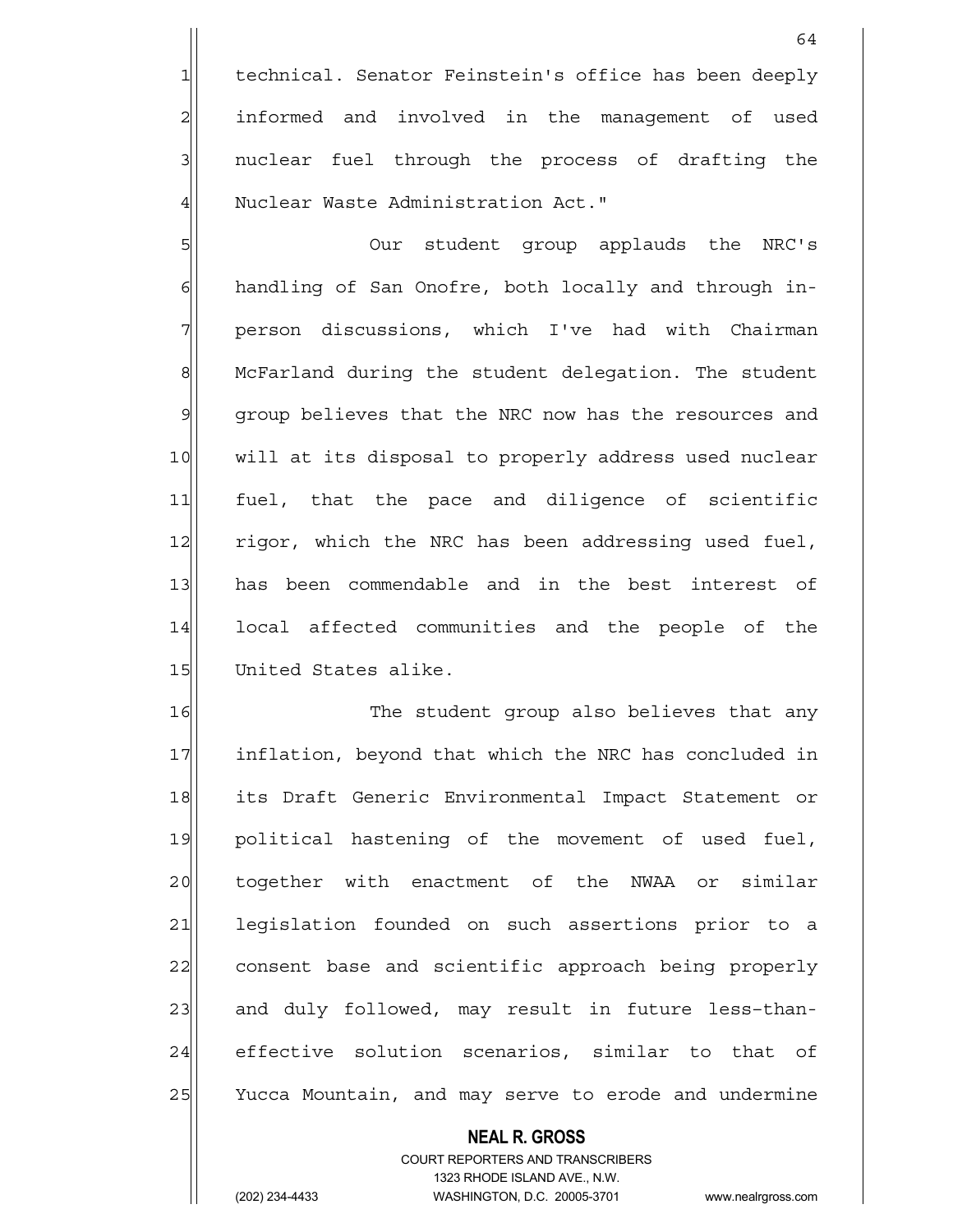technical. Senator Feinstein's office has been deeply informed and involved in the management of used nuclear fuel through the process of drafting the Nuclear Waste Administration Act."

Our student group applauds the NRC's handling of San Onofre, both locally and through in-person discussions, which I've had with Chairman McFarland during the student delegation. The student group believes that the NRC now has the resources and will at its disposal to properly address used nuclear fuel, that the pace and diligence of scientific rigor, which the NRC has been addressing used fuel, has been commendable and in the best interest of local affected communities and the people of the United States alike.

The student group also believes that any inflation, beyond that which the NRC has concluded in its Draft Generic Environmental Impact Statement or political hastening of the movement of used fuel, together with enactment of the NWAA or similar legislation founded on such assertions prior to a consent base and scientific approach being properly and duly followed, may result in future less-than-effective solution scenarios, similar to that of Yucca Mountain, and may serve to erode and undermine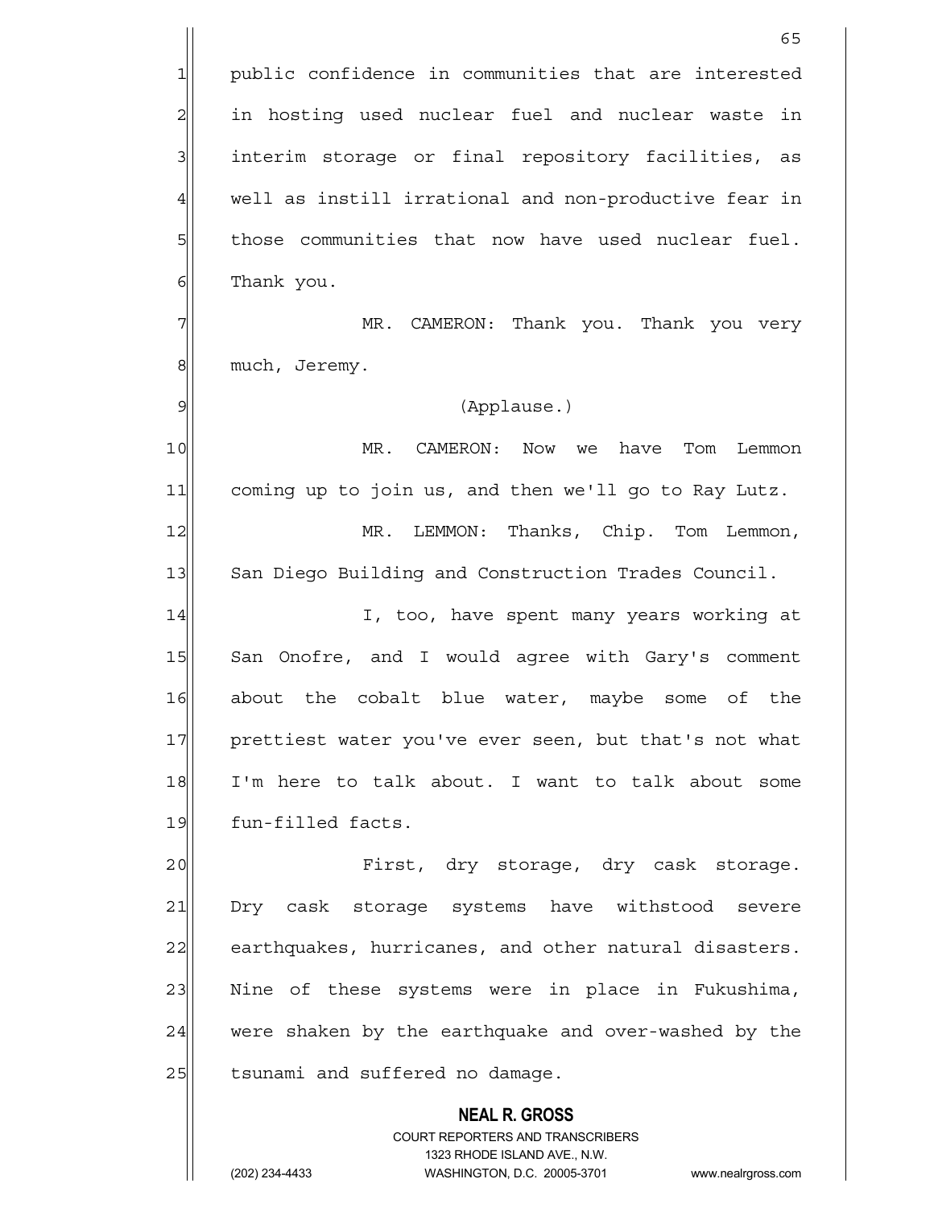public confidence in communities that are interested in hosting used nuclear fuel and nuclear waste in interim storage or final repository facilities, as well as instill irrational and non-productive fear in those communities that now have used nuclear fuel. Thank you.

MR. CAMERON: Thank you. Thank you very much, Jeremy.

(Applause.)

MR. CAMERON: Now we have Tom Lemmon coming up to join us, and then we'll go to Ray Lutz.

MR. LEMMON: Thanks, Chip. Tom Lemmon, San Diego Building and Construction Trades Council.

I, too, have spent many years working at San Onofre, and I would agree with Gary's comment about the cobalt blue water, maybe some of the prettiest water you've ever seen, but that's not what I'm here to talk about. I want to talk about some fun-filled facts.

First, dry storage, dry cask storage. Dry cask storage systems have withstood severe earthquakes, hurricanes, and other natural disasters. Nine of these systems were in place in Fukushima, were shaken by the earthquake and over-washed by the tsunami and suffered no damage.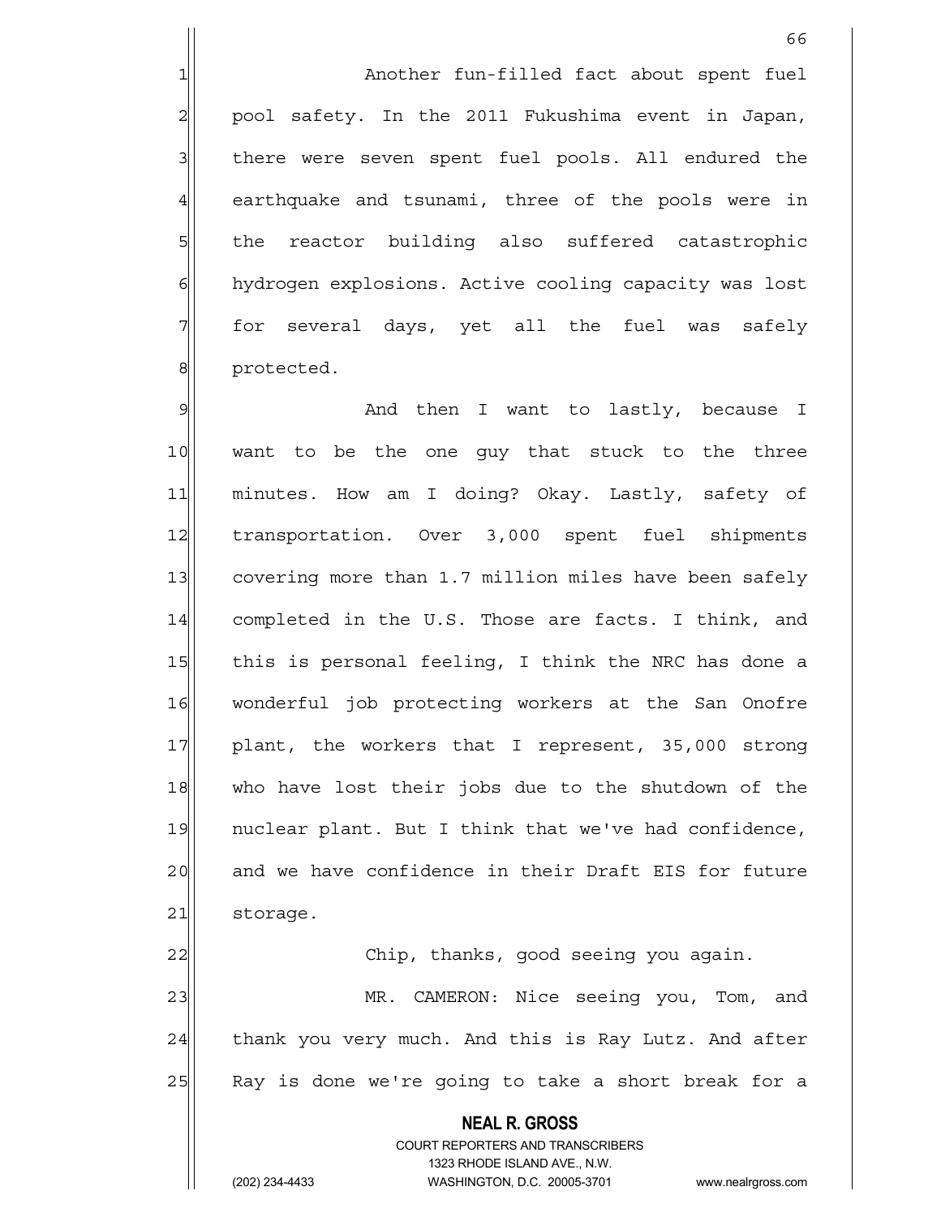Another fun-filled fact about spent fuel pool safety. In the 2011 Fukushima event in Japan, there were seven spent fuel pools. All endured the earthquake and tsunami, three of the pools were in the reactor building also suffered catastrophic hydrogen explosions. Active cooling capacity was lost for several days, yet all the fuel was safely protected.

And then I want to lastly, because I want to be the one guy that stuck to the three minutes. How am I doing? Okay. Lastly, safety of transportation. Over 3,000 spent fuel shipments covering more than 1.7 million miles have been safely completed in the U.S. Those are facts. I think, and this is personal feeling, I think the NRC has done a wonderful job protecting workers at the San Onofre plant, the workers that I represent, 35,000 strong who have lost their jobs due to the shutdown of the nuclear plant. But I think that we've had confidence, and we have confidence in their Draft EIS for future storage.

Chip, thanks, good seeing you again.

MR. CAMERON: Nice seeing you, Tom, and thank you very much. And this is Ray Lutz. And after Ray is done we're going to take a short break for a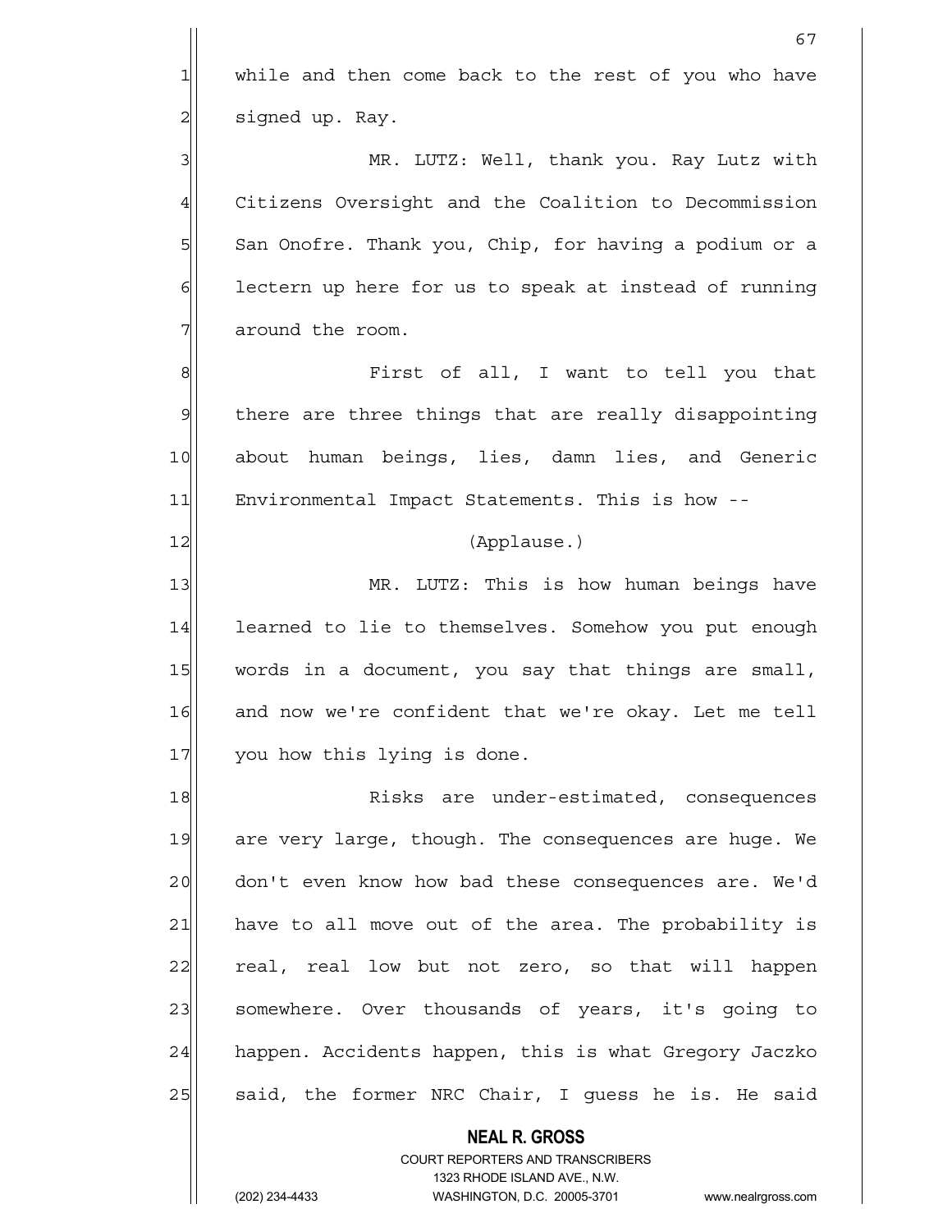while and then come back to the rest of you who have signed up. Ray.

MR. LUTZ: Well, thank you. Ray Lutz with Citizens Oversight and the Coalition to Decommission San Onofre. Thank you, Chip, for having a podium or a lectern up here for us to speak at instead of running around the room.

First of all, I want to tell you that there are three things that are really disappointing about human beings, lies, damn lies, and Generic Environmental Impact Statements. This is how --

(Applause.)

MR. LUTZ: This is how human beings have learned to lie to themselves. Somehow you put enough words in a document, you say that things are small, and now we're confident that we're okay. Let me tell you how this lying is done.

Risks are under-estimated, consequences are very large, though. The consequences are huge. We don't even know how bad these consequences are. We'd have to all move out of the area. The probability is real, real low but not zero, so that will happen somewhere. Over thousands of years, it's going to happen. Accidents happen, this is what Gregory Jaczko said, the former NRC Chair, I guess he is. He said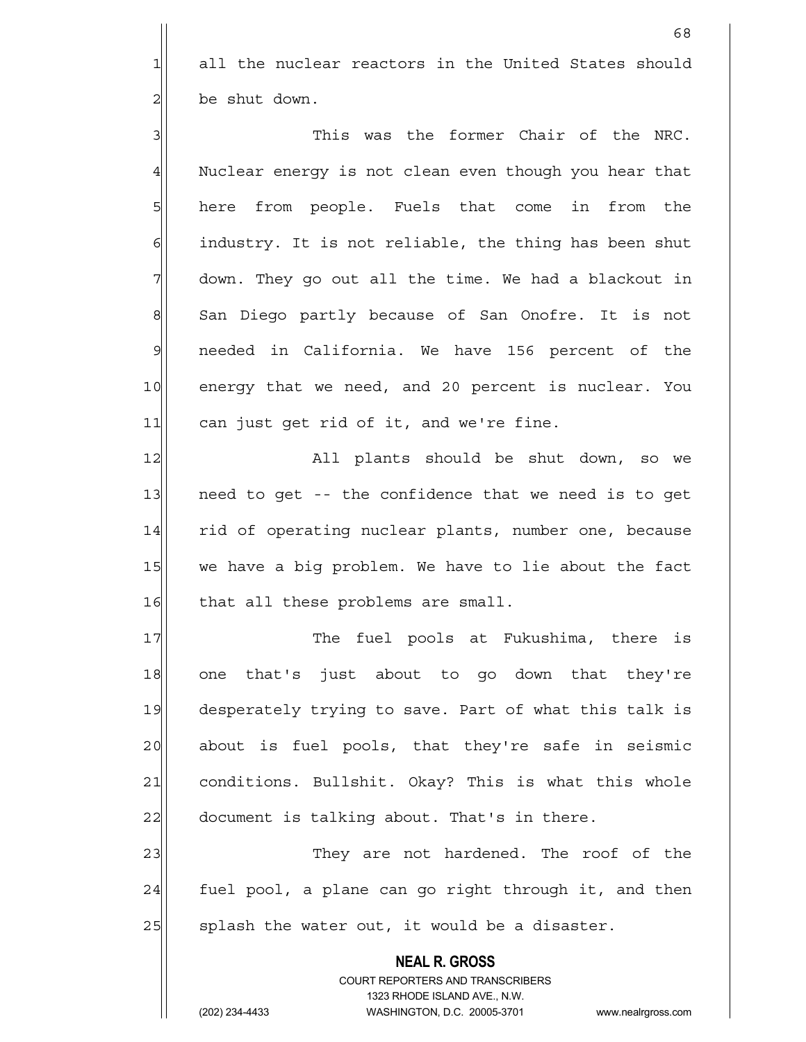all the nuclear reactors in the United States should be shut down.

This was the former Chair of the NRC. Nuclear energy is not clean even though you hear that here from people. Fuels that come in from the industry. It is not reliable, the thing has been shut down. They go out all the time. We had a blackout in San Diego partly because of San Onofre. It is not needed in California. We have 156 percent of the energy that we need, and 20 percent is nuclear. You can just get rid of it, and we're fine.

All plants should be shut down, so we need to get -- the confidence that we need is to get rid of operating nuclear plants, number one, because we have a big problem. We have to lie about the fact that all these problems are small.

The fuel pools at Fukushima, there is one that's just about to go down that they're desperately trying to save. Part of what this talk is about is fuel pools, that they're safe in seismic conditions. Bullshit. Okay? This is what this whole document is talking about. That's in there.

They are not hardened. The roof of the fuel pool, a plane can go right through it, and then splash the water out, it would be a disaster.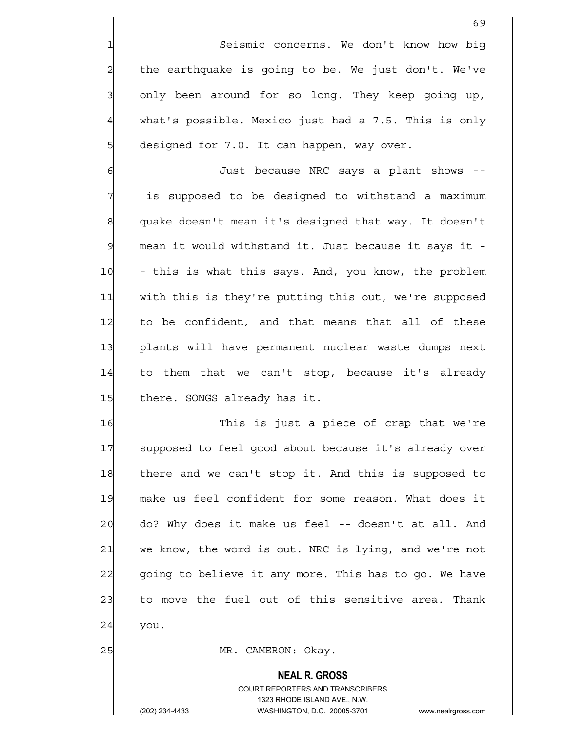Seismic concerns. We don't know how big the earthquake is going to be. We just don't. We've only been around for so long. They keep going up, what's possible. Mexico just had a 7.5. This is only designed for 7.0. It can happen, way over.

Just because NRC says a plant shows -- is supposed to be designed to withstand a maximum quake doesn't mean it's designed that way. It doesn't mean it would withstand it. Just because it says it -- this is what this says. And, you know, the problem with this is they're putting this out, we're supposed to be confident, and that means that all of these plants will have permanent nuclear waste dumps next to them that we can't stop, because it's already there. SONGS already has it.

This is just a piece of crap that we're supposed to feel good about because it's already over there and we can't stop it. And this is supposed to make us feel confident for some reason. What does it do? Why does it make us feel -- doesn't at all. And we know, the word is out. NRC is lying, and we're not going to believe it any more. This has to go. We have to move the fuel out of this sensitive area. Thank you.

MR. CAMERON: Okay.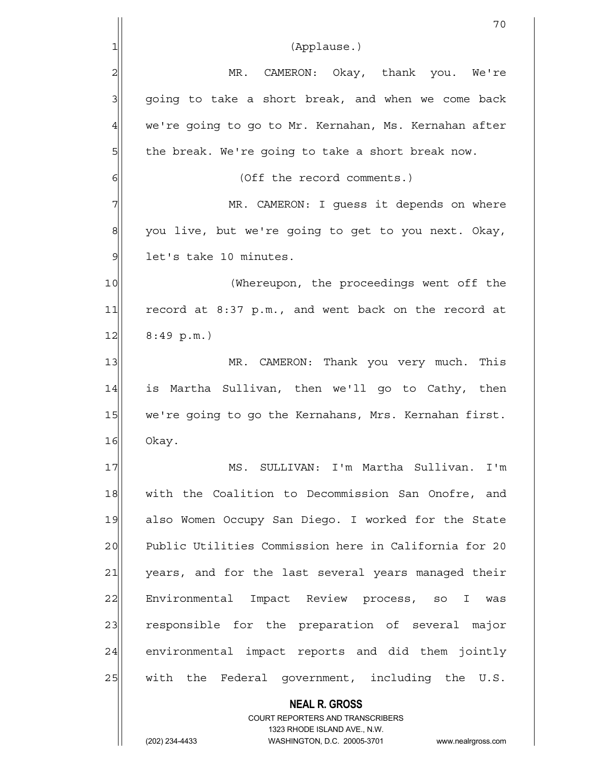(Applause.)

MR. CAMERON: Okay, thank you. We're going to take a short break, and when we come back we're going to go to Mr. Kernahan, Ms. Kernahan after the break. We're going to take a short break now.

(Off the record comments.)

MR. CAMERON: I guess it depends on where you live, but we're going to get to you next. Okay, let's take 10 minutes.

(Whereupon, the proceedings went off the record at 8:37 p.m., and went back on the record at 8:49 p.m.)

MR. CAMERON: Thank you very much. This is Martha Sullivan, then we'll go to Cathy, then we're going to go the Kernahans, Mrs. Kernahan first. Okay.

MS. SULLIVAN: I'm Martha Sullivan. I'm with the Coalition to Decommission San Onofre, and also Women Occupy San Diego. I worked for the State Public Utilities Commission here in California for 20 years, and for the last several years managed their Environmental Impact Review process, so I was responsible for the preparation of several major environmental impact reports and did them jointly with the Federal government, including the U.S.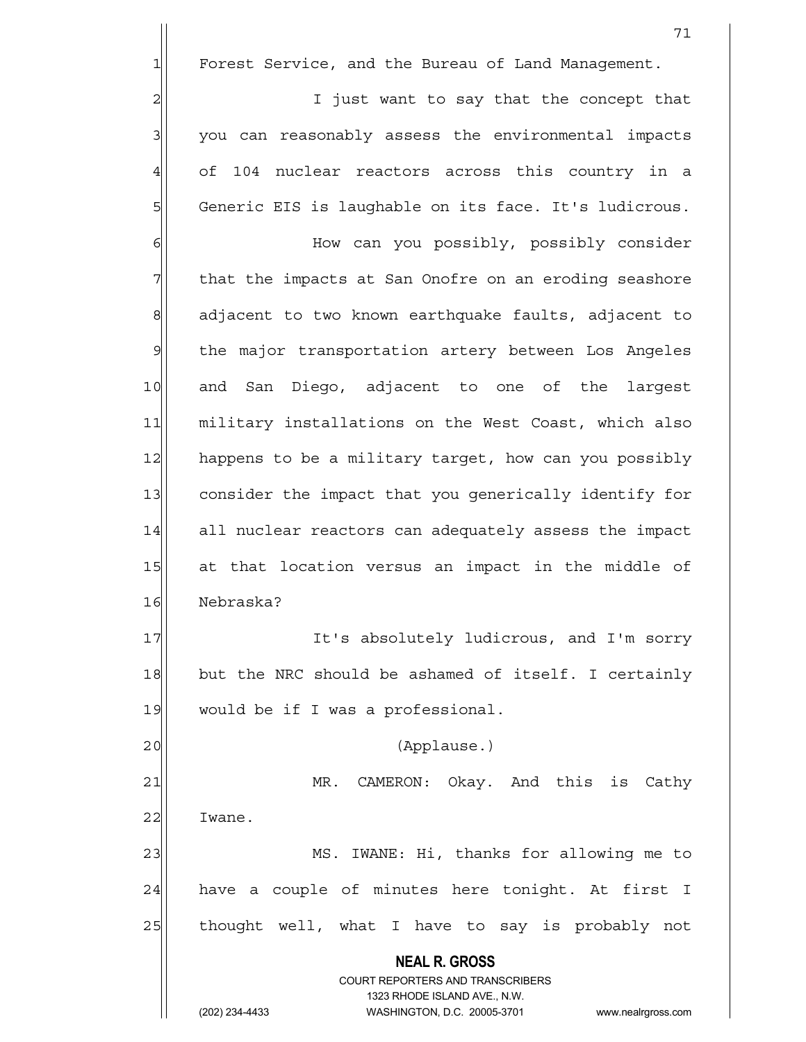Forest Service, and the Bureau of Land Management.

I just want to say that the concept that you can reasonably assess the environmental impacts of 104 nuclear reactors across this country in a Generic EIS is laughable on its face. It's ludicrous.

How can you possibly, possibly consider that the impacts at San Onofre on an eroding seashore adjacent to two known earthquake faults, adjacent to the major transportation artery between Los Angeles and San Diego, adjacent to one of the largest military installations on the West Coast, which also happens to be a military target, how can you possibly consider the impact that you generically identify for all nuclear reactors can adequately assess the impact at that location versus an impact in the middle of Nebraska?

It's absolutely ludicrous, and I'm sorry but the NRC should be ashamed of itself. I certainly would be if I was a professional.

(Applause.)

MR. CAMERON: Okay. And this is Cathy Iwane.

MS. IWANE: Hi, thanks for allowing me to have a couple of minutes here tonight. At first I thought well, what I have to say is probably not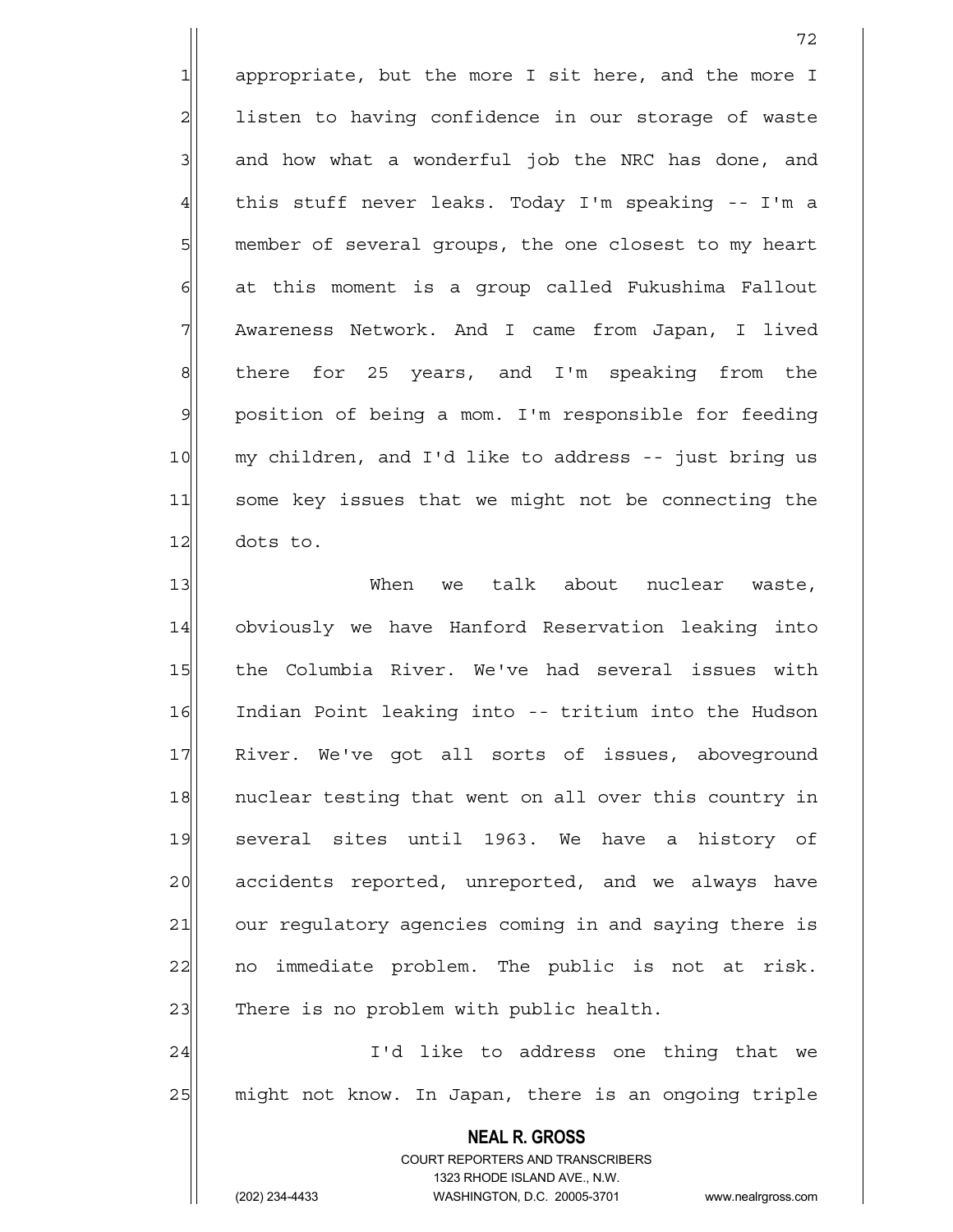appropriate, but the more I sit here, and the more I listen to having confidence in our storage of waste and how what a wonderful job the NRC has done, and this stuff never leaks. Today I'm speaking -- I'm a member of several groups, the one closest to my heart at this moment is a group called Fukushima Fallout Awareness Network. And I came from Japan, I lived there for 25 years, and I'm speaking from the position of being a mom. I'm responsible for feeding my children, and I'd like to address -- just bring us some key issues that we might not be connecting the dots to.

When we talk about nuclear waste, obviously we have Hanford Reservation leaking into the Columbia River. We've had several issues with Indian Point leaking into -- tritium into the Hudson River. We've got all sorts of issues, aboveground nuclear testing that went on all over this country in several sites until 1963. We have a history of accidents reported, unreported, and we always have our regulatory agencies coming in and saying there is no immediate problem. The public is not at risk. There is no problem with public health.

I'd like to address one thing that we might not know. In Japan, there is an ongoing triple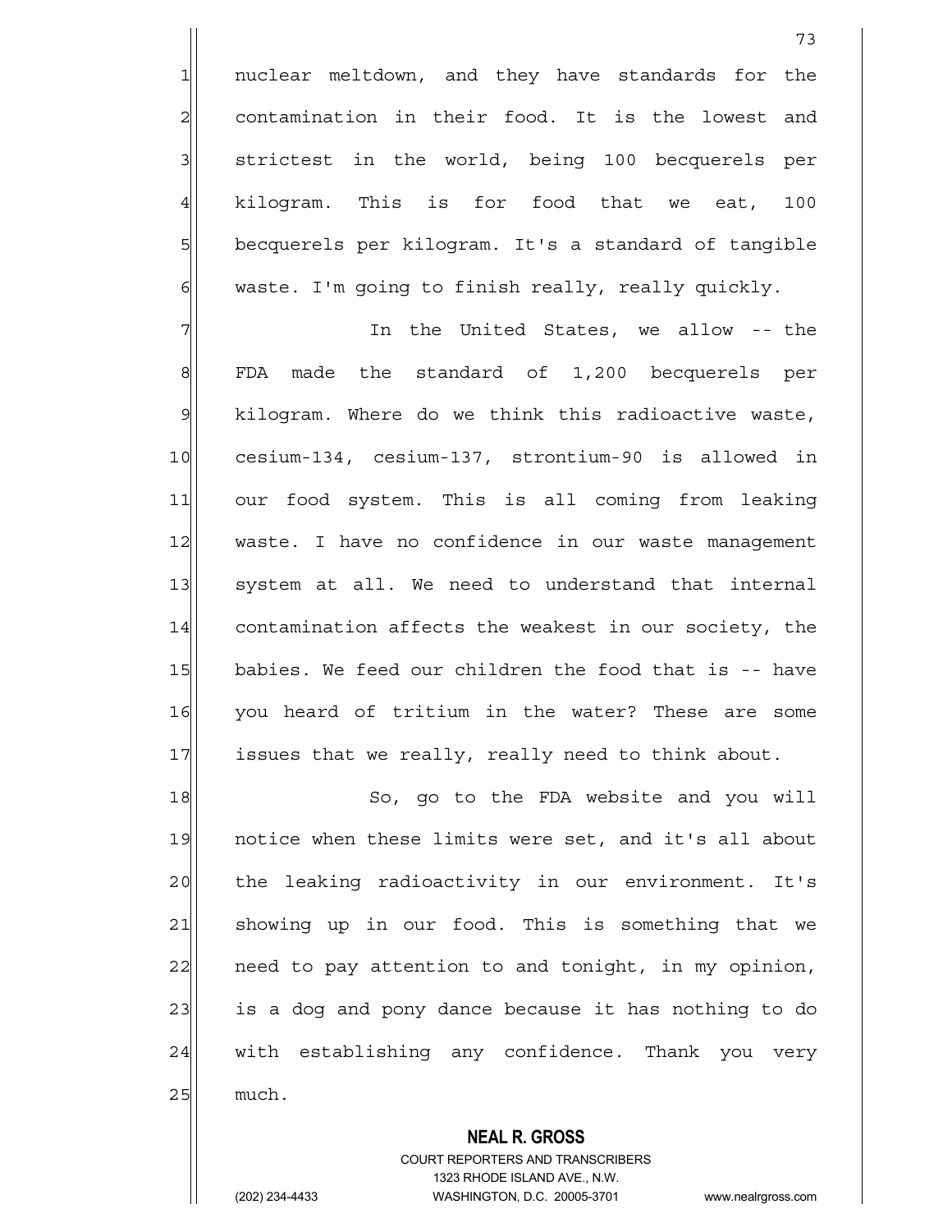nuclear meltdown, and they have standards for the contamination in their food. It is the lowest and strictest in the world, being 100 becquerels per kilogram. This is for food that we eat, 100 becquerels per kilogram. It's a standard of tangible waste. I'm going to finish really, really quickly.

In the United States, we allow -- the FDA made the standard of 1,200 becquerels per kilogram. Where do we think this radioactive waste, cesium-134, cesium-137, strontium-90 is allowed in our food system. This is all coming from leaking waste. I have no confidence in our waste management system at all. We need to understand that internal contamination affects the weakest in our society, the babies. We feed our children the food that is -- have you heard of tritium in the water? These are some issues that we really, really need to think about.

So, go to the FDA website and you will notice when these limits were set, and it's all about the leaking radioactivity in our environment. It's showing up in our food. This is something that we need to pay attention to and tonight, in my opinion, is a dog and pony dance because it has nothing to do with establishing any confidence. Thank you very much.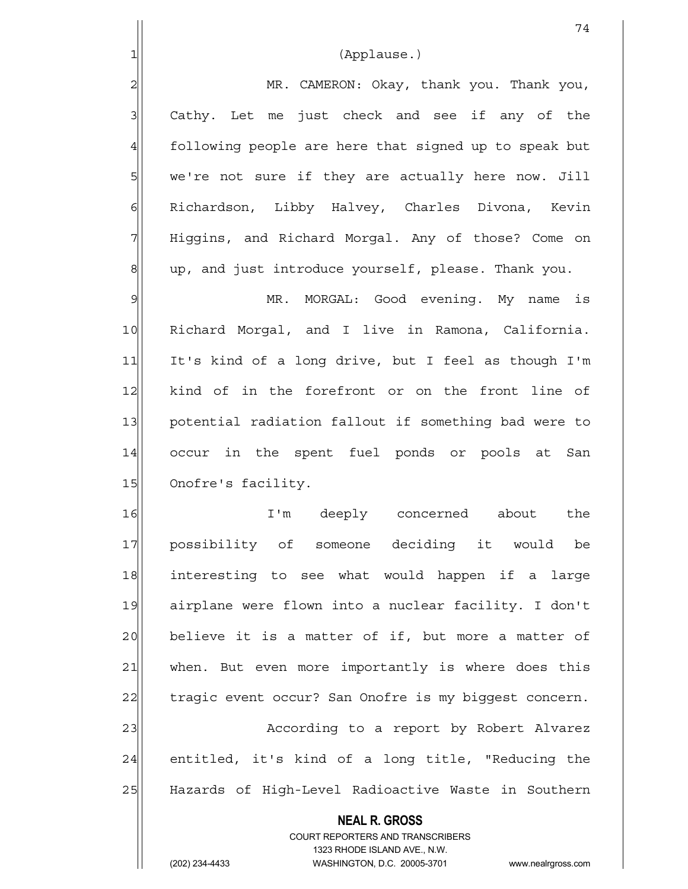(Applause.)

MR. CAMERON: Okay, thank you. Thank you, Cathy. Let me just check and see if any of the following people are here that signed up to speak but we're not sure if they are actually here now. Jill Richardson, Libby Halvey, Charles Divona, Kevin Higgins, and Richard Morgal. Any of those? Come on up, and just introduce yourself, please. Thank you.

MR. MORGAL: Good evening. My name is Richard Morgal, and I live in Ramona, California. It's kind of a long drive, but I feel as though I'm kind of in the forefront or on the front line of potential radiation fallout if something bad were to occur in the spent fuel ponds or pools at San Onofre's facility.

I'm deeply concerned about the possibility of someone deciding it would be interesting to see what would happen if a large airplane were flown into a nuclear facility. I don't believe it is a matter of if, but more a matter of when. But even more importantly is where does this tragic event occur? San Onofre is my biggest concern.

According to a report by Robert Alvarez entitled, it's kind of a long title, "Reducing the Hazards of High-Level Radioactive Waste in Southern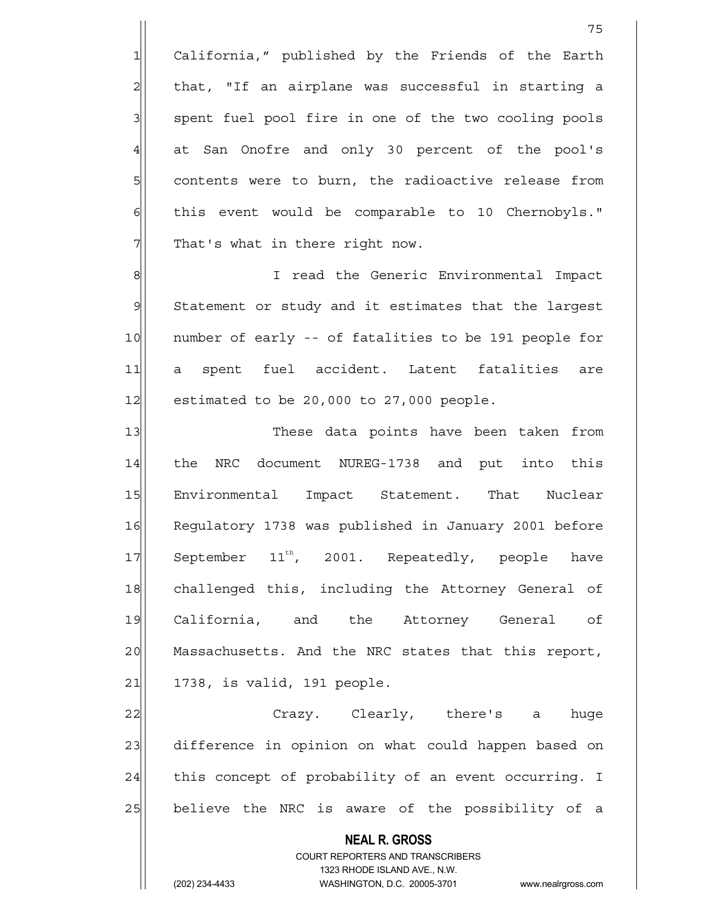California," published by the Friends of the Earth that, "If an airplane was successful in starting a spent fuel pool fire in one of the two cooling pools at San Onofre and only 30 percent of the pool's contents were to burn, the radioactive release from this event would be comparable to 10 Chernobyls." That's what in there right now.

I read the Generic Environmental Impact Statement or study and it estimates that the largest number of early -- of fatalities to be 191 people for a spent fuel accident. Latent fatalities are estimated to be 20,000 to 27,000 people.

These data points have been taken from the NRC document NUREG-1738 and put into this Environmental Impact Statement. That Nuclear Regulatory 1738 was published in January 2001 before September 11th, 2001. Repeatedly, people have challenged this, including the Attorney General of California, and the Attorney General of Massachusetts. And the NRC states that this report, 1738, is valid, 191 people.

Crazy. Clearly, there's a huge difference in opinion on what could happen based on this concept of probability of an event occurring. I believe the NRC is aware of the possibility of a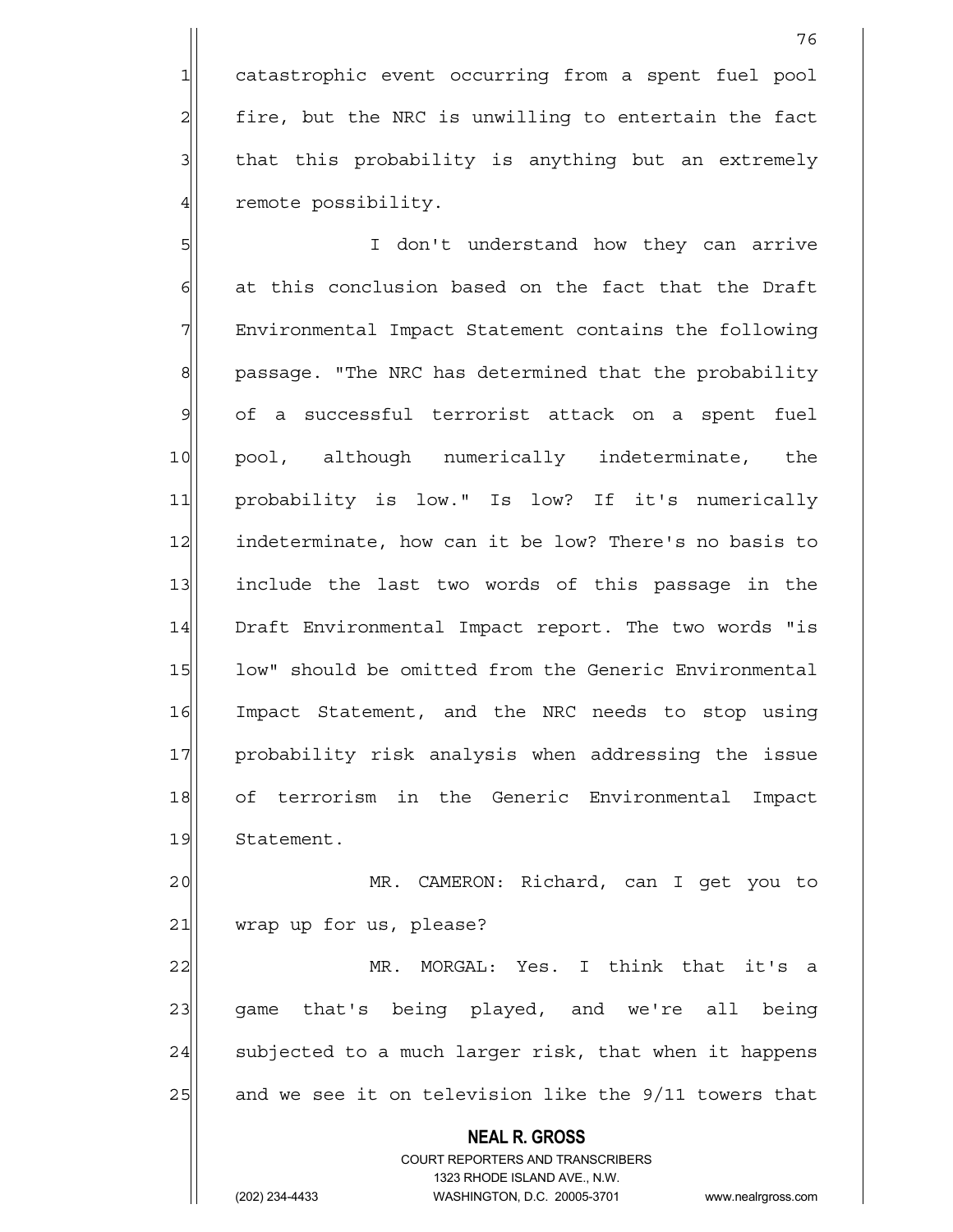catastrophic event occurring from a spent fuel pool fire, but the NRC is unwilling to entertain the fact that this probability is anything but an extremely remote possibility.

I don't understand how they can arrive at this conclusion based on the fact that the Draft Environmental Impact Statement contains the following passage. "The NRC has determined that the probability of a successful terrorist attack on a spent fuel pool, although numerically indeterminate, the probability is low." Is low? If it's numerically indeterminate, how can it be low? There's no basis to include the last two words of this passage in the Draft Environmental Impact report. The two words "is low" should be omitted from the Generic Environmental Impact Statement, and the NRC needs to stop using probability risk analysis when addressing the issue of terrorism in the Generic Environmental Impact Statement.

MR. CAMERON: Richard, can I get you to wrap up for us, please?

MR. MORGAL: Yes. I think that it's a game that's being played, and we're all being subjected to a much larger risk, that when it happens and we see it on television like the 9/11 towers that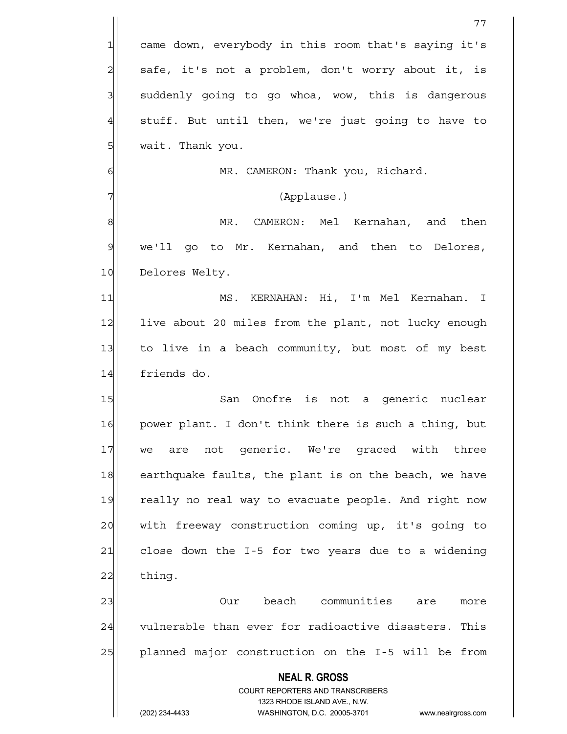came down, everybody in this room that's saying it's safe, it's not a problem, don't worry about it, is suddenly going to go whoa, wow, this is dangerous stuff. But until then, we're just going to have to wait. Thank you.

MR. CAMERON: Thank you, Richard.

(Applause.)

MR. CAMERON: Mel Kernahan, and then we'll go to Mr. Kernahan, and then to Delores, Delores Welty.

MS. KERNAHAN: Hi, I'm Mel Kernahan. I live about 20 miles from the plant, not lucky enough to live in a beach community, but most of my best friends do.

San Onofre is not a generic nuclear power plant. I don't think there is such a thing, but we are not generic. We're graced with three earthquake faults, the plant is on the beach, we have really no real way to evacuate people. And right now with freeway construction coming up, it's going to close down the I-5 for two years due to a widening thing.

Our beach communities are more vulnerable than ever for radioactive disasters. This planned major construction on the I-5 will be from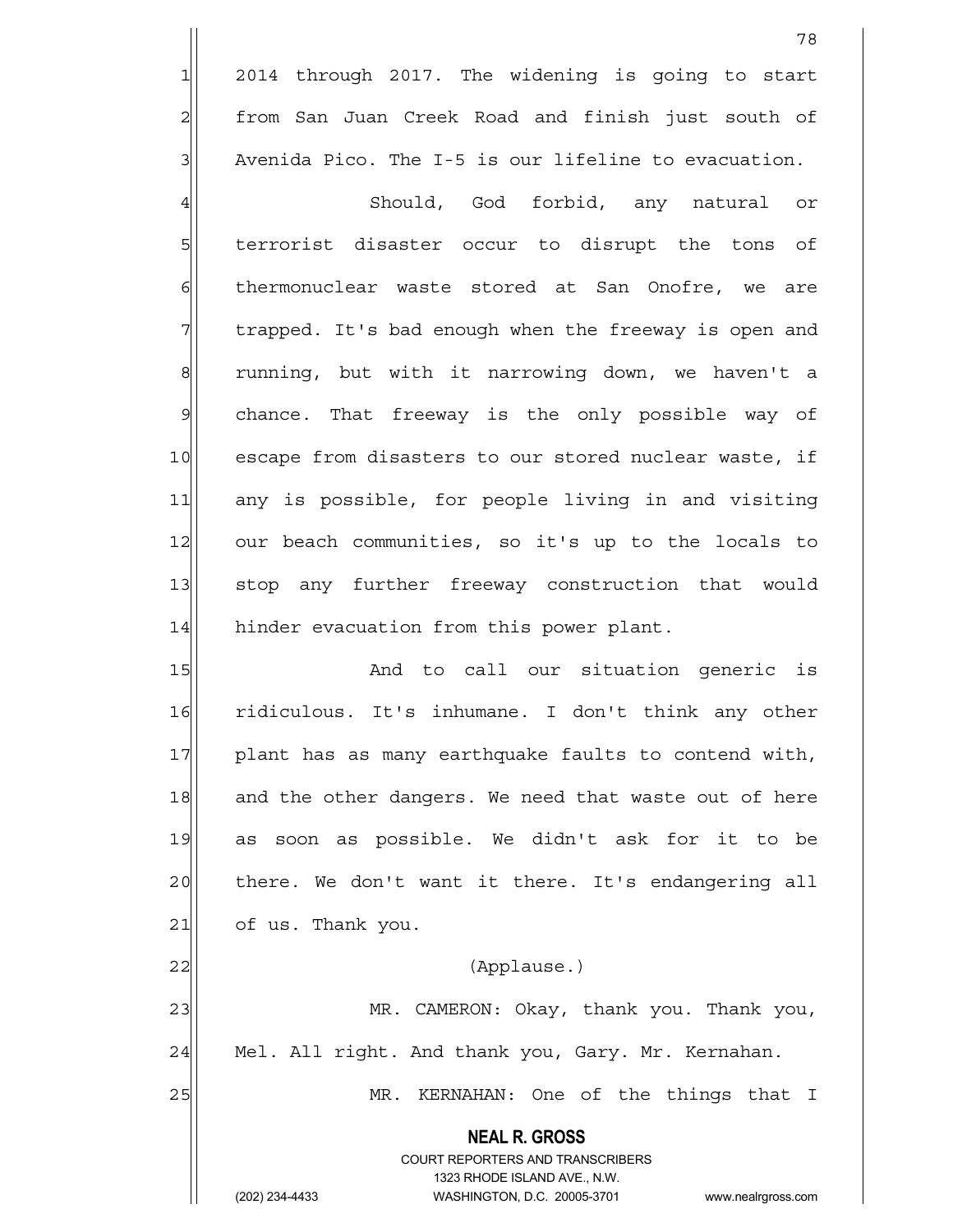2014 through 2017. The widening is going to start from San Juan Creek Road and finish just south of Avenida Pico. The I-5 is our lifeline to evacuation.

Should, God forbid, any natural or terrorist disaster occur to disrupt the tons of thermonuclear waste stored at San Onofre, we are trapped. It's bad enough when the freeway is open and running, but with it narrowing down, we haven't a chance. That freeway is the only possible way of escape from disasters to our stored nuclear waste, if any is possible, for people living in and visiting our beach communities, so it's up to the locals to stop any further freeway construction that would hinder evacuation from this power plant.

And to call our situation generic is ridiculous. It's inhumane. I don't think any other plant has as many earthquake faults to contend with, and the other dangers. We need that waste out of here as soon as possible. We didn't ask for it to be there. We don't want it there. It's endangering all of us. Thank you.

(Applause.)

MR. CAMERON: Okay, thank you. Thank you, Mel. All right. And thank you, Gary. Mr. Kernahan.

MR. KERNAHAN: One of the things that I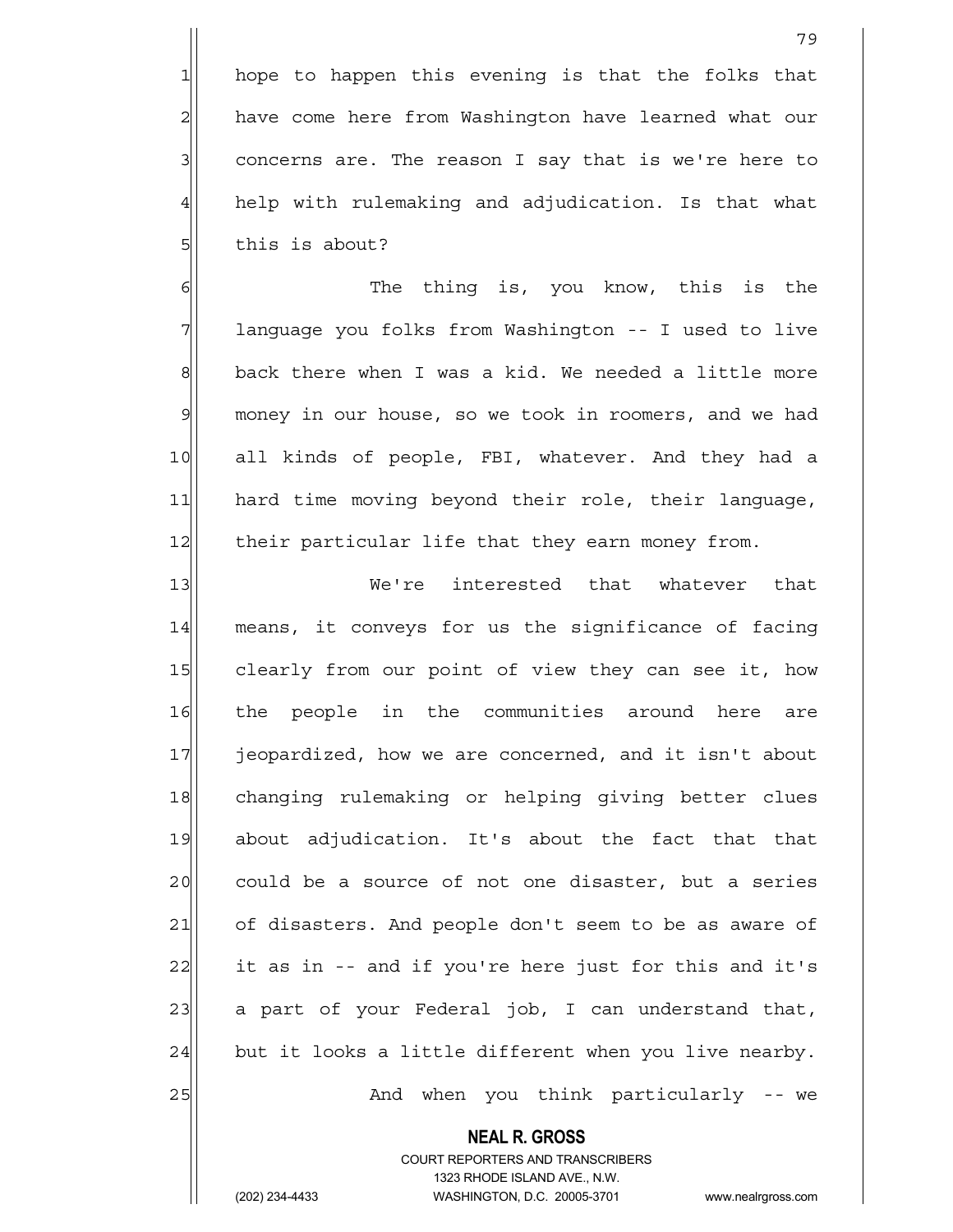hope to happen this evening is that the folks that have come here from Washington have learned what our concerns are. The reason I say that is we're here to help with rulemaking and adjudication. Is that what this is about?

The thing is, you know, this is the language you folks from Washington -- I used to live back there when I was a kid. We needed a little more money in our house, so we took in roomers, and we had all kinds of people, FBI, whatever. And they had a hard time moving beyond their role, their language, their particular life that they earn money from.

We're interested that whatever that means, it conveys for us the significance of facing clearly from our point of view they can see it, how the people in the communities around here are jeopardized, how we are concerned, and it isn't about changing rulemaking or helping giving better clues about adjudication. It's about the fact that that could be a source of not one disaster, but a series of disasters. And people don't seem to be as aware of it as in -- and if you're here just for this and it's a part of your Federal job, I can understand that, but it looks a little different when you live nearby.

And when you think particularly -- we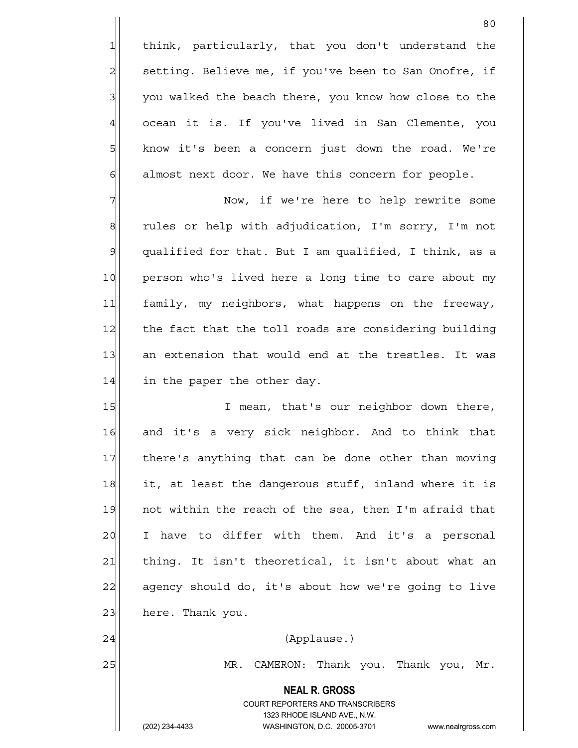think, particularly, that you don't understand the setting. Believe me, if you've been to San Onofre, if you walked the beach there, you know how close to the ocean it is. If you've lived in San Clemente, you know it's been a concern just down the road. We're almost next door. We have this concern for people.

Now, if we're here to help rewrite some rules or help with adjudication, I'm sorry, I'm not qualified for that. But I am qualified, I think, as a person who's lived here a long time to care about my family, my neighbors, what happens on the freeway, the fact that the toll roads are considering building an extension that would end at the trestles. It was in the paper the other day.

I mean, that's our neighbor down there, and it's a very sick neighbor. And to think that there's anything that can be done other than moving it, at least the dangerous stuff, inland where it is not within the reach of the sea, then I'm afraid that I have to differ with them. And it's a personal thing. It isn't theoretical, it isn't about what an agency should do, it's about how we're going to live here. Thank you.

(Applause.)

MR. CAMERON: Thank you. Thank you, Mr.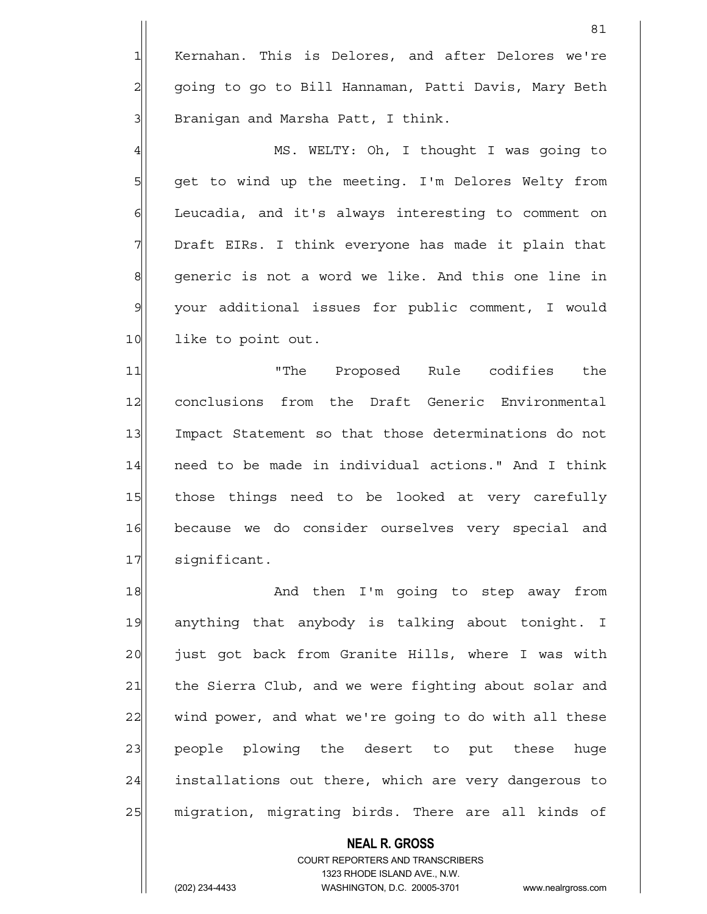Kernahan. This is Delores, and after Delores we're going to go to Bill Hannaman, Patti Davis, Mary Beth Branigan and Marsha Patt, I think.

MS. WELTY: Oh, I thought I was going to get to wind up the meeting. I'm Delores Welty from Leucadia, and it's always interesting to comment on Draft EIRs. I think everyone has made it plain that generic is not a word we like. And this one line in your additional issues for public comment, I would like to point out.

"The Proposed Rule codifies the conclusions from the Draft Generic Environmental Impact Statement so that those determinations do not need to be made in individual actions." And I think those things need to be looked at very carefully because we do consider ourselves very special and significant.

And then I'm going to step away from anything that anybody is talking about tonight. I just got back from Granite Hills, where I was with the Sierra Club, and we were fighting about solar and wind power, and what we're going to do with all these people plowing the desert to put these huge installations out there, which are very dangerous to migration, migrating birds. There are all kinds of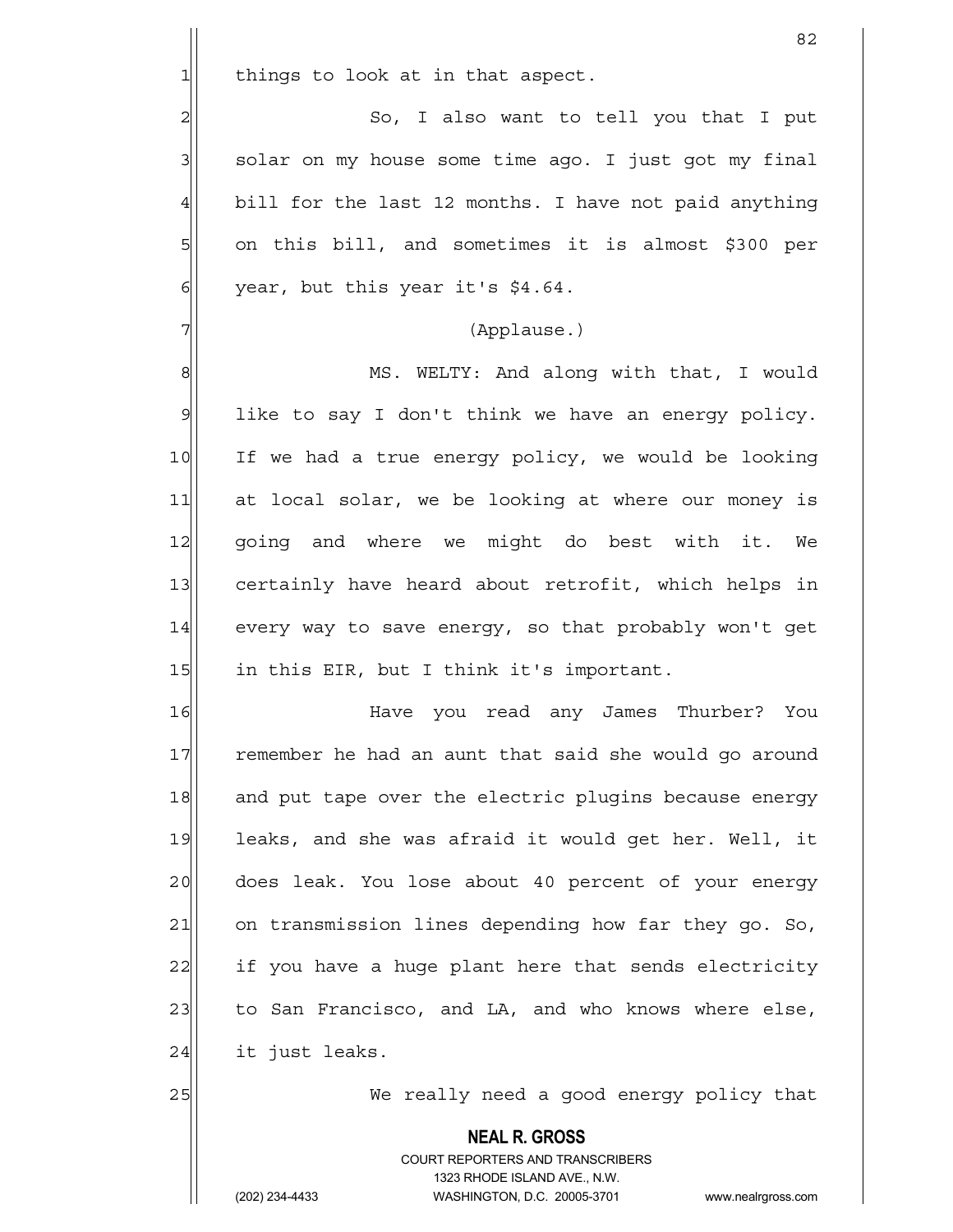things to look at in that aspect.

So, I also want to tell you that I put solar on my house some time ago. I just got my final bill for the last 12 months. I have not paid anything on this bill, and sometimes it is almost $300 per year, but this year it's $4.64.

(Applause.)

MS. WELTY: And along with that, I would like to say I don't think we have an energy policy. If we had a true energy policy, we would be looking at local solar, we be looking at where our money is going and where we might do best with it. We certainly have heard about retrofit, which helps in every way to save energy, so that probably won't get in this EIR, but I think it's important.

Have you read any James Thurber? You remember he had an aunt that said she would go around and put tape over the electric plugins because energy leaks, and she was afraid it would get her. Well, it does leak. You lose about 40 percent of your energy on transmission lines depending how far they go. So, if you have a huge plant here that sends electricity to San Francisco, and LA, and who knows where else, it just leaks.

We really need a good energy policy that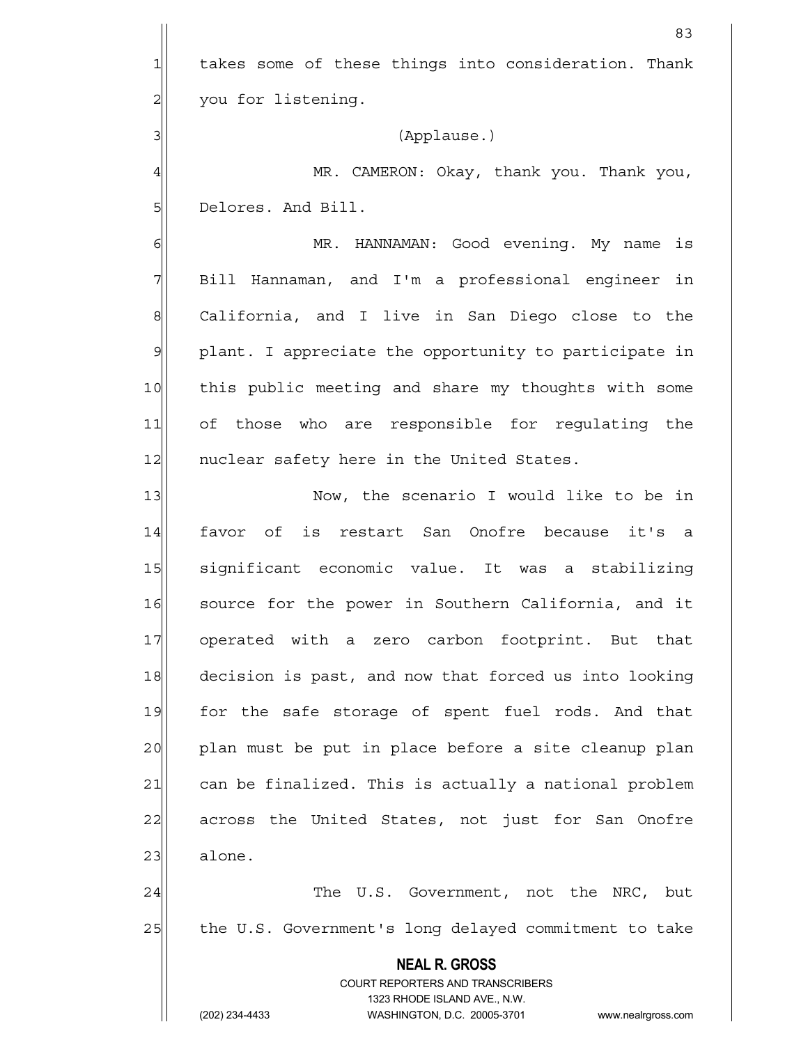takes some of these things into consideration. Thank you for listening.

(Applause.)

MR. CAMERON: Okay, thank you. Thank you, Delores. And Bill.

MR. HANNAMAN: Good evening. My name is Bill Hannaman, and I'm a professional engineer in California, and I live in San Diego close to the plant. I appreciate the opportunity to participate in this public meeting and share my thoughts with some of those who are responsible for regulating the nuclear safety here in the United States.

Now, the scenario I would like to be in favor of is restart San Onofre because it's a significant economic value. It was a stabilizing source for the power in Southern California, and it operated with a zero carbon footprint. But that decision is past, and now that forced us into looking for the safe storage of spent fuel rods. And that plan must be put in place before a site cleanup plan can be finalized. This is actually a national problem across the United States, not just for San Onofre alone.

The U.S. Government, not the NRC, but the U.S. Government's long delayed commitment to take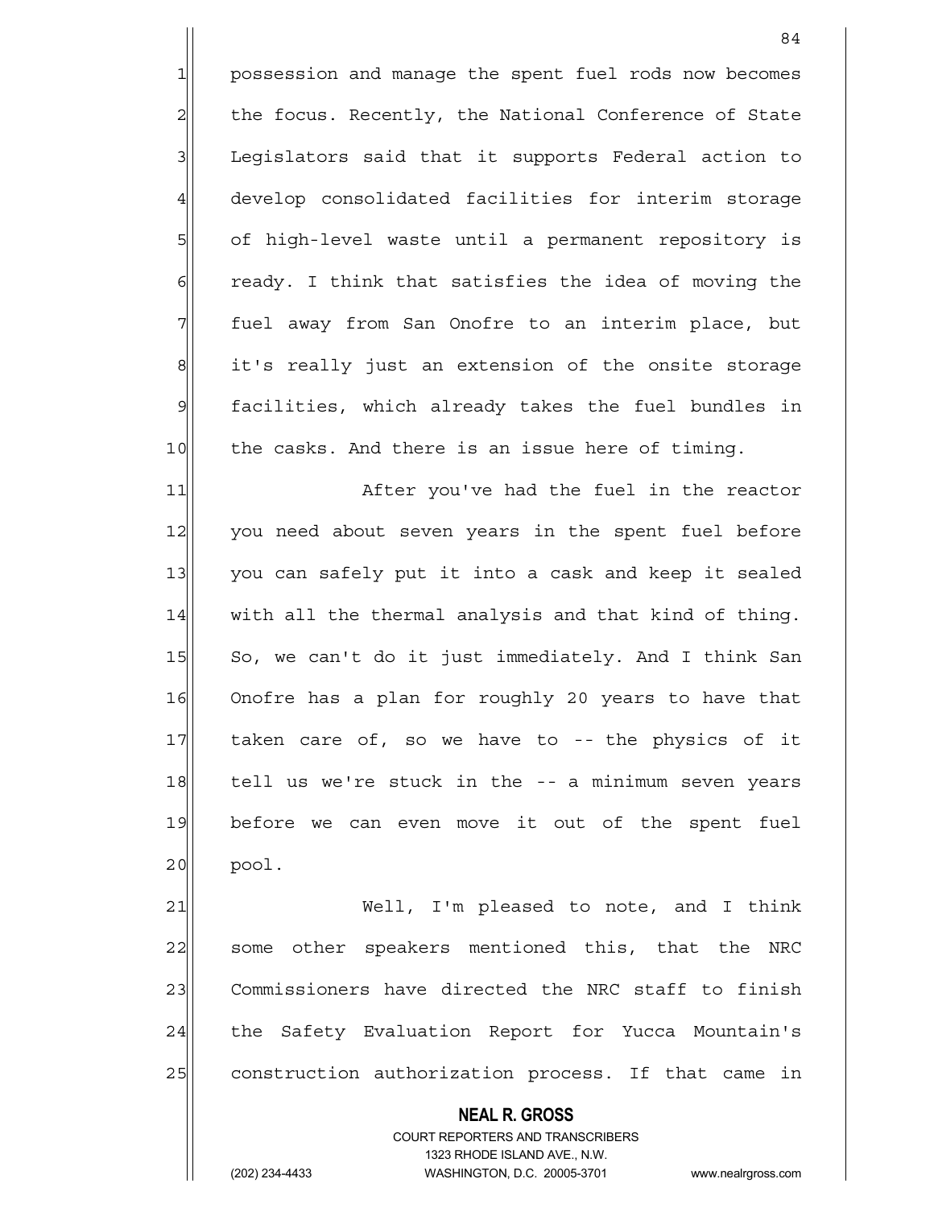possession and manage the spent fuel rods now becomes the focus. Recently, the National Conference of State Legislators said that it supports Federal action to develop consolidated facilities for interim storage of high-level waste until a permanent repository is ready. I think that satisfies the idea of moving the fuel away from San Onofre to an interim place, but it's really just an extension of the onsite storage facilities, which already takes the fuel bundles in the casks. And there is an issue here of timing.

After you've had the fuel in the reactor you need about seven years in the spent fuel before you can safely put it into a cask and keep it sealed with all the thermal analysis and that kind of thing. So, we can't do it just immediately. And I think San Onofre has a plan for roughly 20 years to have that taken care of, so we have to -- the physics of it tell us we're stuck in the -- a minimum seven years before we can even move it out of the spent fuel pool.

Well, I'm pleased to note, and I think some other speakers mentioned this, that the NRC Commissioners have directed the NRC staff to finish the Safety Evaluation Report for Yucca Mountain's construction authorization process. If that came in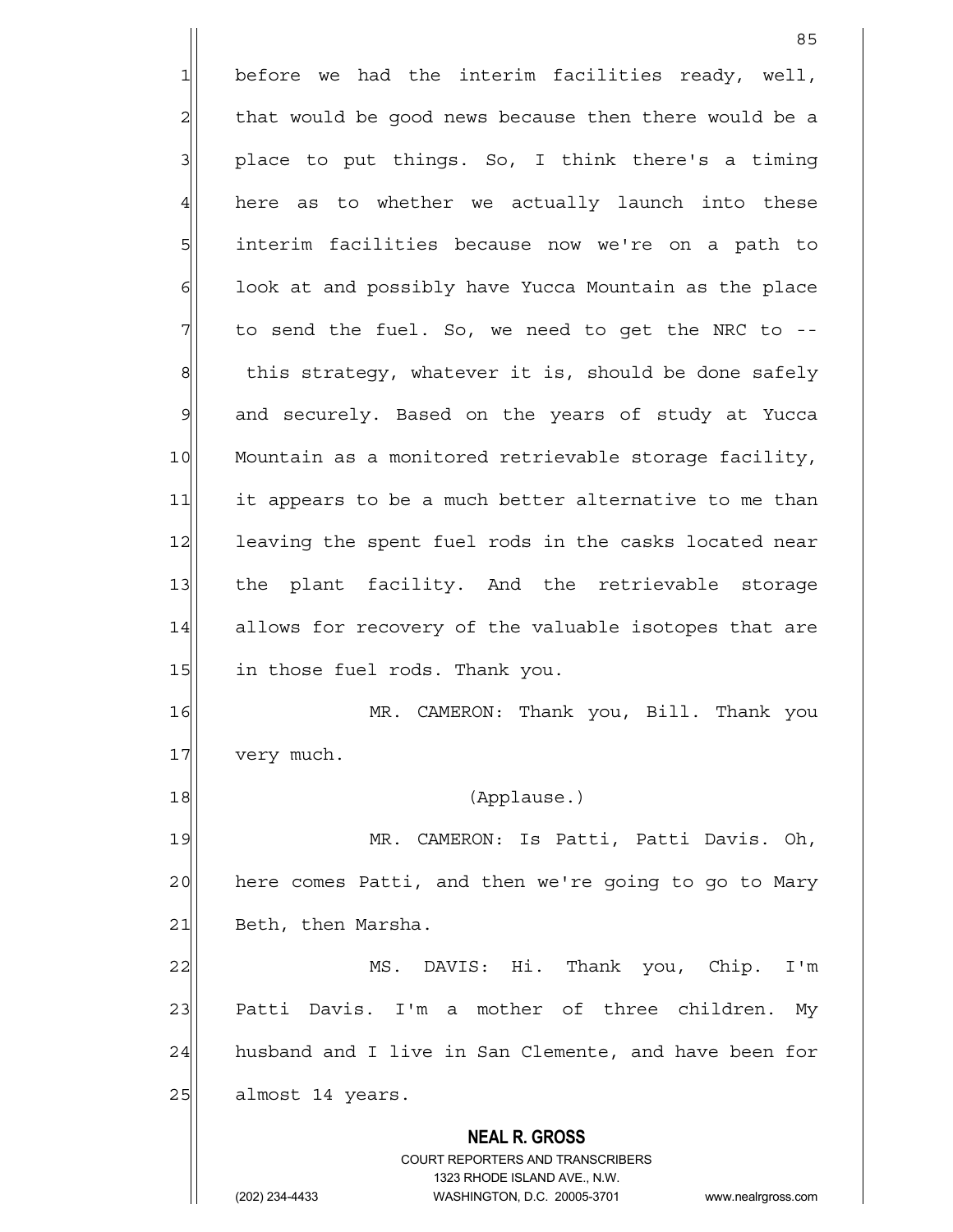before we had the interim facilities ready, well, that would be good news because then there would be a place to put things. So, I think there's a timing here as to whether we actually launch into these interim facilities because now we're on a path to look at and possibly have Yucca Mountain as the place to send the fuel. So, we need to get the NRC to -- this strategy, whatever it is, should be done safely and securely. Based on the years of study at Yucca Mountain as a monitored retrievable storage facility, it appears to be a much better alternative to me than leaving the spent fuel rods in the casks located near the plant facility. And the retrievable storage allows for recovery of the valuable isotopes that are in those fuel rods. Thank you.

MR. CAMERON: Thank you, Bill. Thank you very much.

(Applause.)

MR. CAMERON: Is Patti, Patti Davis. Oh, here comes Patti, and then we're going to go to Mary Beth, then Marsha.

MS. DAVIS: Hi. Thank you, Chip. I'm Patti Davis. I'm a mother of three children. My husband and I live in San Clemente, and have been for almost 14 years.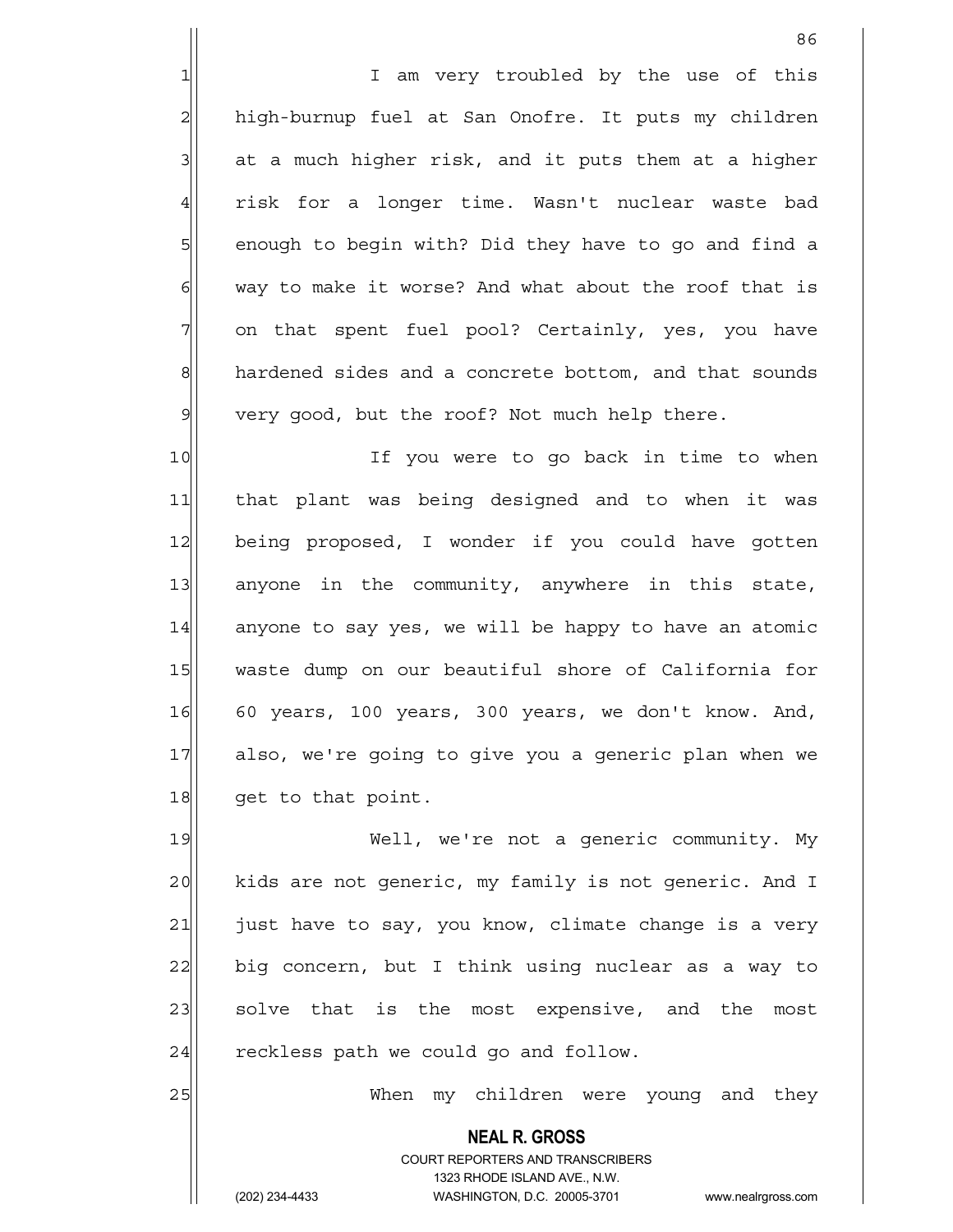I am very troubled by the use of this high-burnup fuel at San Onofre. It puts my children at a much higher risk, and it puts them at a higher risk for a longer time. Wasn't nuclear waste bad enough to begin with? Did they have to go and find a way to make it worse? And what about the roof that is on that spent fuel pool? Certainly, yes, you have hardened sides and a concrete bottom, and that sounds very good, but the roof? Not much help there.

If you were to go back in time to when that plant was being designed and to when it was being proposed, I wonder if you could have gotten anyone in the community, anywhere in this state, anyone to say yes, we will be happy to have an atomic waste dump on our beautiful shore of California for 60 years, 100 years, 300 years, we don't know. And, also, we're going to give you a generic plan when we get to that point.

Well, we're not a generic community. My kids are not generic, my family is not generic. And I just have to say, you know, climate change is a very big concern, but I think using nuclear as a way to solve that is the most expensive, and the most reckless path we could go and follow.

When my children were young and they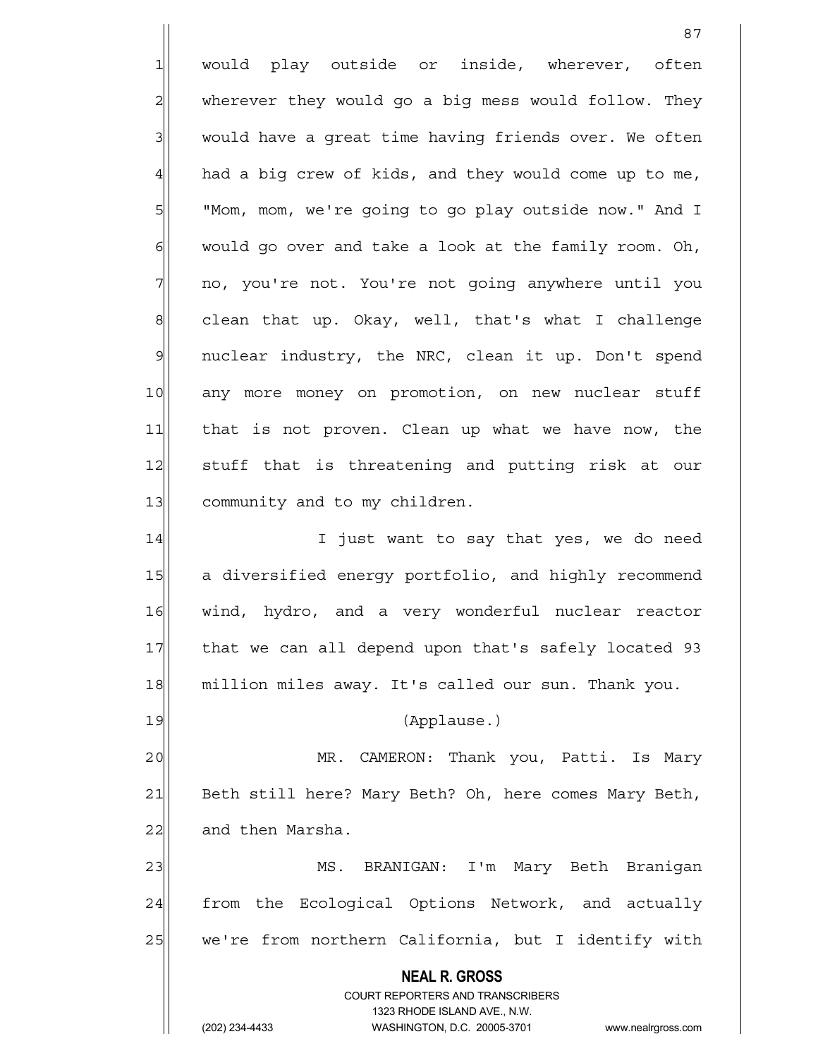would play outside or inside, wherever, often wherever they would go a big mess would follow. They would have a great time having friends over. We often had a big crew of kids, and they would come up to me, "Mom, mom, we're going to go play outside now." And I would go over and take a look at the family room. Oh, no, you're not. You're not going anywhere until you clean that up. Okay, well, that's what I challenge nuclear industry, the NRC, clean it up. Don't spend any more money on promotion, on new nuclear stuff that is not proven. Clean up what we have now, the stuff that is threatening and putting risk at our community and to my children.

I just want to say that yes, we do need a diversified energy portfolio, and highly recommend wind, hydro, and a very wonderful nuclear reactor that we can all depend upon that's safely located 93 million miles away. It's called our sun. Thank you.

(Applause.)

MR. CAMERON: Thank you, Patti. Is Mary Beth still here? Mary Beth? Oh, here comes Mary Beth, and then Marsha.

MS. BRANIGAN: I'm Mary Beth Branigan from the Ecological Options Network, and actually we're from northern California, but I identify with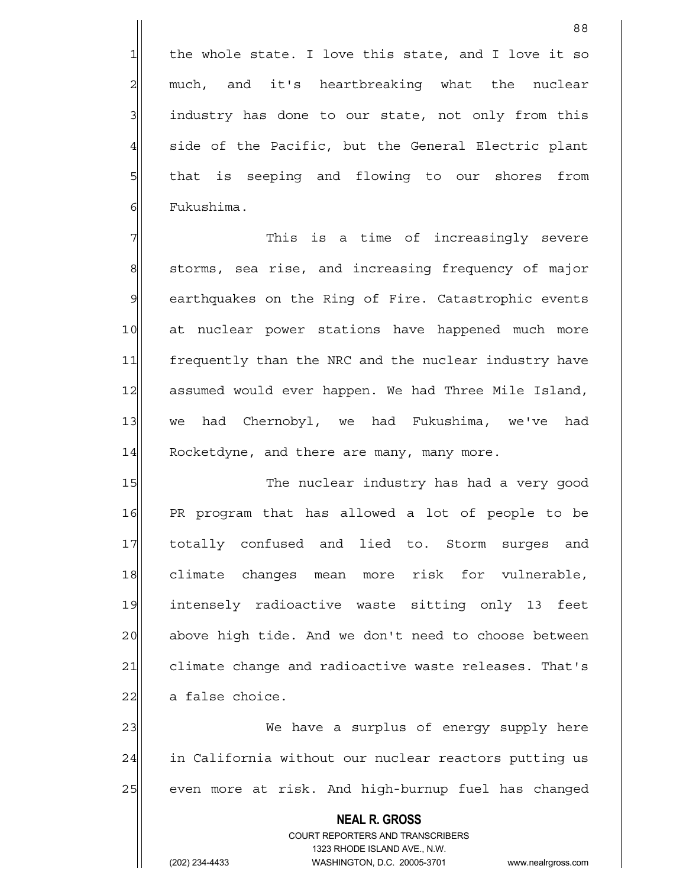the whole state. I love this state, and I love it so much, and it's heartbreaking what the nuclear industry has done to our state, not only from this side of the Pacific, but the General Electric plant that is seeping and flowing to our shores from Fukushima.

This is a time of increasingly severe storms, sea rise, and increasing frequency of major earthquakes on the Ring of Fire. Catastrophic events at nuclear power stations have happened much more frequently than the NRC and the nuclear industry have assumed would ever happen. We had Three Mile Island, we had Chernobyl, we had Fukushima, we've had Rocketdyne, and there are many, many more.

The nuclear industry has had a very good PR program that has allowed a lot of people to be totally confused and lied to. Storm surges and climate changes mean more risk for vulnerable, intensely radioactive waste sitting only 13 feet above high tide. And we don't need to choose between climate change and radioactive waste releases. That's a false choice.

We have a surplus of energy supply here in California without our nuclear reactors putting us even more at risk. And high-burnup fuel has changed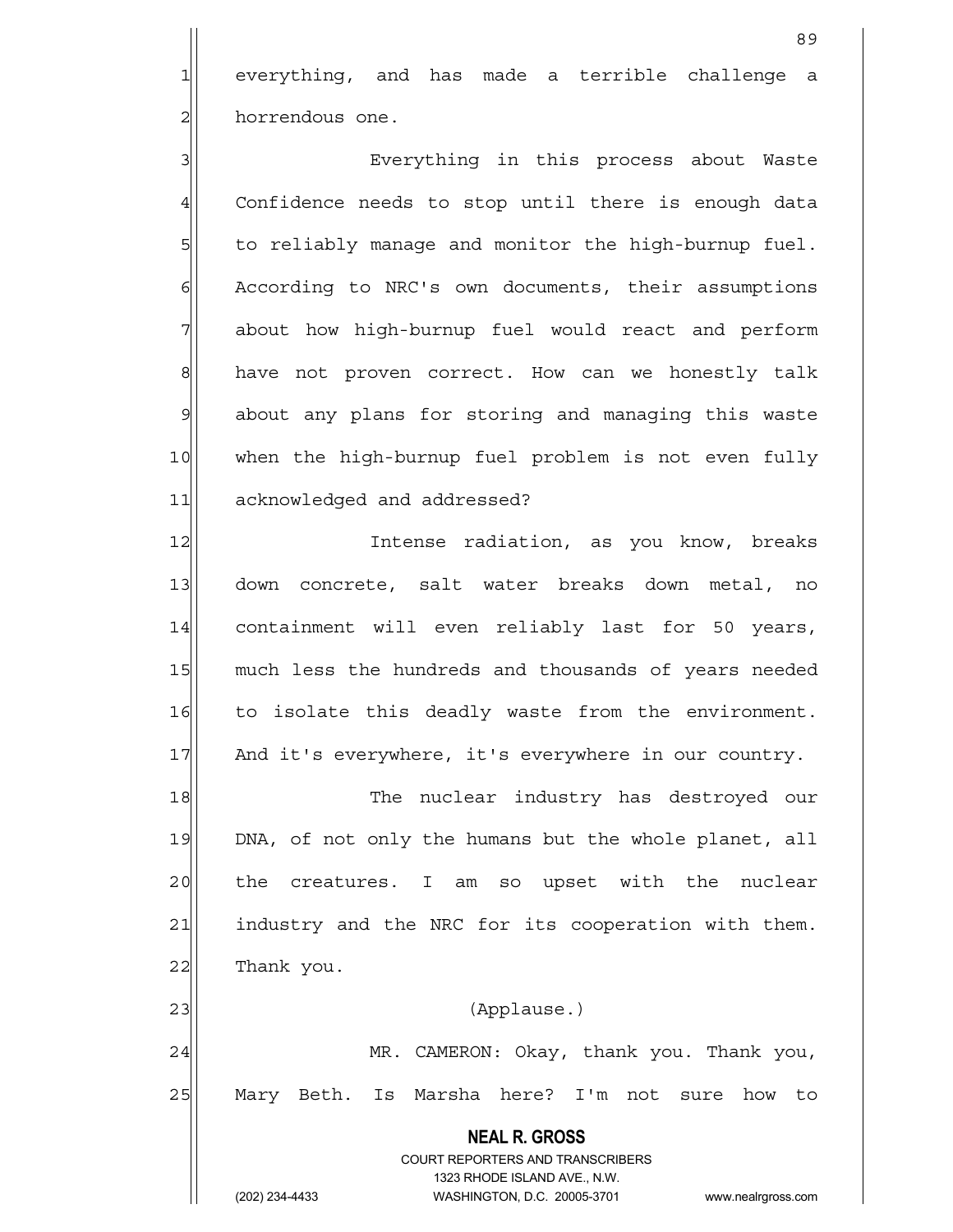everything, and has made a terrible challenge a horrendous one.

Everything in this process about Waste Confidence needs to stop until there is enough data to reliably manage and monitor the high-burnup fuel. According to NRC's own documents, their assumptions about how high-burnup fuel would react and perform have not proven correct. How can we honestly talk about any plans for storing and managing this waste when the high-burnup fuel problem is not even fully acknowledged and addressed?

Intense radiation, as you know, breaks down concrete, salt water breaks down metal, no containment will even reliably last for 50 years, much less the hundreds and thousands of years needed to isolate this deadly waste from the environment. And it's everywhere, it's everywhere in our country.

The nuclear industry has destroyed our DNA, of not only the humans but the whole planet, all the creatures. I am so upset with the nuclear industry and the NRC for its cooperation with them. Thank you.

(Applause.)

MR. CAMERON: Okay, thank you. Thank you, Mary Beth. Is Marsha here? I'm not sure how to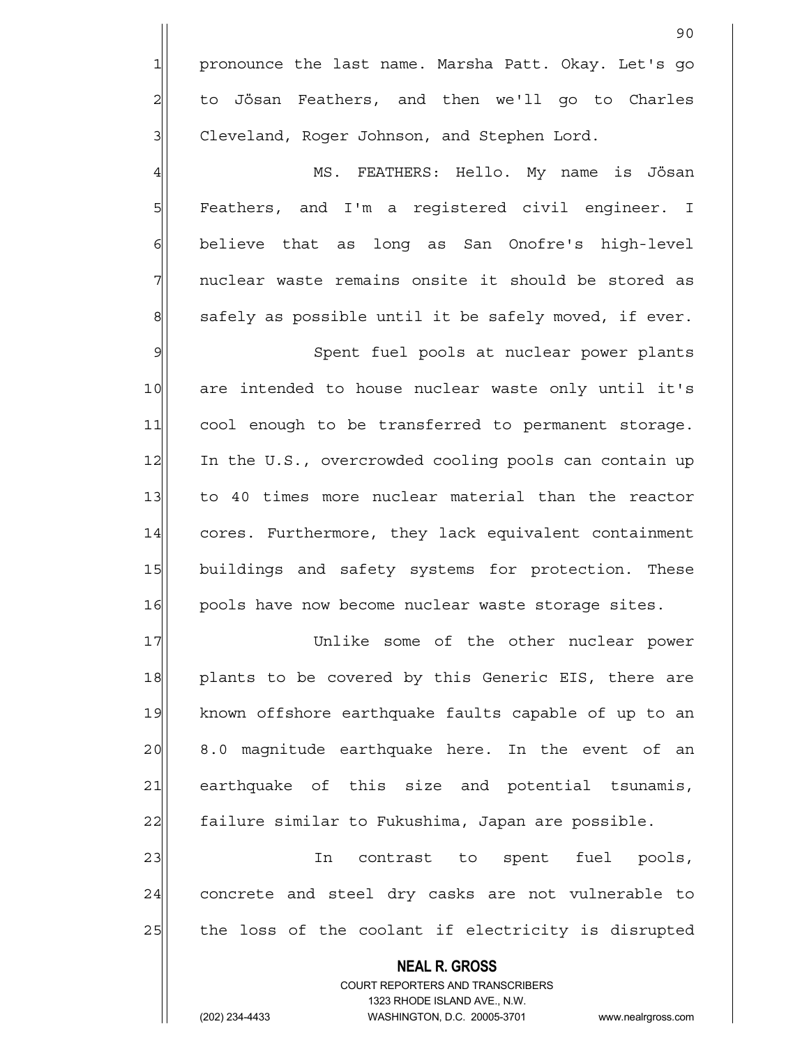pronounce the last name. Marsha Patt. Okay. Let's go to Jösan Feathers, and then we'll go to Charles Cleveland, Roger Johnson, and Stephen Lord.

MS. FEATHERS: Hello. My name is Jösan Feathers, and I'm a registered civil engineer. I believe that as long as San Onofre's high-level nuclear waste remains onsite it should be stored as safely as possible until it be safely moved, if ever.

Spent fuel pools at nuclear power plants are intended to house nuclear waste only until it's cool enough to be transferred to permanent storage. In the U.S., overcrowded cooling pools can contain up to 40 times more nuclear material than the reactor cores. Furthermore, they lack equivalent containment buildings and safety systems for protection. These pools have now become nuclear waste storage sites.

Unlike some of the other nuclear power plants to be covered by this Generic EIS, there are known offshore earthquake faults capable of up to an 8.0 magnitude earthquake here. In the event of an earthquake of this size and potential tsunamis, failure similar to Fukushima, Japan are possible.

In contrast to spent fuel pools, concrete and steel dry casks are not vulnerable to the loss of the coolant if electricity is disrupted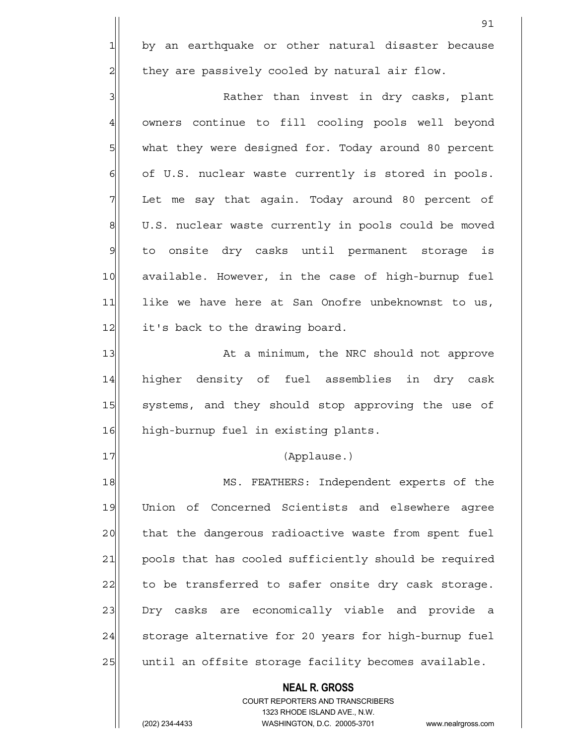by an earthquake or other natural disaster because they are passively cooled by natural air flow.

Rather than invest in dry casks, plant owners continue to fill cooling pools well beyond what they were designed for. Today around 80 percent of U.S. nuclear waste currently is stored in pools. Let me say that again. Today around 80 percent of U.S. nuclear waste currently in pools could be moved to onsite dry casks until permanent storage is available. However, in the case of high-burnup fuel like we have here at San Onofre unbeknownst to us, it's back to the drawing board.

At a minimum, the NRC should not approve higher density of fuel assemblies in dry cask systems, and they should stop approving the use of high-burnup fuel in existing plants.

(Applause.)

MS. FEATHERS: Independent experts of the Union of Concerned Scientists and elsewhere agree that the dangerous radioactive waste from spent fuel pools that has cooled sufficiently should be required to be transferred to safer onsite dry cask storage. Dry casks are economically viable and provide a storage alternative for 20 years for high-burnup fuel until an offsite storage facility becomes available.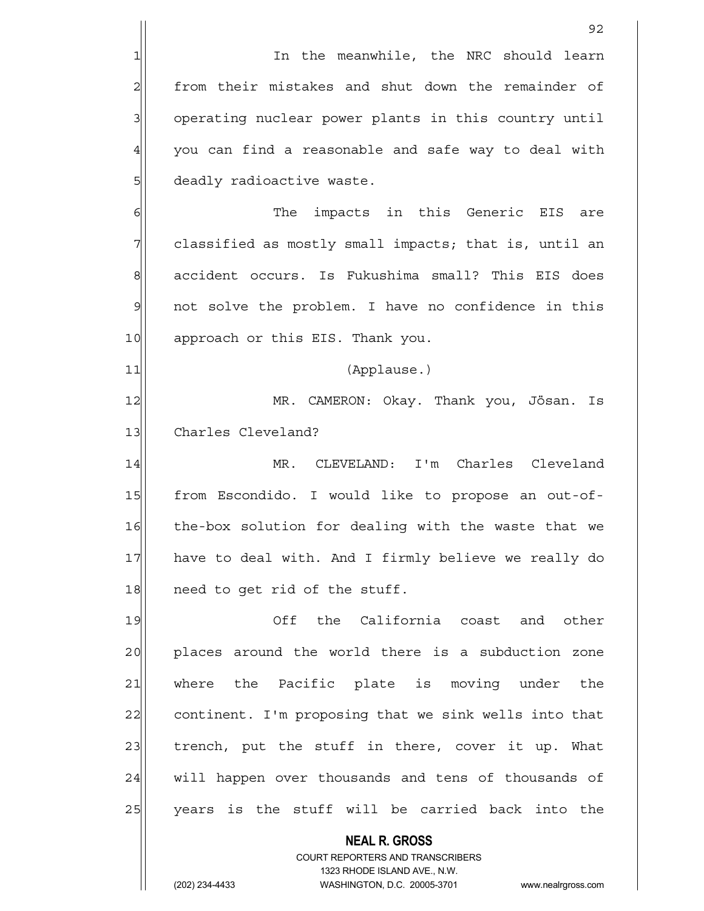In the meanwhile, the NRC should learn from their mistakes and shut down the remainder of operating nuclear power plants in this country until you can find a reasonable and safe way to deal with deadly radioactive waste.

The impacts in this Generic EIS are classified as mostly small impacts; that is, until an accident occurs. Is Fukushima small? This EIS does not solve the problem. I have no confidence in this approach or this EIS. Thank you.

(Applause.)

MR. CAMERON: Okay. Thank you, Jösan. Is Charles Cleveland?

MR. CLEVELAND: I'm Charles Cleveland from Escondido. I would like to propose an out-of-the-box solution for dealing with the waste that we have to deal with. And I firmly believe we really do need to get rid of the stuff.

Off the California coast and other places around the world there is a subduction zone where the Pacific plate is moving under the continent. I'm proposing that we sink wells into that trench, put the stuff in there, cover it up. What will happen over thousands and tens of thousands of years is the stuff will be carried back into the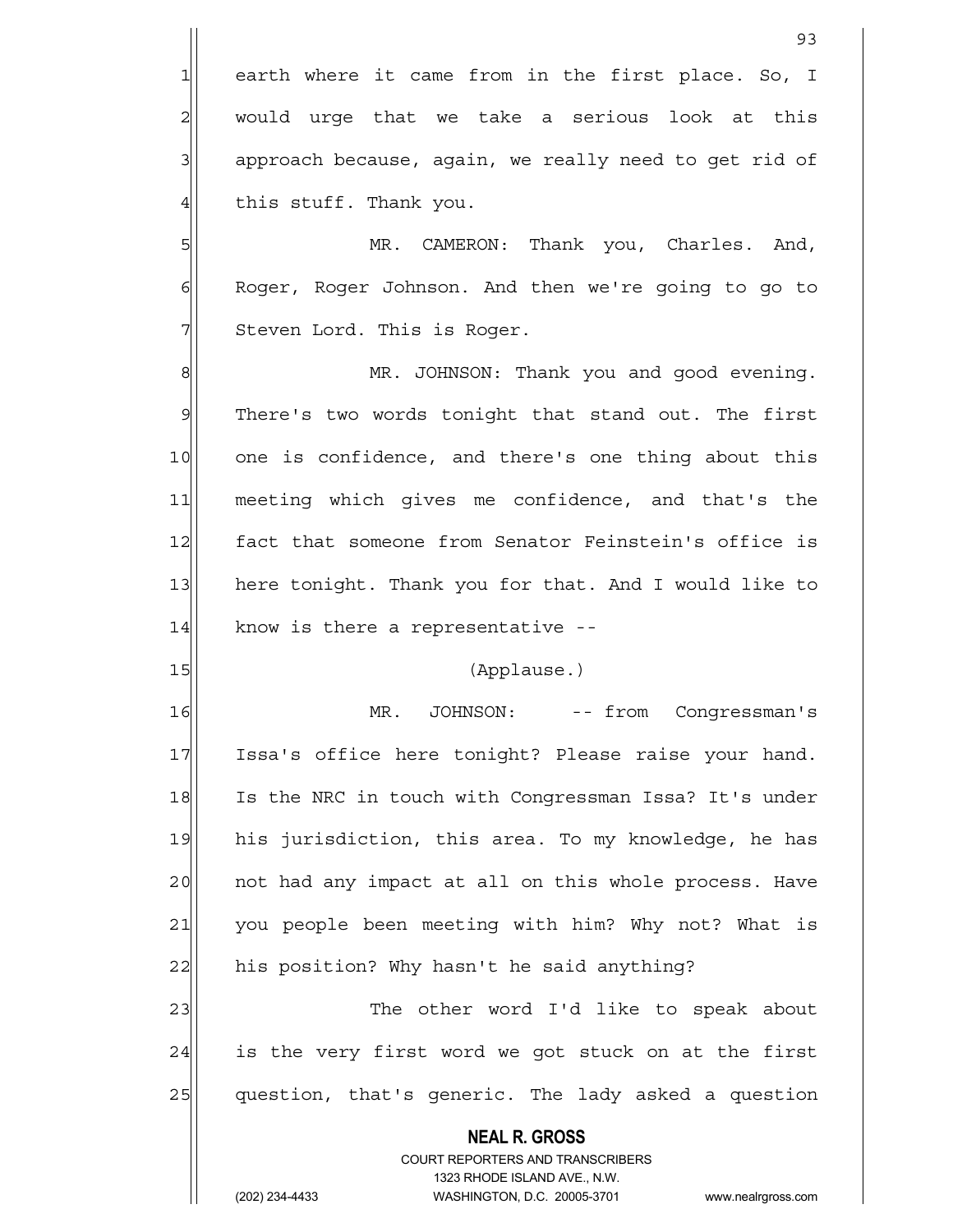earth where it came from in the first place. So, I would urge that we take a serious look at this approach because, again, we really need to get rid of this stuff. Thank you.

MR. CAMERON: Thank you, Charles. And, Roger, Roger Johnson. And then we're going to go to Steven Lord. This is Roger.

MR. JOHNSON: Thank you and good evening. There's two words tonight that stand out. The first one is confidence, and there's one thing about this meeting which gives me confidence, and that's the fact that someone from Senator Feinstein's office is here tonight. Thank you for that. And I would like to know is there a representative --

(Applause.)

MR. JOHNSON: -- from Congressman's Issa's office here tonight? Please raise your hand. Is the NRC in touch with Congressman Issa? It's under his jurisdiction, this area. To my knowledge, he has not had any impact at all on this whole process. Have you people been meeting with him? Why not? What is his position? Why hasn't he said anything?

The other word I'd like to speak about is the very first word we got stuck on at the first question, that's generic. The lady asked a question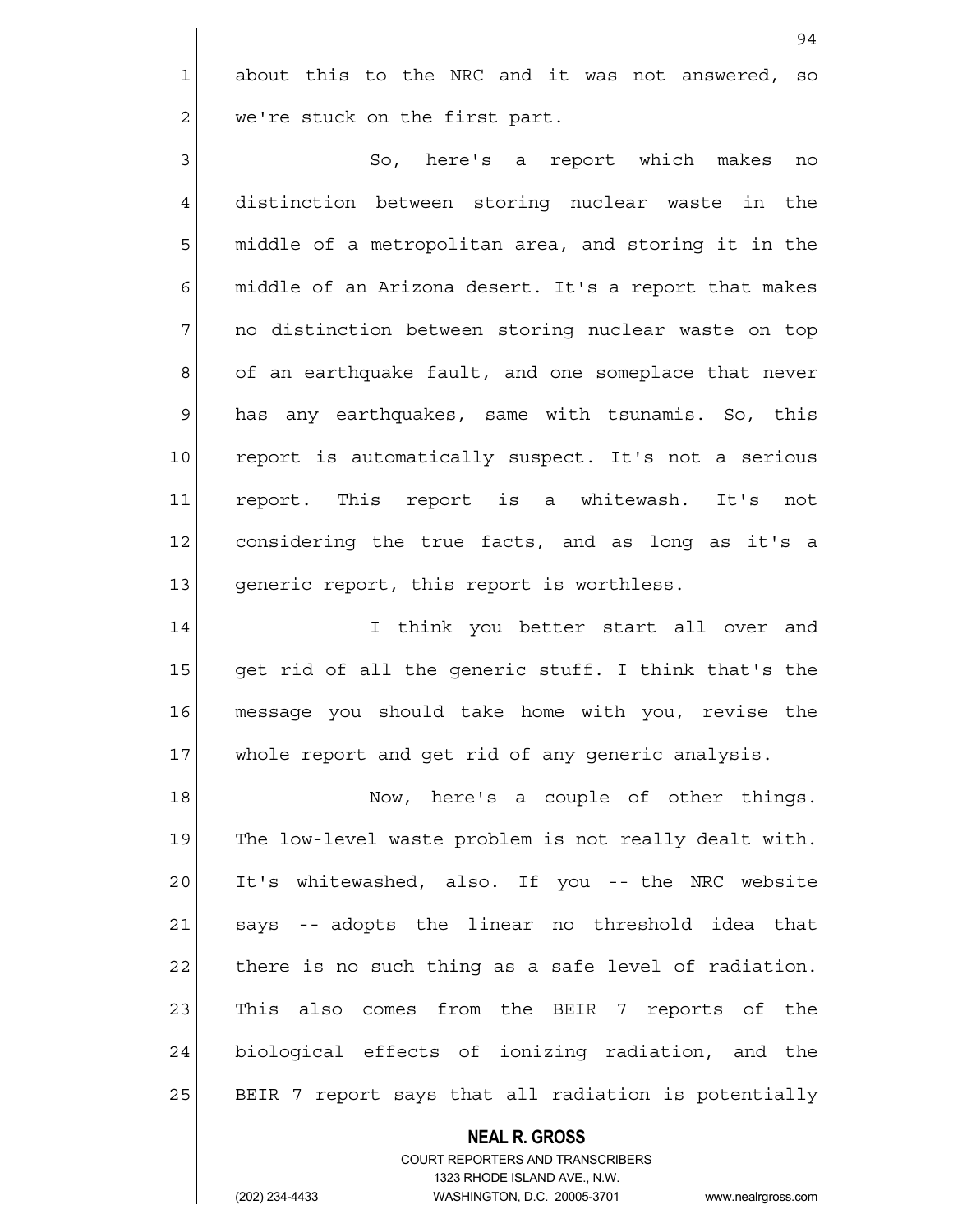about this to the NRC and it was not answered, so we're stuck on the first part.

So, here's a report which makes no distinction between storing nuclear waste in the middle of a metropolitan area, and storing it in the middle of an Arizona desert. It's a report that makes no distinction between storing nuclear waste on top of an earthquake fault, and one someplace that never has any earthquakes, same with tsunamis. So, this report is automatically suspect. It's not a serious report. This report is a whitewash. It's not considering the true facts, and as long as it's a generic report, this report is worthless.

I think you better start all over and get rid of all the generic stuff. I think that's the message you should take home with you, revise the whole report and get rid of any generic analysis.

Now, here's a couple of other things. The low-level waste problem is not really dealt with. It's whitewashed, also. If you -- the NRC website says -- adopts the linear no threshold idea that there is no such thing as a safe level of radiation. This also comes from the BEIR 7 reports of the biological effects of ionizing radiation, and the BEIR 7 report says that all radiation is potentially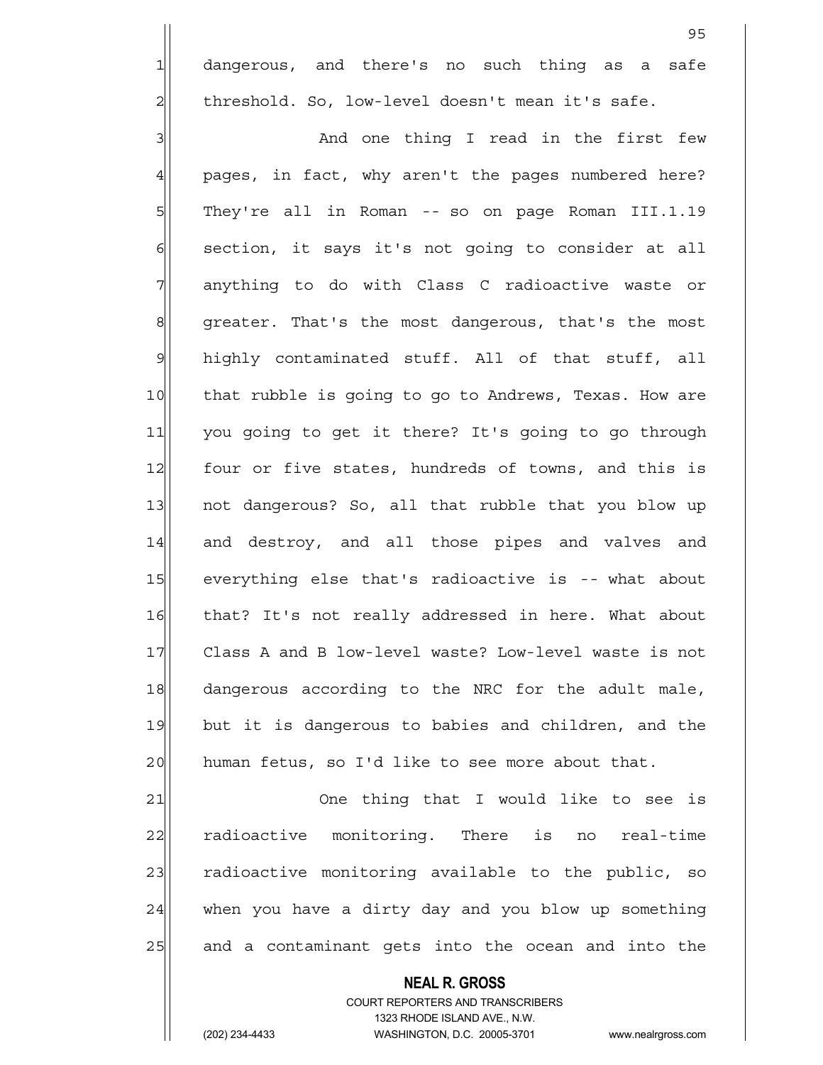dangerous, and there's no such thing as a safe threshold. So, low-level doesn't mean it's safe.

And one thing I read in the first few pages, in fact, why aren't the pages numbered here? They're all in Roman -- so on page Roman III.1.19 section, it says it's not going to consider at all anything to do with Class C radioactive waste or greater. That's the most dangerous, that's the most highly contaminated stuff. All of that stuff, all that rubble is going to go to Andrews, Texas. How are you going to get it there? It's going to go through four or five states, hundreds of towns, and this is not dangerous? So, all that rubble that you blow up and destroy, and all those pipes and valves and everything else that's radioactive is -- what about that? It's not really addressed in here. What about Class A and B low-level waste? Low-level waste is not dangerous according to the NRC for the adult male, but it is dangerous to babies and children, and the human fetus, so I'd like to see more about that.

One thing that I would like to see is radioactive monitoring. There is no real-time radioactive monitoring available to the public, so when you have a dirty day and you blow up something and a contaminant gets into the ocean and into the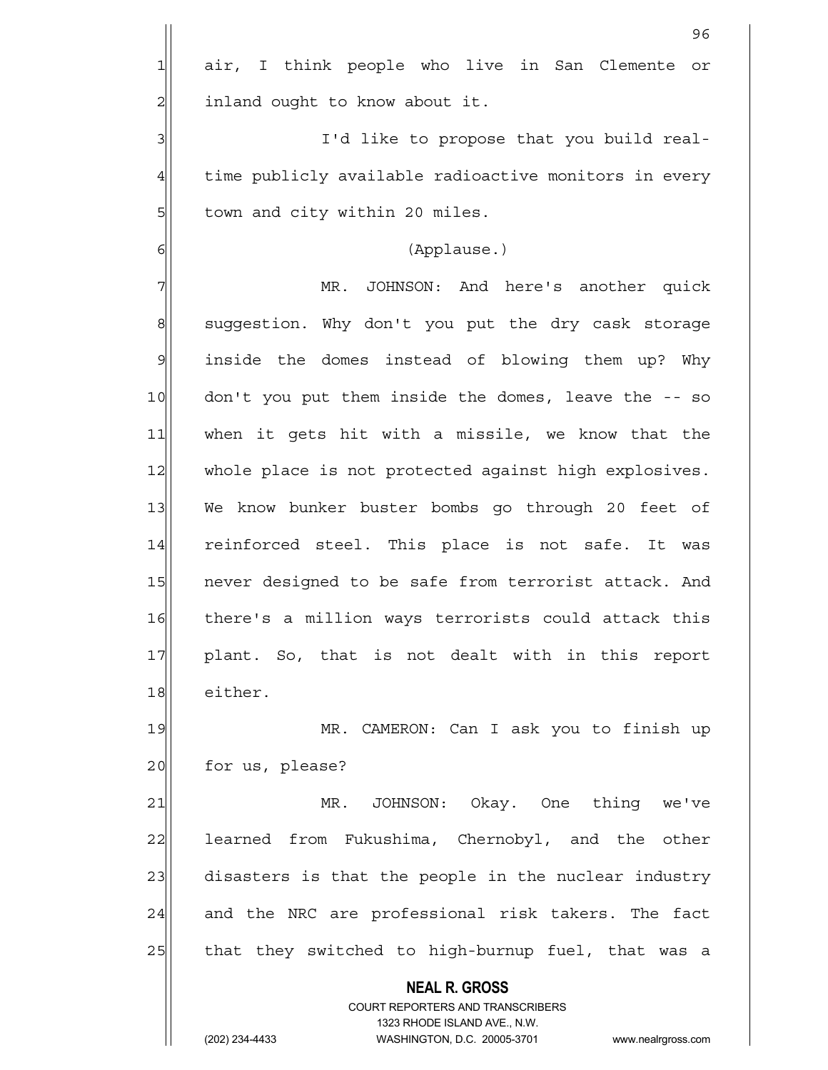air, I think people who live in San Clemente or inland ought to know about it.

I'd like to propose that you build real-time publicly available radioactive monitors in every town and city within 20 miles.

(Applause.)

MR. JOHNSON: And here's another quick suggestion. Why don't you put the dry cask storage inside the domes instead of blowing them up? Why don't you put them inside the domes, leave the -- so when it gets hit with a missile, we know that the whole place is not protected against high explosives. We know bunker buster bombs go through 20 feet of reinforced steel. This place is not safe. It was never designed to be safe from terrorist attack. And there's a million ways terrorists could attack this plant. So, that is not dealt with in this report either.

MR. CAMERON: Can I ask you to finish up for us, please?

MR. JOHNSON: Okay. One thing we've learned from Fukushima, Chernobyl, and the other disasters is that the people in the nuclear industry and the NRC are professional risk takers. The fact that they switched to high-burnup fuel, that was a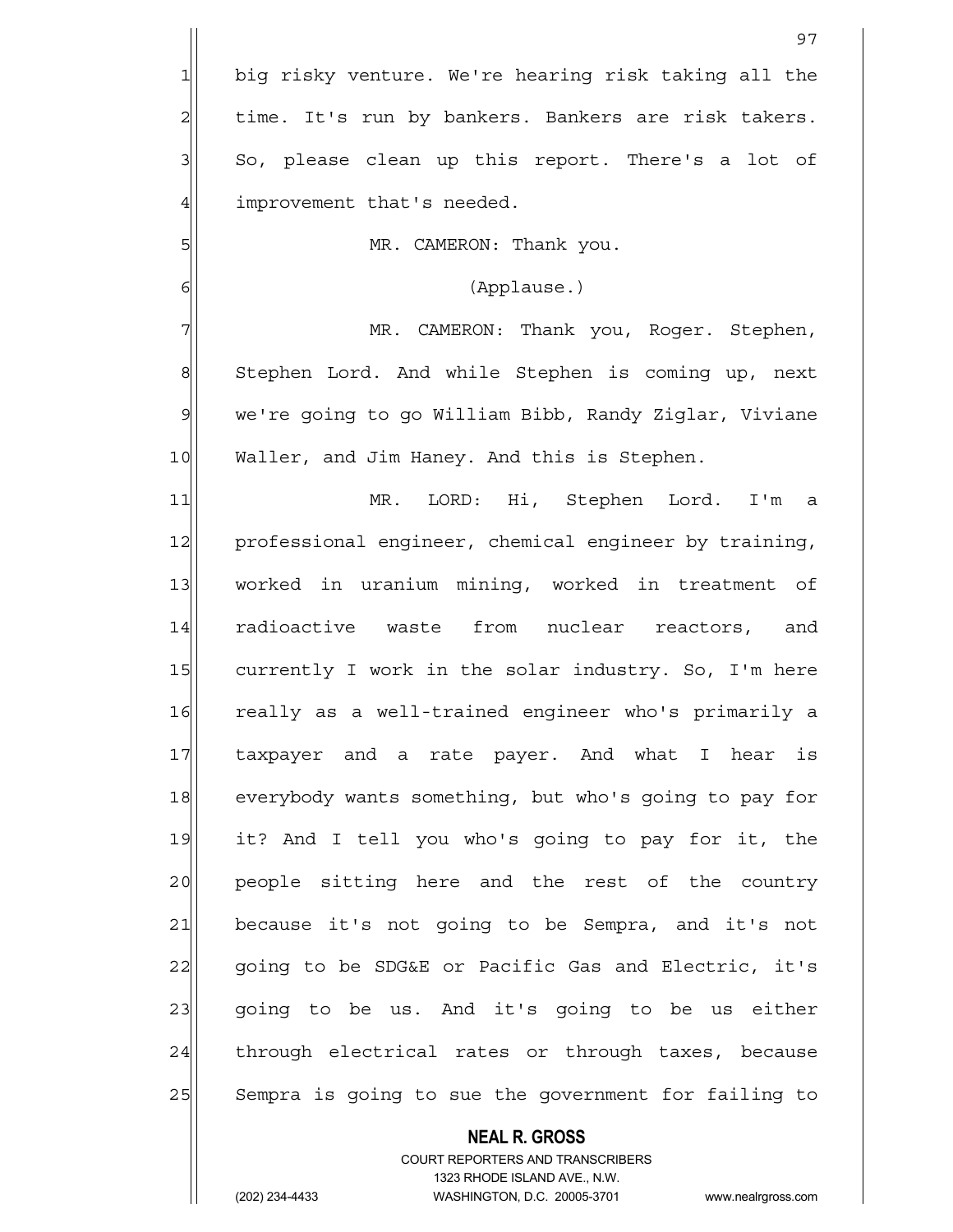big risky venture. We're hearing risk taking all the time. It's run by bankers. Bankers are risk takers. So, please clean up this report. There's a lot of improvement that's needed.

MR. CAMERON: Thank you.

(Applause.)

MR. CAMERON: Thank you, Roger. Stephen, Stephen Lord. And while Stephen is coming up, next we're going to go William Bibb, Randy Ziglar, Viviane Waller, and Jim Haney. And this is Stephen.

MR. LORD: Hi, Stephen Lord. I'm a professional engineer, chemical engineer by training, worked in uranium mining, worked in treatment of radioactive waste from nuclear reactors, and currently I work in the solar industry. So, I'm here really as a well-trained engineer who's primarily a taxpayer and a rate payer. And what I hear is everybody wants something, but who's going to pay for it? And I tell you who's going to pay for it, the people sitting here and the rest of the country because it's not going to be Sempra, and it's not going to be SDG&E or Pacific Gas and Electric, it's going to be us. And it's going to be us either through electrical rates or through taxes, because Sempra is going to sue the government for failing to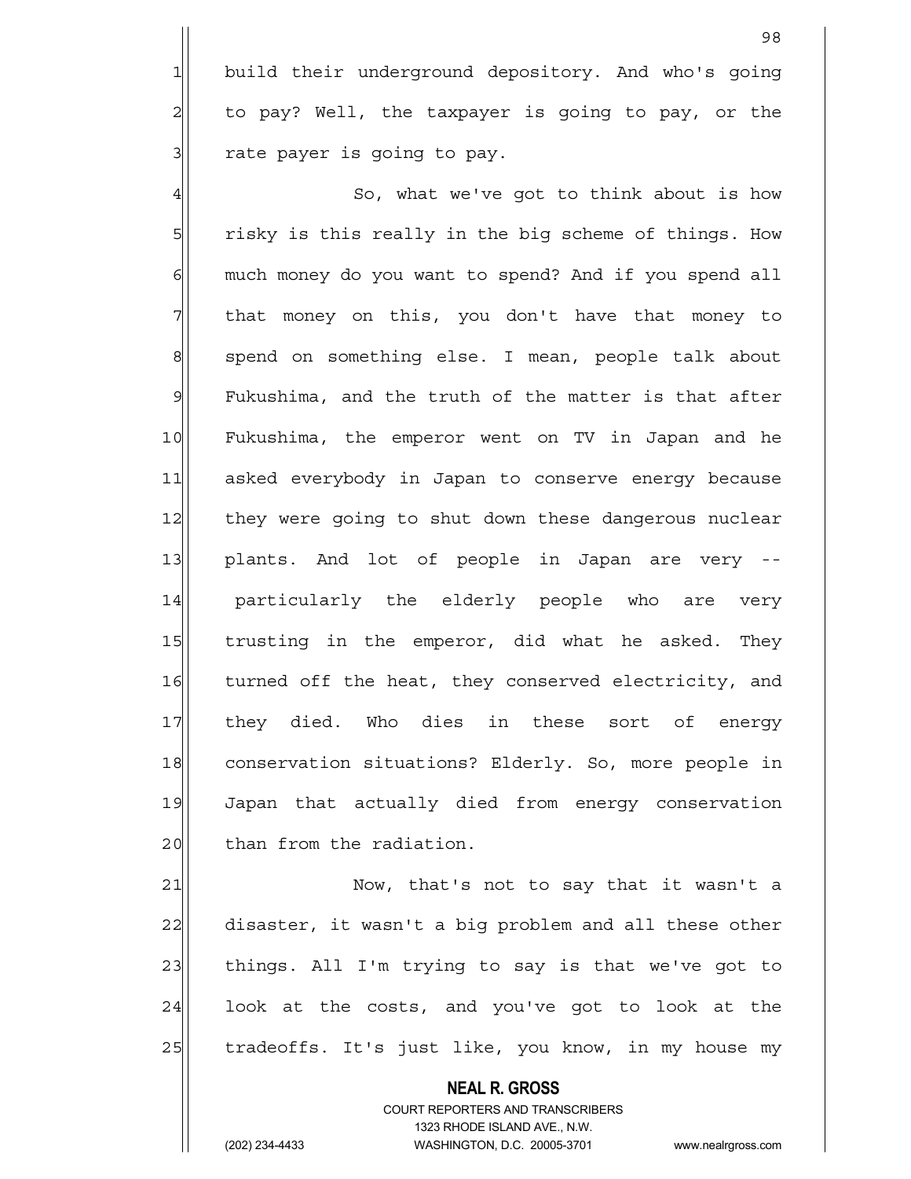build their underground depository. And who's going to pay? Well, the taxpayer is going to pay, or the rate payer is going to pay.

So, what we've got to think about is how risky is this really in the big scheme of things. How much money do you want to spend? And if you spend all that money on this, you don't have that money to spend on something else. I mean, people talk about Fukushima, and the truth of the matter is that after Fukushima, the emperor went on TV in Japan and he asked everybody in Japan to conserve energy because they were going to shut down these dangerous nuclear plants. And lot of people in Japan are very -- particularly the elderly people who are very trusting in the emperor, did what he asked. They turned off the heat, they conserved electricity, and they died. Who dies in these sort of energy conservation situations? Elderly. So, more people in Japan that actually died from energy conservation than from the radiation.

Now, that's not to say that it wasn't a disaster, it wasn't a big problem and all these other things. All I'm trying to say is that we've got to look at the costs, and you've got to look at the tradeoffs. It's just like, you know, in my house my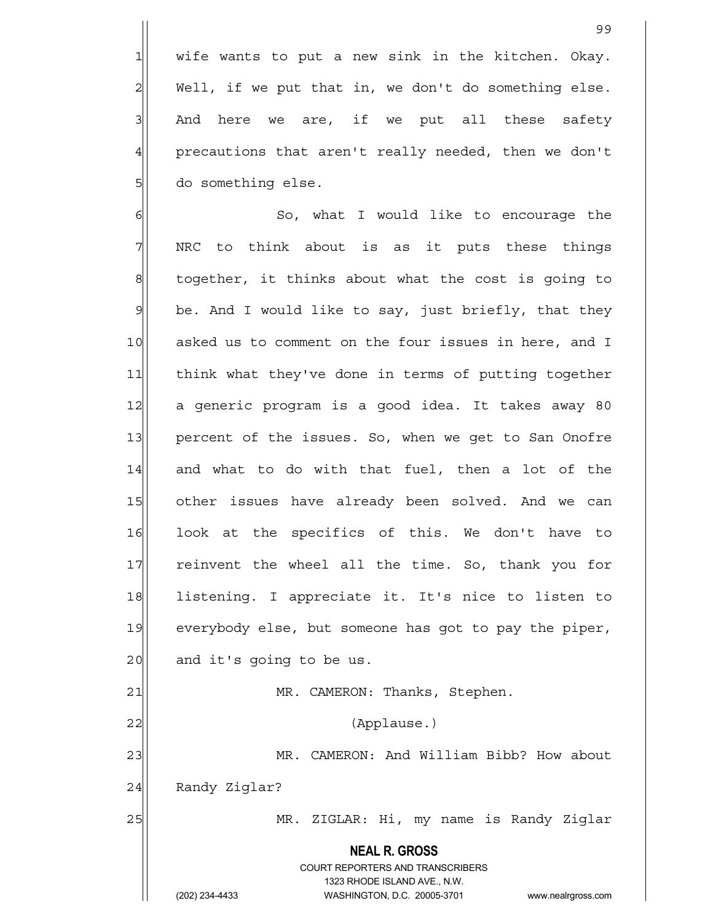wife wants to put a new sink in the kitchen. Okay. Well, if we put that in, we don't do something else. And here we are, if we put all these safety precautions that aren't really needed, then we don't do something else.

So, what I would like to encourage the NRC to think about is as it puts these things together, it thinks about what the cost is going to be. And I would like to say, just briefly, that they asked us to comment on the four issues in here, and I think what they've done in terms of putting together a generic program is a good idea. It takes away 80 percent of the issues. So, when we get to San Onofre and what to do with that fuel, then a lot of the other issues have already been solved. And we can look at the specifics of this. We don't have to reinvent the wheel all the time. So, thank you for listening. I appreciate it. It's nice to listen to everybody else, but someone has got to pay the piper, and it's going to be us.

MR. CAMERON: Thanks, Stephen.

(Applause.)

MR. CAMERON: And William Bibb? How about Randy Ziglar?

MR. ZIGLAR: Hi, my name is Randy Ziglar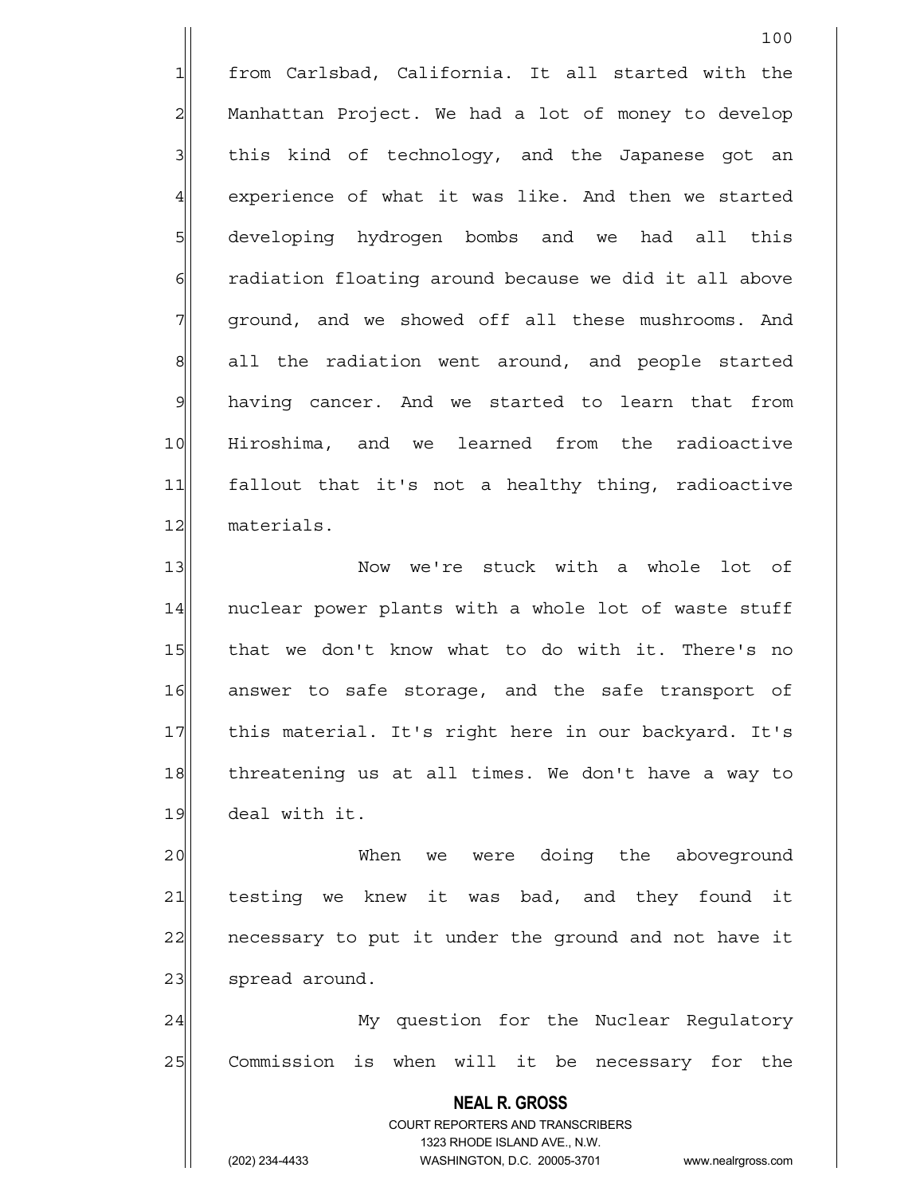from Carlsbad, California. It all started with the Manhattan Project. We had a lot of money to develop this kind of technology, and the Japanese got an experience of what it was like. And then we started developing hydrogen bombs and we had all this radiation floating around because we did it all above ground, and we showed off all these mushrooms. And all the radiation went around, and people started having cancer. And we started to learn that from Hiroshima, and we learned from the radioactive fallout that it's not a healthy thing, radioactive materials.

Now we're stuck with a whole lot of nuclear power plants with a whole lot of waste stuff that we don't know what to do with it. There's no answer to safe storage, and the safe transport of this material. It's right here in our backyard. It's threatening us at all times. We don't have a way to deal with it.

When we were doing the aboveground testing we knew it was bad, and they found it necessary to put it under the ground and not have it spread around.

My question for the Nuclear Regulatory Commission is when will it be necessary for the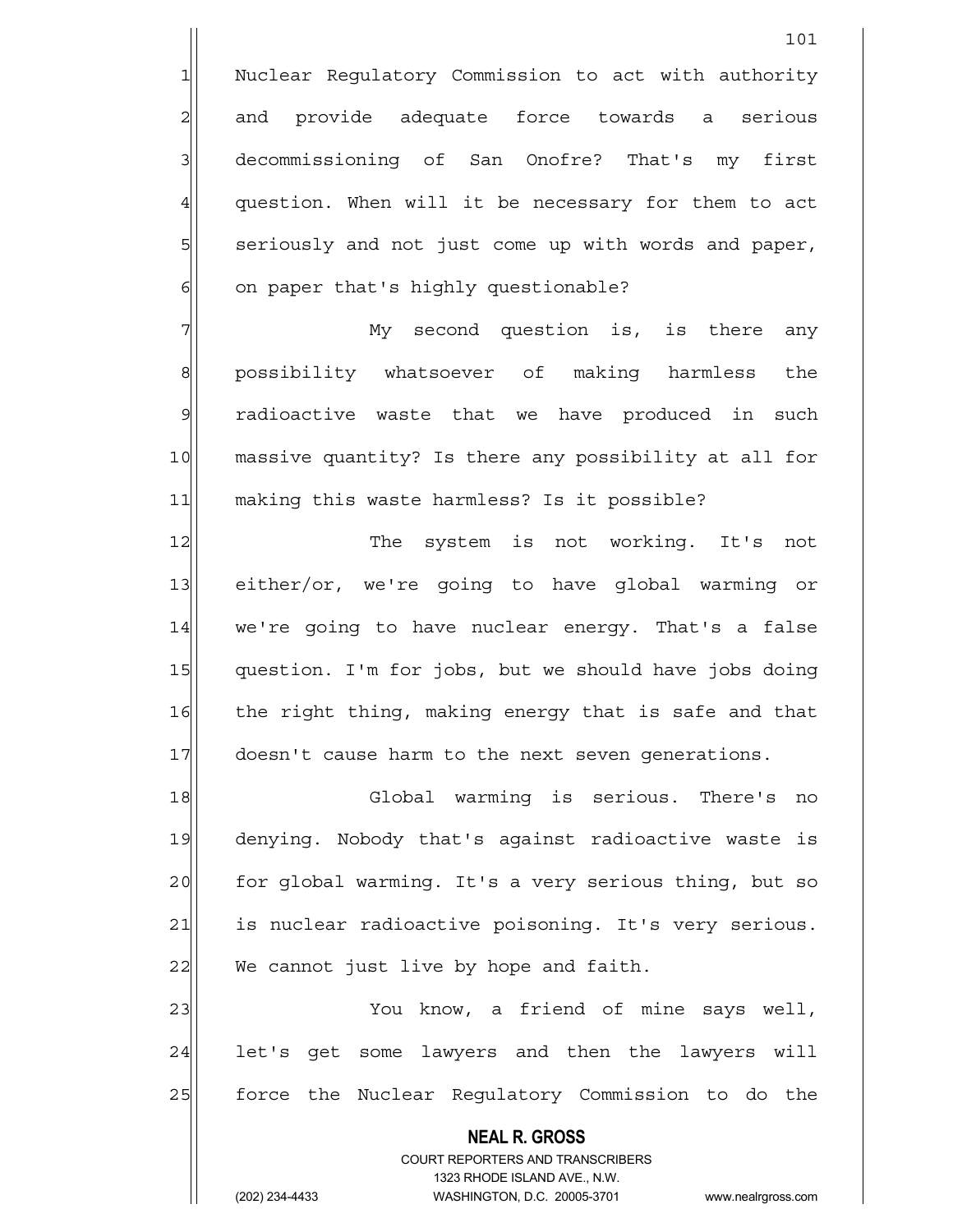Nuclear Regulatory Commission to act with authority and provide adequate force towards a serious decommissioning of San Onofre? That's my first question. When will it be necessary for them to act seriously and not just come up with words and paper, on paper that's highly questionable?

My second question is, is there any possibility whatsoever of making harmless the radioactive waste that we have produced in such massive quantity? Is there any possibility at all for making this waste harmless? Is it possible?

The system is not working. It's not either/or, we're going to have global warming or we're going to have nuclear energy. That's a false question. I'm for jobs, but we should have jobs doing the right thing, making energy that is safe and that doesn't cause harm to the next seven generations.

Global warming is serious. There's no denying. Nobody that's against radioactive waste is for global warming. It's a very serious thing, but so is nuclear radioactive poisoning. It's very serious. We cannot just live by hope and faith.

You know, a friend of mine says well, let's get some lawyers and then the lawyers will force the Nuclear Regulatory Commission to do the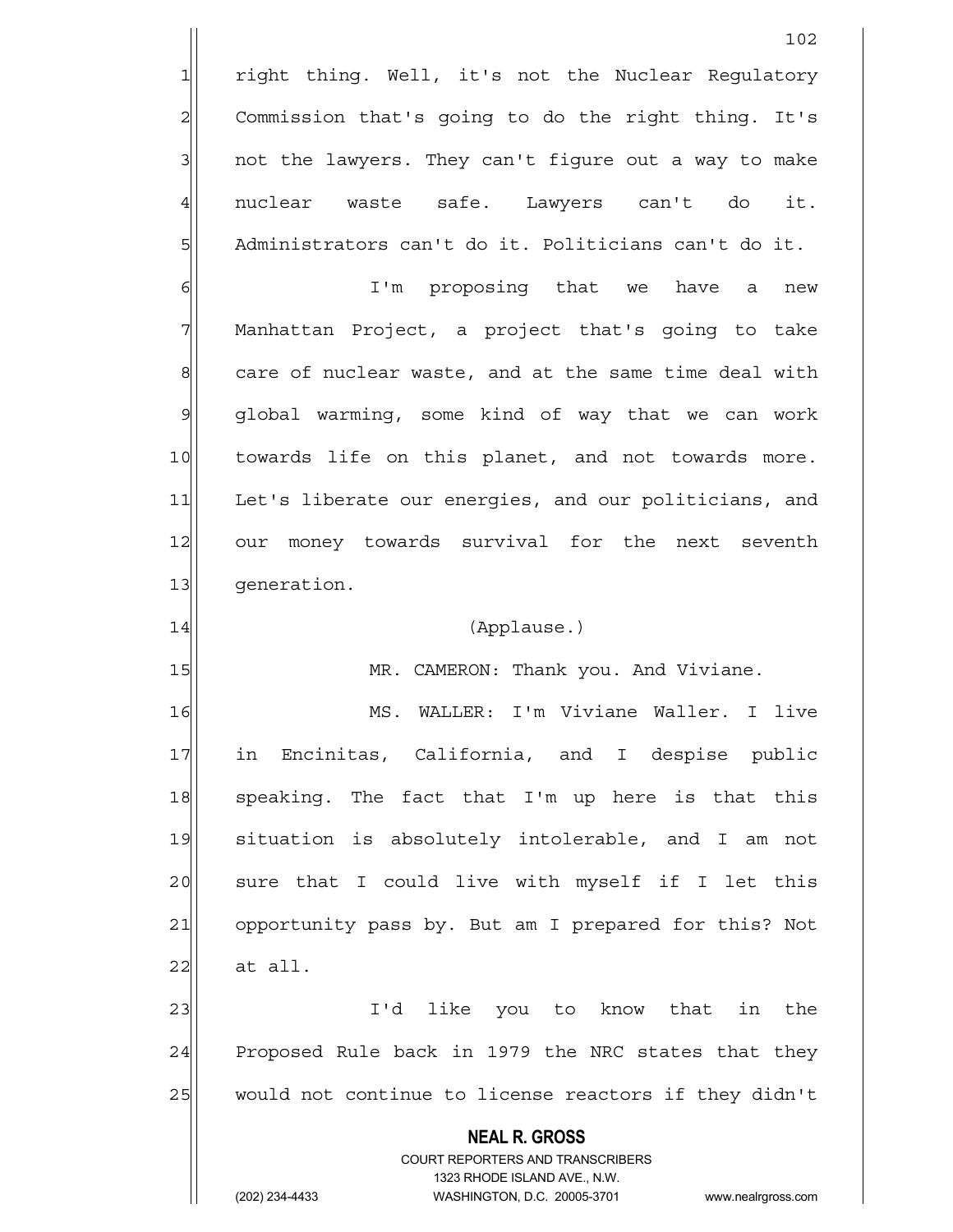right thing. Well, it's not the Nuclear Regulatory Commission that's going to do the right thing. It's not the lawyers. They can't figure out a way to make nuclear waste safe. Lawyers can't do it. Administrators can't do it. Politicians can't do it.

I'm proposing that we have a new Manhattan Project, a project that's going to take care of nuclear waste, and at the same time deal with global warming, some kind of way that we can work towards life on this planet, and not towards more. Let's liberate our energies, and our politicians, and our money towards survival for the next seventh generation.

(Applause.)

MR. CAMERON: Thank you. And Viviane.

MS. WALLER: I'm Viviane Waller. I live in Encinitas, California, and I despise public speaking. The fact that I'm up here is that this situation is absolutely intolerable, and I am not sure that I could live with myself if I let this opportunity pass by. But am I prepared for this? Not at all.

I'd like you to know that in the Proposed Rule back in 1979 the NRC states that they would not continue to license reactors if they didn't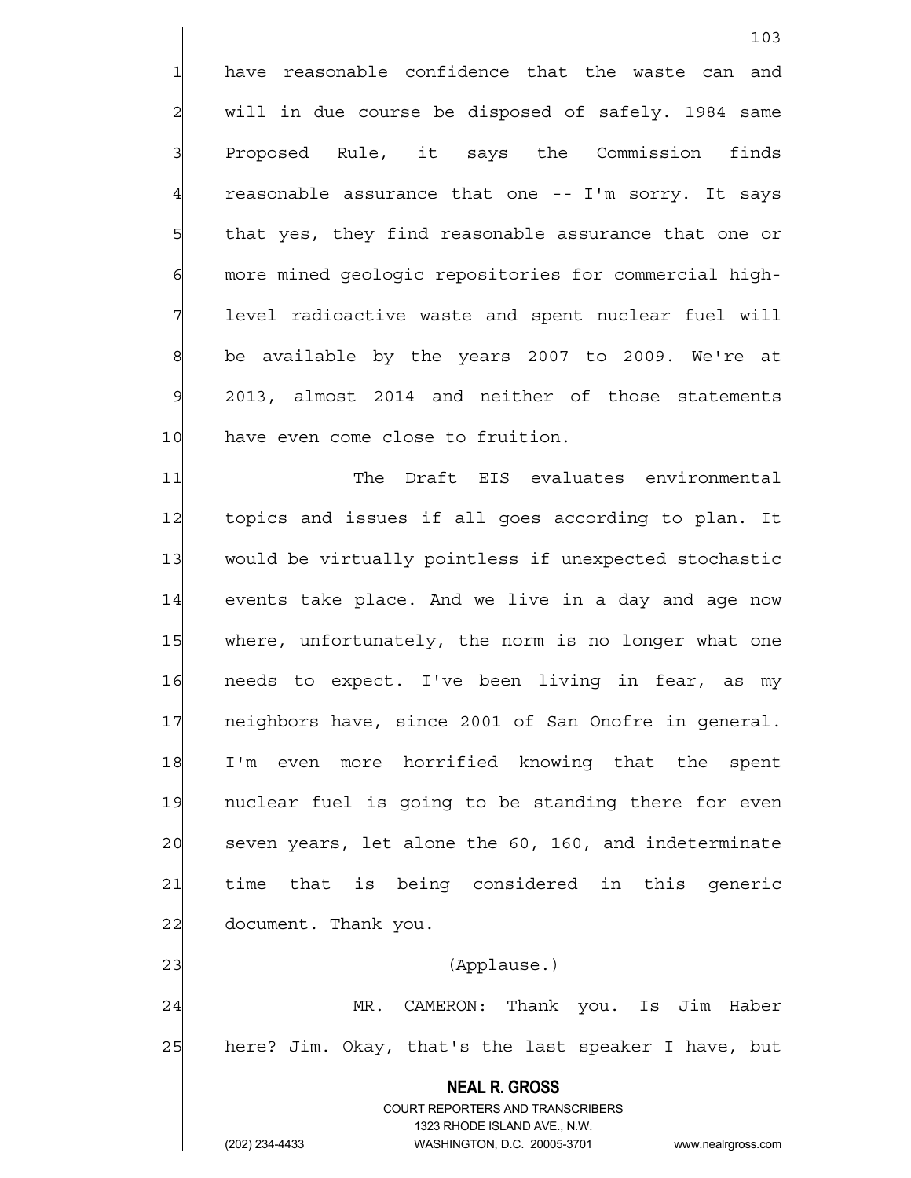have reasonable confidence that the waste can and will in due course be disposed of safely. 1984 same Proposed Rule, it says the Commission finds reasonable assurance that one -- I'm sorry. It says that yes, they find reasonable assurance that one or more mined geologic repositories for commercial high-level radioactive waste and spent nuclear fuel will be available by the years 2007 to 2009. We're at 2013, almost 2014 and neither of those statements have even come close to fruition.

The Draft EIS evaluates environmental topics and issues if all goes according to plan. It would be virtually pointless if unexpected stochastic events take place. And we live in a day and age now where, unfortunately, the norm is no longer what one needs to expect. I've been living in fear, as my neighbors have, since 2001 of San Onofre in general. I'm even more horrified knowing that the spent nuclear fuel is going to be standing there for even seven years, let alone the 60, 160, and indeterminate time that is being considered in this generic document. Thank you.

(Applause.)

MR. CAMERON: Thank you. Is Jim Haber here? Jim. Okay, that's the last speaker I have, but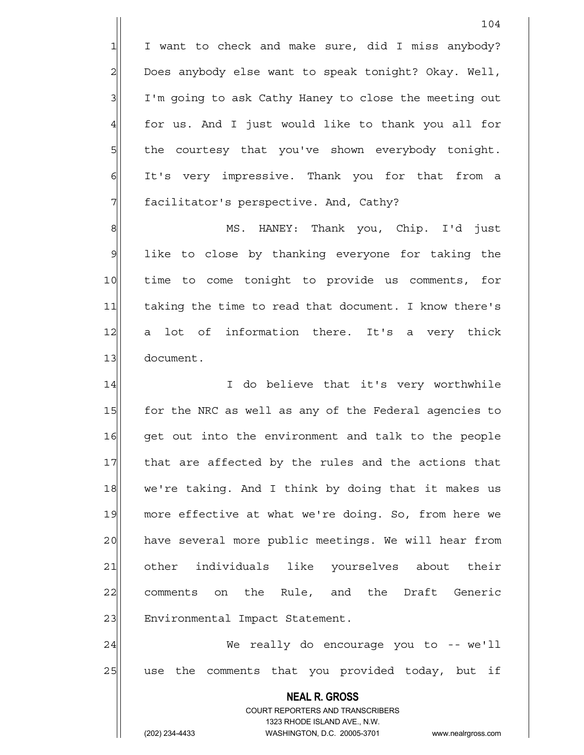I want to check and make sure, did I miss anybody? Does anybody else want to speak tonight? Okay. Well, I'm going to ask Cathy Haney to close the meeting out for us. And I just would like to thank you all for the courtesy that you've shown everybody tonight. It's very impressive. Thank you for that from a facilitator's perspective. And, Cathy?

MS. HANEY: Thank you, Chip. I'd just like to close by thanking everyone for taking the time to come tonight to provide us comments, for taking the time to read that document. I know there's a lot of information there. It's a very thick document.

I do believe that it's very worthwhile for the NRC as well as any of the Federal agencies to get out into the environment and talk to the people that are affected by the rules and the actions that we're taking. And I think by doing that it makes us more effective at what we're doing. So, from here we have several more public meetings. We will hear from other individuals like yourselves about their comments on the Rule, and the Draft Generic Environmental Impact Statement.

We really do encourage you to -- we'll use the comments that you provided today, but if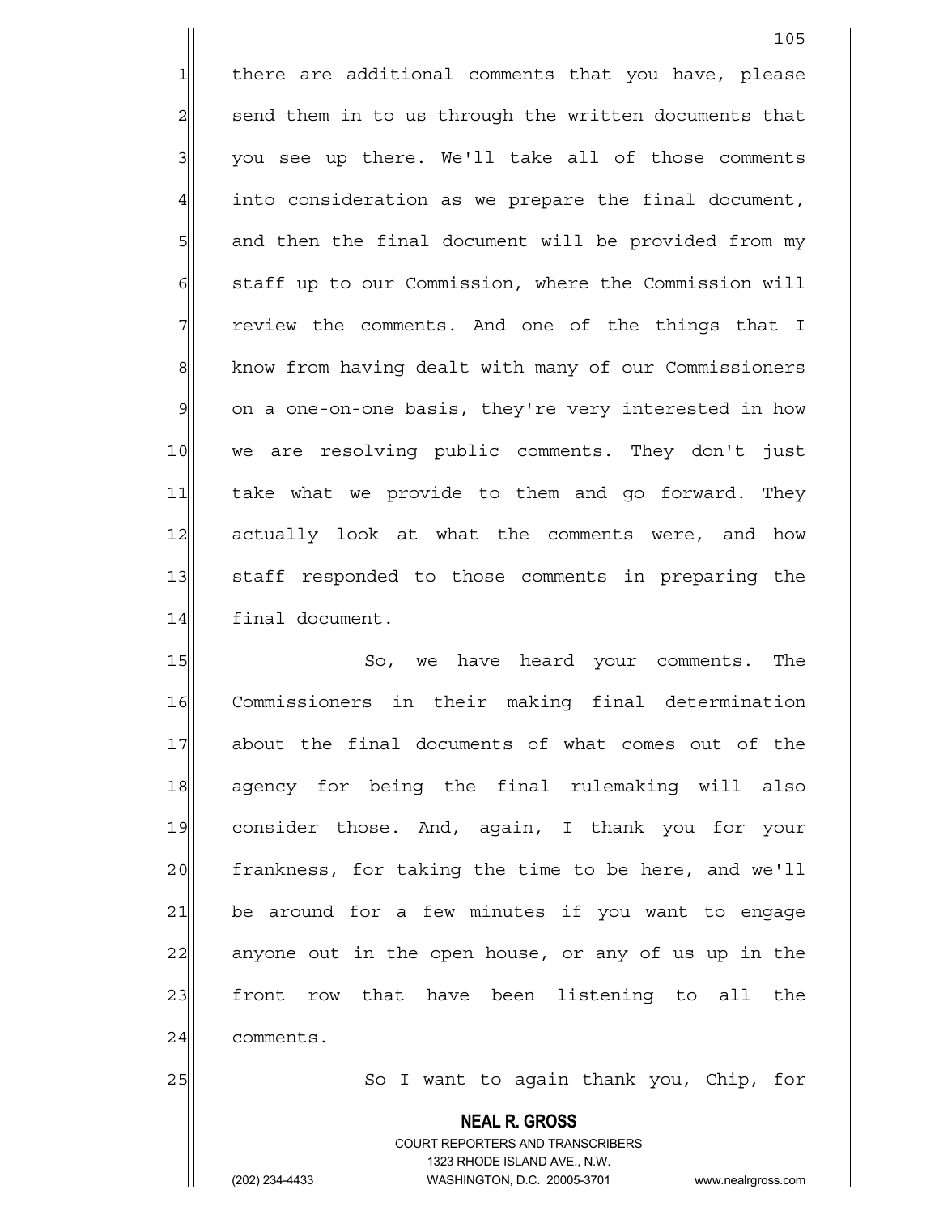there are additional comments that you have, please send them in to us through the written documents that you see up there. We'll take all of those comments into consideration as we prepare the final document, and then the final document will be provided from my staff up to our Commission, where the Commission will review the comments. And one of the things that I know from having dealt with many of our Commissioners on a one-on-one basis, they're very interested in how we are resolving public comments. They don't just take what we provide to them and go forward. They actually look at what the comments were, and how staff responded to those comments in preparing the final document.

So, we have heard your comments. The Commissioners in their making final determination about the final documents of what comes out of the agency for being the final rulemaking will also consider those. And, again, I thank you for your frankness, for taking the time to be here, and we'll be around for a few minutes if you want to engage anyone out in the open house, or any of us up in the front row that have been listening to all the comments.

So I want to again thank you, Chip, for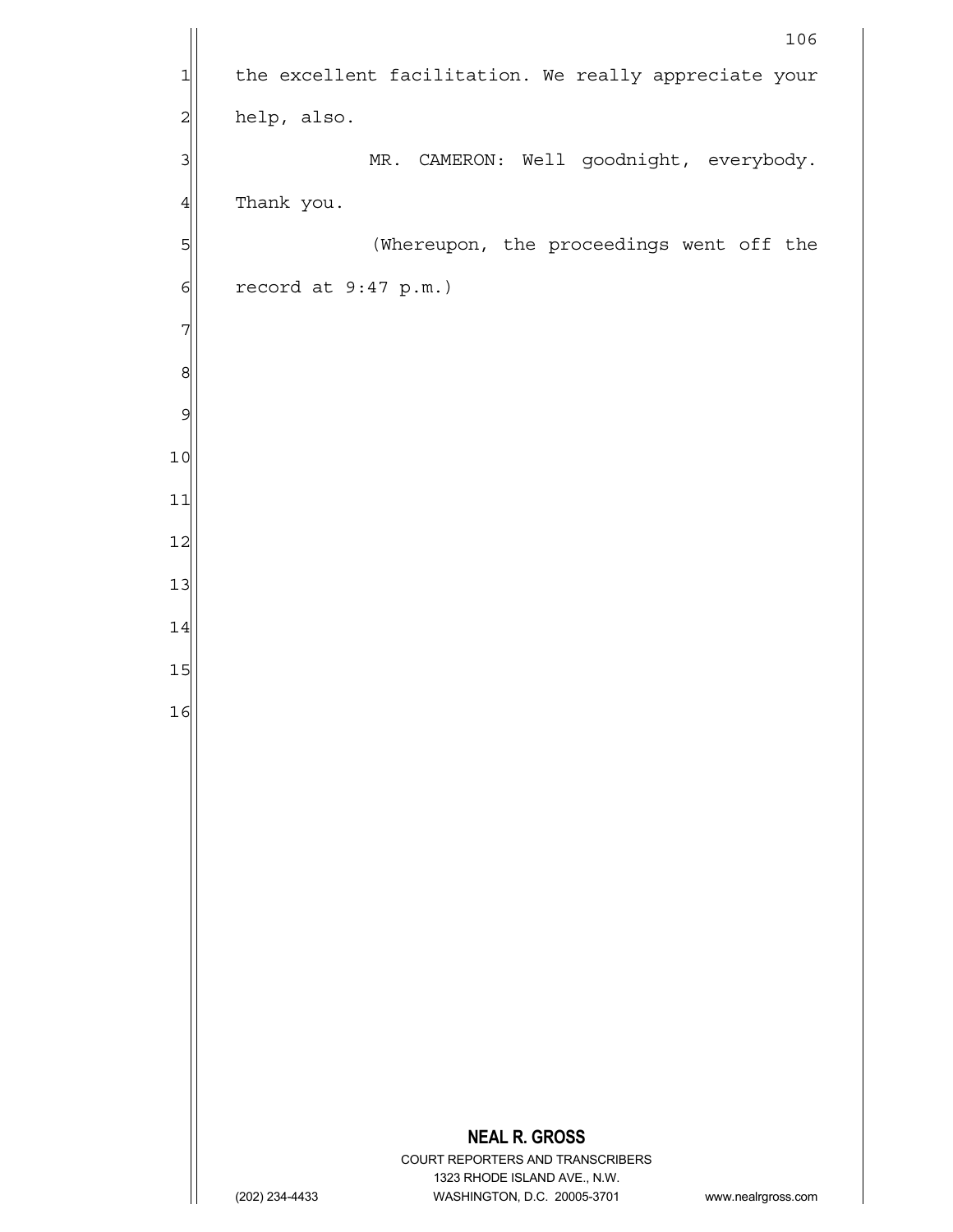the excellent facilitation. We really appreciate your help, also.

MR. CAMERON: Well goodnight, everybody. Thank you.

(Whereupon, the proceedings went off the record at 9:47 p.m.)